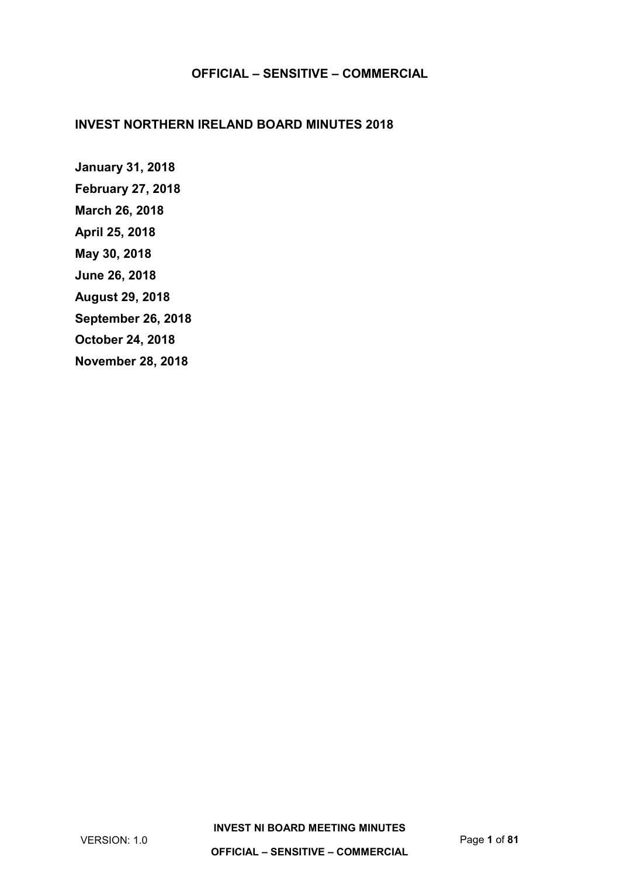**OFFICIAL – SENSITIVE – COMMERCIAL**

# INVEST NORTHERN IRELAND BOARD MINUTES 2018

**January 31, 2018**

**February 27, 2018**

**March 26, 2018**

**April 25, 2018**

**May 30, 2018**

**June 26, 2018**

**August 29, 2018**

**September 26, 2018**

**October 24, 2018**

**November 28, 2018**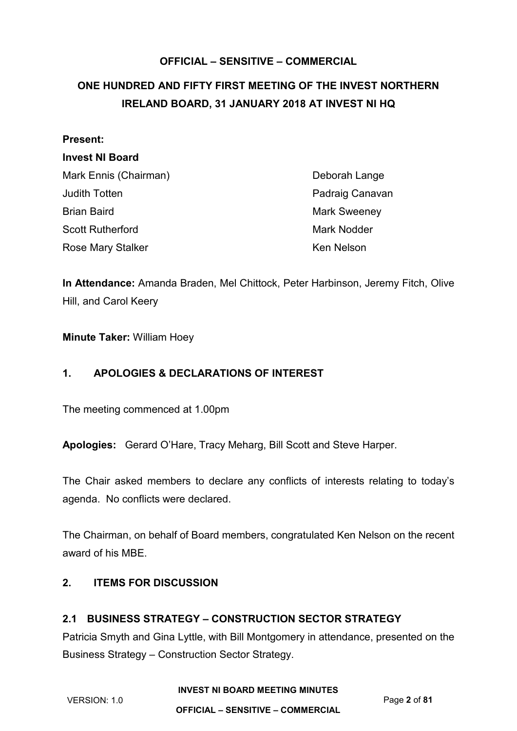**OFFICIAL – SENSITIVE – COMMERCIAL**

# ONE HUNDRED AND FIFTY FIRST MEETING OF THE INVEST NORTHERN IRELAND BOARD, 31 JANUARY 2018 AT INVEST NI HQ

**Present:**

**Invest NI Board**

Mark Ennis (Chairman)
Judith Totten
Brian Baird
Scott Rutherford
Rose Mary Stalker
Deborah Lange
Padraig Canavan
Mark Sweeney
Mark Nodder
Ken Nelson

**In Attendance:** Amanda Braden, Mel Chittock, Peter Harbinson, Jeremy Fitch, Olive Hill, and Carol Keery

**Minute Taker:** William Hoey

## 1. APOLOGIES & DECLARATIONS OF INTEREST

The meeting commenced at 1.00pm

**Apologies:** Gerard O'Hare, Tracy Meharg, Bill Scott and Steve Harper.

The Chair asked members to declare any conflicts of interests relating to today's agenda. No conflicts were declared.

The Chairman, on behalf of Board members, congratulated Ken Nelson on the recent award of his MBE.

## 2. ITEMS FOR DISCUSSION

### 2.1 BUSINESS STRATEGY – CONSTRUCTION SECTOR STRATEGY

Patricia Smyth and Gina Lyttle, with Bill Montgomery in attendance, presented on the Business Strategy – Construction Sector Strategy.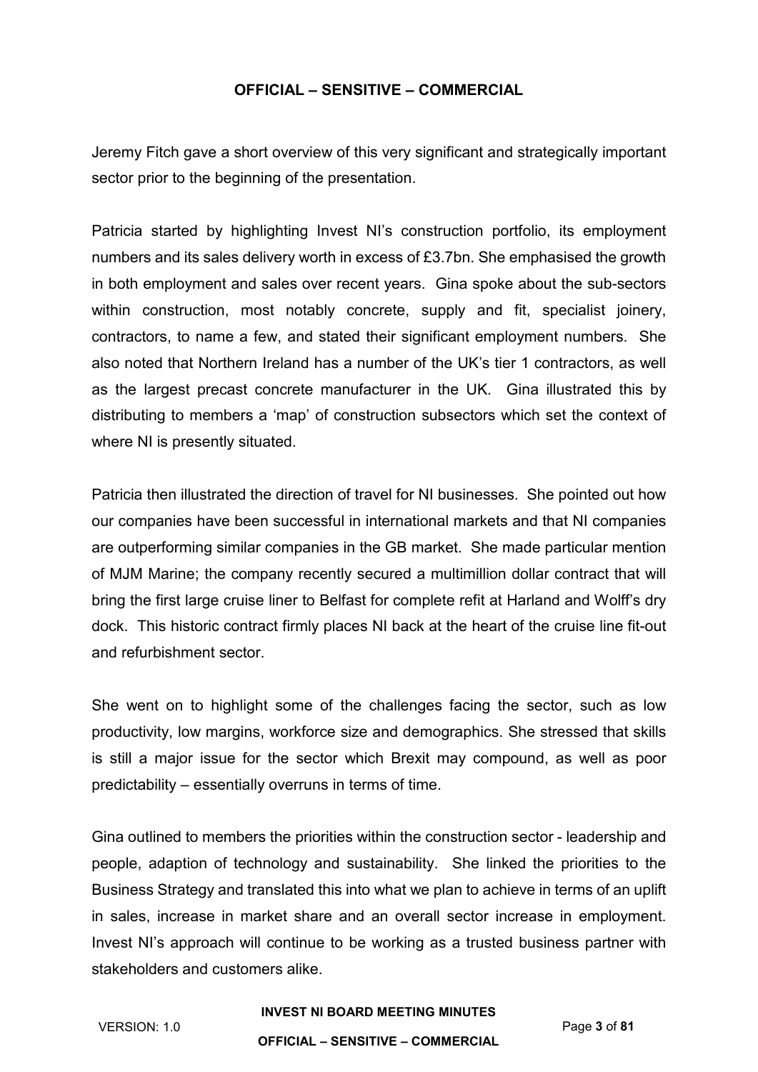Jeremy Fitch gave a short overview of this very significant and strategically important sector prior to the beginning of the presentation.

Patricia started by highlighting Invest NI's construction portfolio, its employment numbers and its sales delivery worth in excess of £3.7bn. She emphasised the growth in both employment and sales over recent years. Gina spoke about the sub-sectors within construction, most notably concrete, supply and fit, specialist joinery, contractors, to name a few, and stated their significant employment numbers. She also noted that Northern Ireland has a number of the UK's tier 1 contractors, as well as the largest precast concrete manufacturer in the UK. Gina illustrated this by distributing to members a 'map' of construction subsectors which set the context of where NI is presently situated.

Patricia then illustrated the direction of travel for NI businesses. She pointed out how our companies have been successful in international markets and that NI companies are outperforming similar companies in the GB market. She made particular mention of MJM Marine; the company recently secured a multimillion dollar contract that will bring the first large cruise liner to Belfast for complete refit at Harland and Wolff's dry dock. This historic contract firmly places NI back at the heart of the cruise line fit-out and refurbishment sector.

She went on to highlight some of the challenges facing the sector, such as low productivity, low margins, workforce size and demographics. She stressed that skills is still a major issue for the sector which Brexit may compound, as well as poor predictability – essentially overruns in terms of time.

Gina outlined to members the priorities within the construction sector - leadership and people, adaption of technology and sustainability. She linked the priorities to the Business Strategy and translated this into what we plan to achieve in terms of an uplift in sales, increase in market share and an overall sector increase in employment. Invest NI's approach will continue to be working as a trusted business partner with stakeholders and customers alike.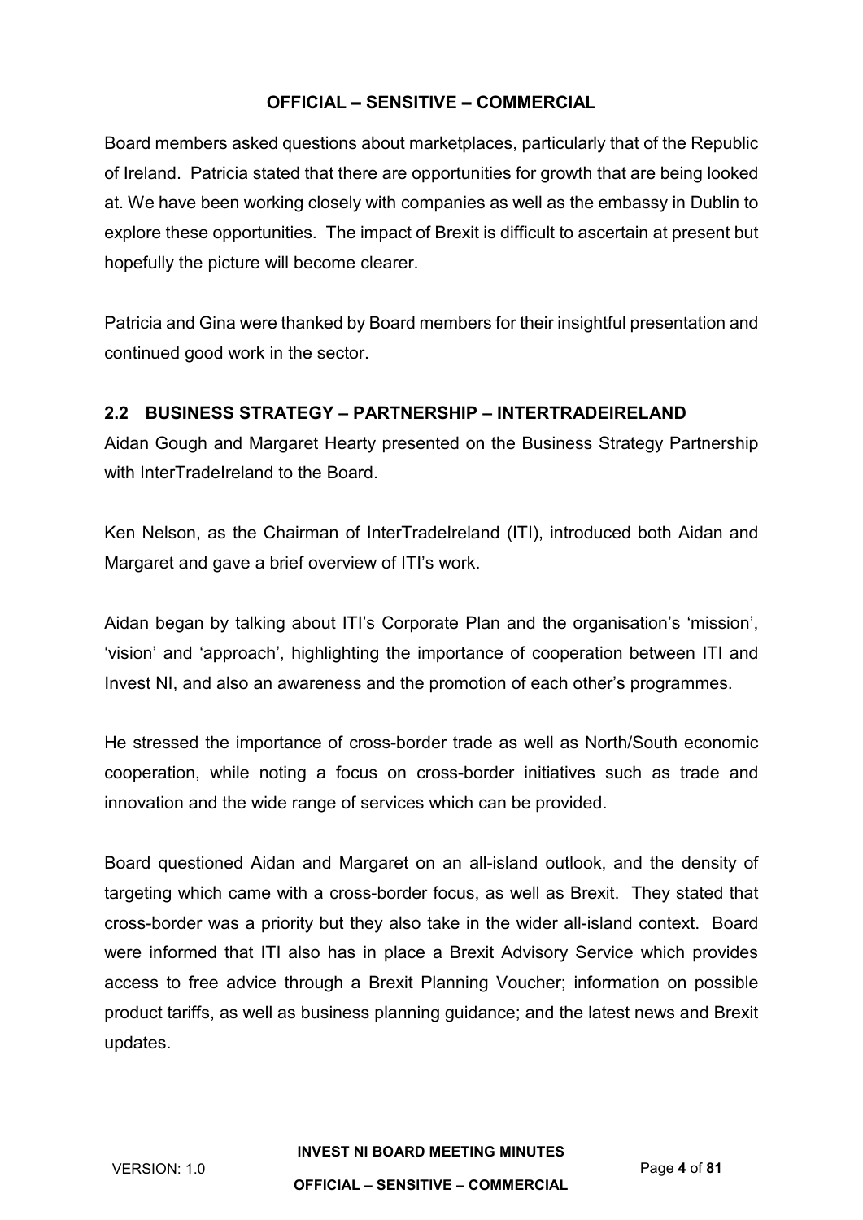Board members asked questions about marketplaces, particularly that of the Republic of Ireland. Patricia stated that there are opportunities for growth that are being looked at. We have been working closely with companies as well as the embassy in Dublin to explore these opportunities. The impact of Brexit is difficult to ascertain at present but hopefully the picture will become clearer.

Patricia and Gina were thanked by Board members for their insightful presentation and continued good work in the sector.

## 2.2 BUSINESS STRATEGY – PARTNERSHIP – INTERTRADEIRELAND

Aidan Gough and Margaret Hearty presented on the Business Strategy Partnership with InterTradeIreland to the Board.

Ken Nelson, as the Chairman of InterTradeIreland (ITI), introduced both Aidan and Margaret and gave a brief overview of ITI's work.

Aidan began by talking about ITI's Corporate Plan and the organisation's 'mission', 'vision' and 'approach', highlighting the importance of cooperation between ITI and Invest NI, and also an awareness and the promotion of each other's programmes.

He stressed the importance of cross-border trade as well as North/South economic cooperation, while noting a focus on cross-border initiatives such as trade and innovation and the wide range of services which can be provided.

Board questioned Aidan and Margaret on an all-island outlook, and the density of targeting which came with a cross-border focus, as well as Brexit. They stated that cross-border was a priority but they also take in the wider all-island context. Board were informed that ITI also has in place a Brexit Advisory Service which provides access to free advice through a Brexit Planning Voucher; information on possible product tariffs, as well as business planning guidance; and the latest news and Brexit updates.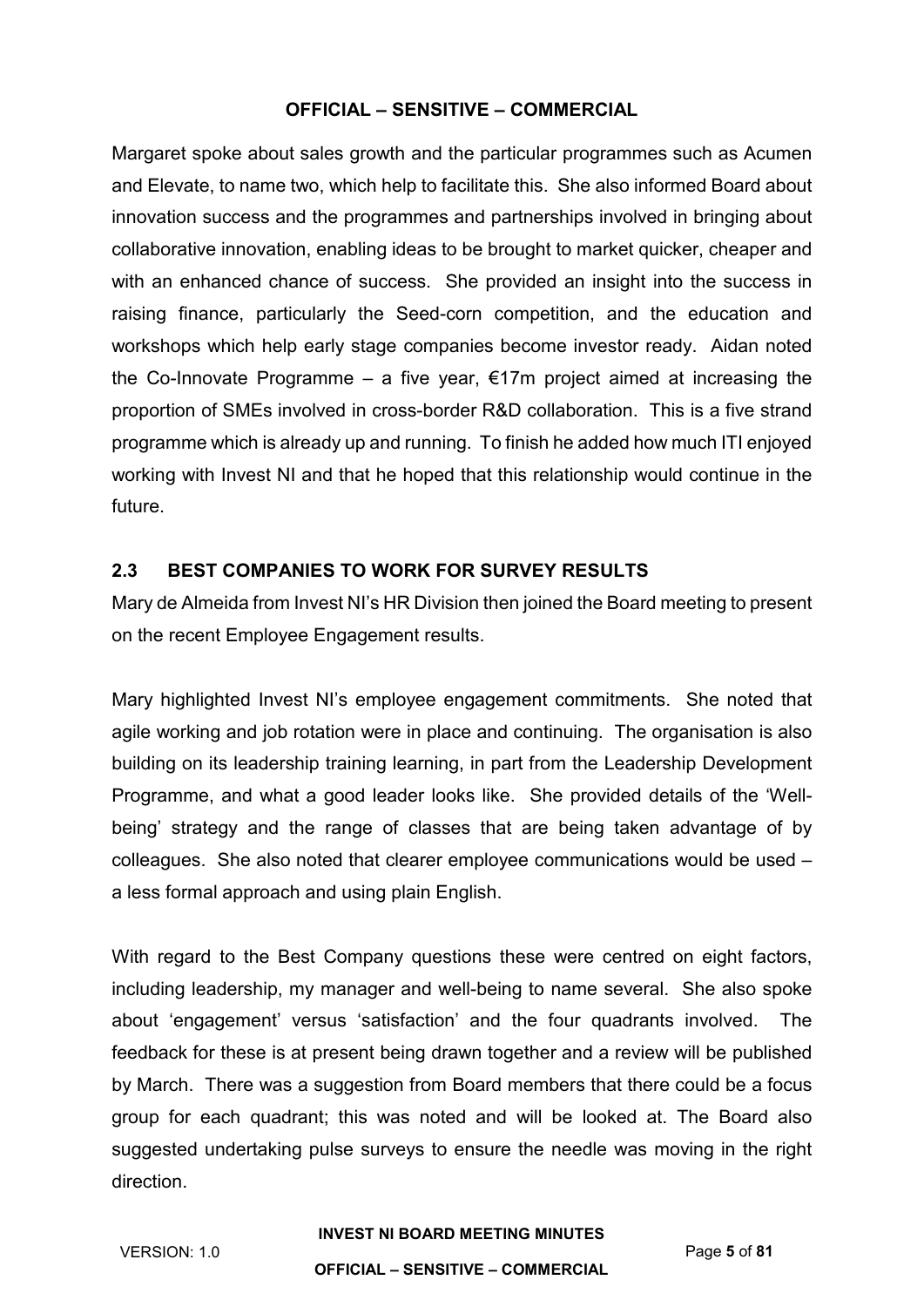Margaret spoke about sales growth and the particular programmes such as Acumen and Elevate, to name two, which help to facilitate this. She also informed Board about innovation success and the programmes and partnerships involved in bringing about collaborative innovation, enabling ideas to be brought to market quicker, cheaper and with an enhanced chance of success. She provided an insight into the success in raising finance, particularly the Seed-corn competition, and the education and workshops which help early stage companies become investor ready. Aidan noted the Co-Innovate Programme – a five year, €17m project aimed at increasing the proportion of SMEs involved in cross-border R&D collaboration. This is a five strand programme which is already up and running. To finish he added how much ITI enjoyed working with Invest NI and that he hoped that this relationship would continue in the future.

## 2.3 BEST COMPANIES TO WORK FOR SURVEY RESULTS

Mary de Almeida from Invest NI's HR Division then joined the Board meeting to present on the recent Employee Engagement results.

Mary highlighted Invest NI's employee engagement commitments. She noted that agile working and job rotation were in place and continuing. The organisation is also building on its leadership training learning, in part from the Leadership Development Programme, and what a good leader looks like. She provided details of the 'Well-being' strategy and the range of classes that are being taken advantage of by colleagues. She also noted that clearer employee communications would be used – a less formal approach and using plain English.

With regard to the Best Company questions these were centred on eight factors, including leadership, my manager and well-being to name several. She also spoke about 'engagement' versus 'satisfaction' and the four quadrants involved. The feedback for these is at present being drawn together and a review will be published by March. There was a suggestion from Board members that there could be a focus group for each quadrant; this was noted and will be looked at. The Board also suggested undertaking pulse surveys to ensure the needle was moving in the right direction.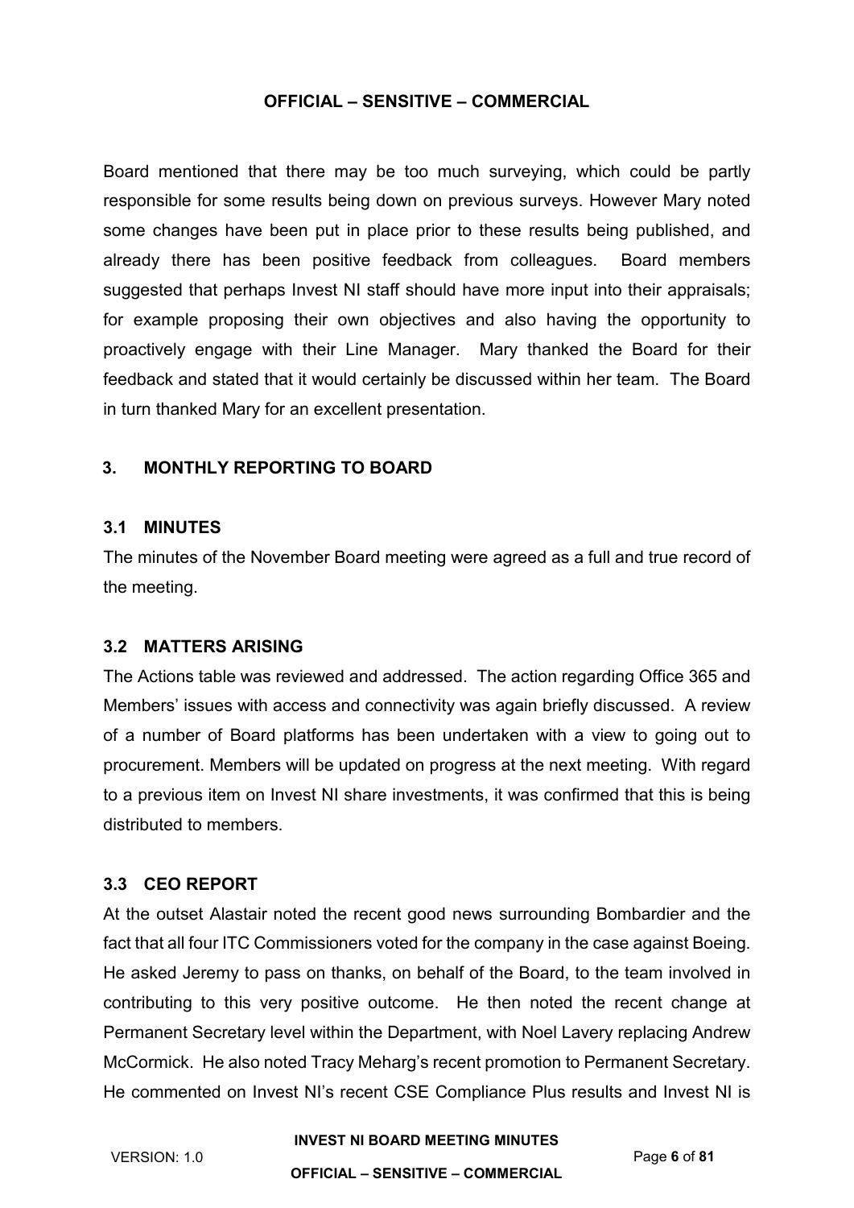Board mentioned that there may be too much surveying, which could be partly responsible for some results being down on previous surveys. However Mary noted some changes have been put in place prior to these results being published, and already there has been positive feedback from colleagues. Board members suggested that perhaps Invest NI staff should have more input into their appraisals; for example proposing their own objectives and also having the opportunity to proactively engage with their Line Manager. Mary thanked the Board for their feedback and stated that it would certainly be discussed within her team. The Board in turn thanked Mary for an excellent presentation.

## 3. MONTHLY REPORTING TO BOARD

### 3.1 MINUTES

The minutes of the November Board meeting were agreed as a full and true record of the meeting.

### 3.2 MATTERS ARISING

The Actions table was reviewed and addressed. The action regarding Office 365 and Members' issues with access and connectivity was again briefly discussed. A review of a number of Board platforms has been undertaken with a view to going out to procurement. Members will be updated on progress at the next meeting. With regard to a previous item on Invest NI share investments, it was confirmed that this is being distributed to members.

### 3.3 CEO REPORT

At the outset Alastair noted the recent good news surrounding Bombardier and the fact that all four ITC Commissioners voted for the company in the case against Boeing. He asked Jeremy to pass on thanks, on behalf of the Board, to the team involved in contributing to this very positive outcome. He then noted the recent change at Permanent Secretary level within the Department, with Noel Lavery replacing Andrew McCormick. He also noted Tracy Meharg's recent promotion to Permanent Secretary. He commented on Invest NI's recent CSE Compliance Plus results and Invest NI is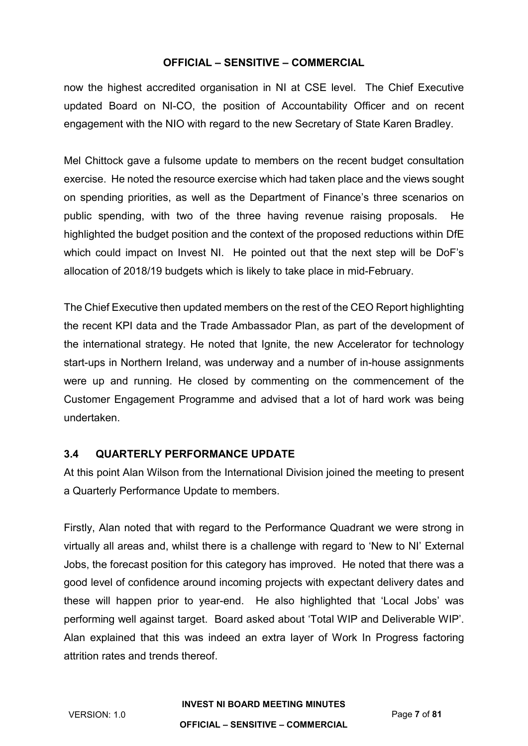now the highest accredited organisation in NI at CSE level. The Chief Executive updated Board on NI-CO, the position of Accountability Officer and on recent engagement with the NIO with regard to the new Secretary of State Karen Bradley.

Mel Chittock gave a fulsome update to members on the recent budget consultation exercise. He noted the resource exercise which had taken place and the views sought on spending priorities, as well as the Department of Finance's three scenarios on public spending, with two of the three having revenue raising proposals. He highlighted the budget position and the context of the proposed reductions within DfE which could impact on Invest NI. He pointed out that the next step will be DoF's allocation of 2018/19 budgets which is likely to take place in mid-February.

The Chief Executive then updated members on the rest of the CEO Report highlighting the recent KPI data and the Trade Ambassador Plan, as part of the development of the international strategy. He noted that Ignite, the new Accelerator for technology start-ups in Northern Ireland, was underway and a number of in-house assignments were up and running. He closed by commenting on the commencement of the Customer Engagement Programme and advised that a lot of hard work was being undertaken.

### 3.4 QUARTERLY PERFORMANCE UPDATE

At this point Alan Wilson from the International Division joined the meeting to present a Quarterly Performance Update to members.

Firstly, Alan noted that with regard to the Performance Quadrant we were strong in virtually all areas and, whilst there is a challenge with regard to 'New to NI' External Jobs, the forecast position for this category has improved. He noted that there was a good level of confidence around incoming projects with expectant delivery dates and these will happen prior to year-end. He also highlighted that 'Local Jobs' was performing well against target. Board asked about 'Total WIP and Deliverable WIP'. Alan explained that this was indeed an extra layer of Work In Progress factoring attrition rates and trends thereof.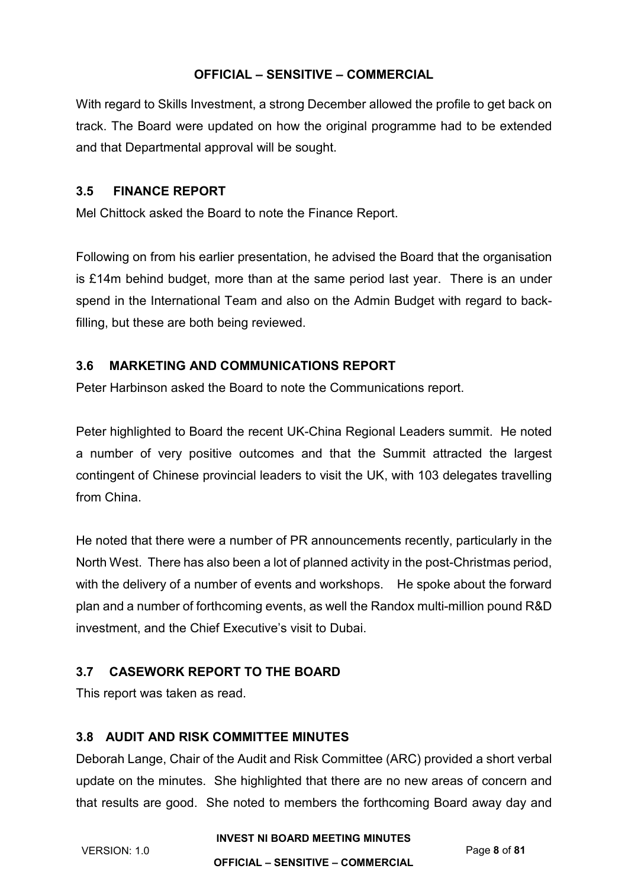With regard to Skills Investment, a strong December allowed the profile to get back on track. The Board were updated on how the original programme had to be extended and that Departmental approval will be sought.

### 3.5 FINANCE REPORT

Mel Chittock asked the Board to note the Finance Report.

Following on from his earlier presentation, he advised the Board that the organisation is £14m behind budget, more than at the same period last year. There is an under spend in the International Team and also on the Admin Budget with regard to back-filling, but these are both being reviewed.

### 3.6 MARKETING AND COMMUNICATIONS REPORT

Peter Harbinson asked the Board to note the Communications report.

Peter highlighted to Board the recent UK-China Regional Leaders summit. He noted a number of very positive outcomes and that the Summit attracted the largest contingent of Chinese provincial leaders to visit the UK, with 103 delegates travelling from China.

He noted that there were a number of PR announcements recently, particularly in the North West. There has also been a lot of planned activity in the post-Christmas period, with the delivery of a number of events and workshops. He spoke about the forward plan and a number of forthcoming events, as well the Randox multi-million pound R&D investment, and the Chief Executive's visit to Dubai.

### 3.7 CASEWORK REPORT TO THE BOARD

This report was taken as read.

### 3.8 AUDIT AND RISK COMMITTEE MINUTES

Deborah Lange, Chair of the Audit and Risk Committee (ARC) provided a short verbal update on the minutes. She highlighted that there are no new areas of concern and that results are good. She noted to members the forthcoming Board away day and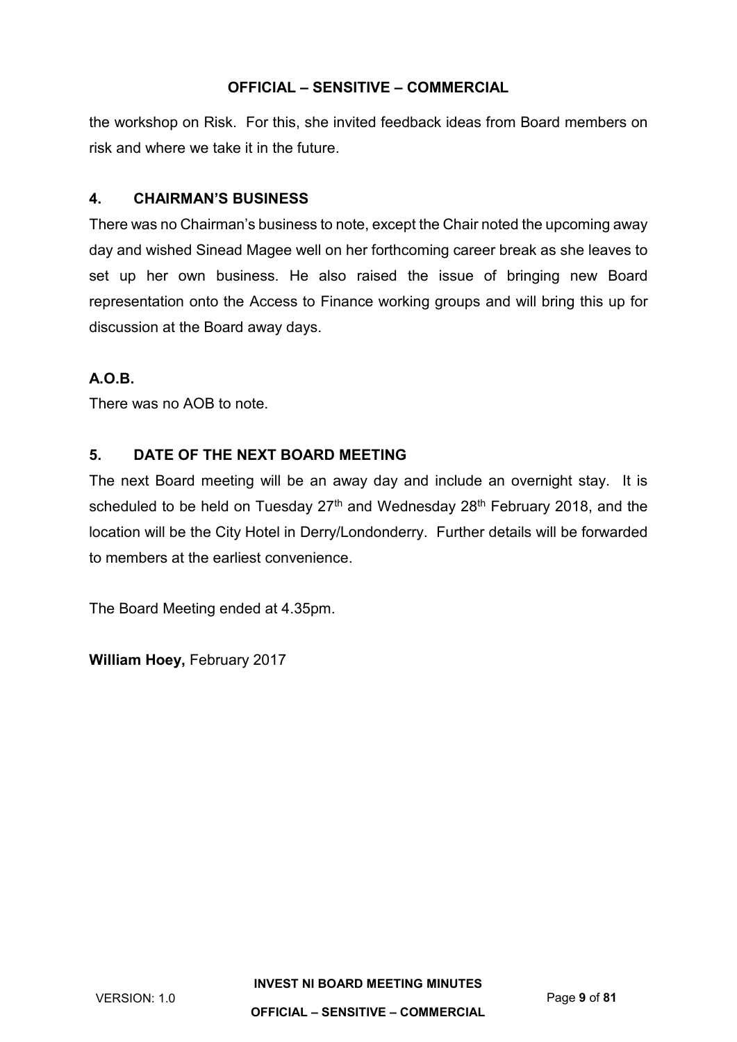the workshop on Risk. For this, she invited feedback ideas from Board members on risk and where we take it in the future.

## 4. CHAIRMAN'S BUSINESS

There was no Chairman's business to note, except the Chair noted the upcoming away day and wished Sinead Magee well on her forthcoming career break as she leaves to set up her own business. He also raised the issue of bringing new Board representation onto the Access to Finance working groups and will bring this up for discussion at the Board away days.

## A.O.B.

There was no AOB to note.

## 5. DATE OF THE NEXT BOARD MEETING

The next Board meeting will be an away day and include an overnight stay. It is scheduled to be held on Tuesday 27th and Wednesday 28th February 2018, and the location will be the City Hotel in Derry/Londonderry. Further details will be forwarded to members at the earliest convenience.

The Board Meeting ended at 4.35pm.

**William Hoey,** February 2017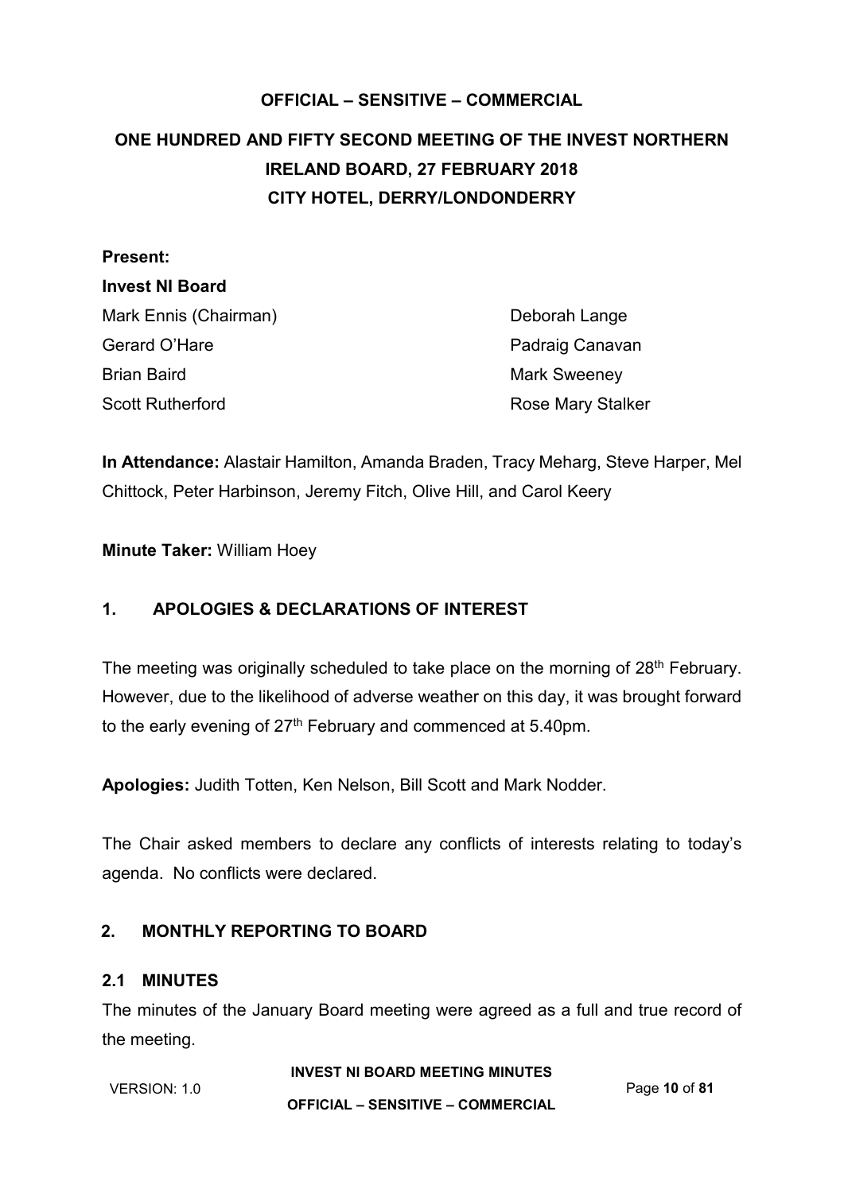**OFFICIAL – SENSITIVE – COMMERCIAL**

# ONE HUNDRED AND FIFTY SECOND MEETING OF THE INVEST NORTHERN IRELAND BOARD, 27 FEBRUARY 2018 CITY HOTEL, DERRY/LONDONDERRY

**Present:**

**Invest NI Board**

Mark Ennis (Chairman)
Gerard O'Hare
Brian Baird
Scott Rutherford
Deborah Lange
Padraig Canavan
Mark Sweeney
Rose Mary Stalker

**In Attendance:** Alastair Hamilton, Amanda Braden, Tracy Meharg, Steve Harper, Mel Chittock, Peter Harbinson, Jeremy Fitch, Olive Hill, and Carol Keery

**Minute Taker:** William Hoey

## 1. APOLOGIES & DECLARATIONS OF INTEREST

The meeting was originally scheduled to take place on the morning of 28th February. However, due to the likelihood of adverse weather on this day, it was brought forward to the early evening of 27th February and commenced at 5.40pm.

**Apologies:** Judith Totten, Ken Nelson, Bill Scott and Mark Nodder.

The Chair asked members to declare any conflicts of interests relating to today's agenda. No conflicts were declared.

## 2. MONTHLY REPORTING TO BOARD

### 2.1 MINUTES

The minutes of the January Board meeting were agreed as a full and true record of the meeting.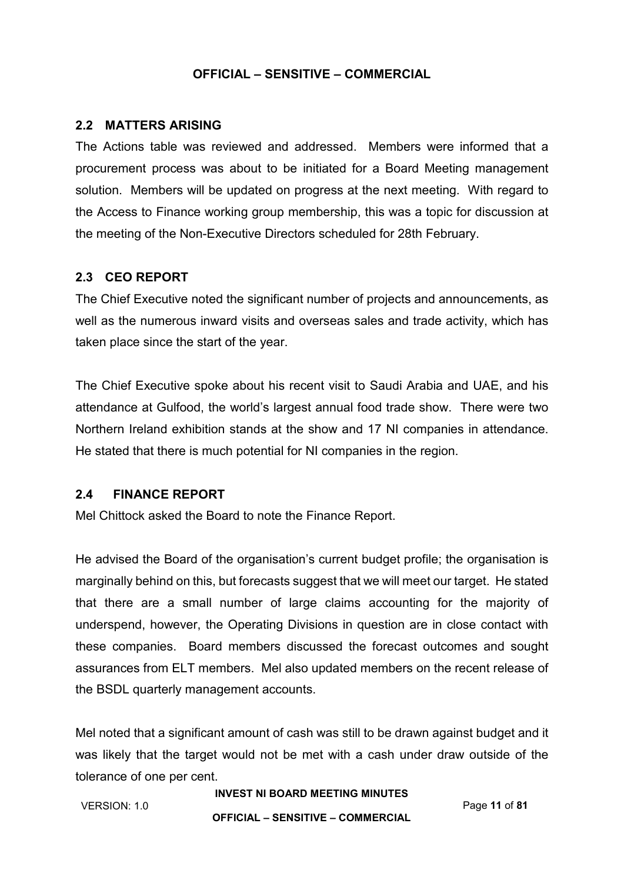## 2.2 MATTERS ARISING

The Actions table was reviewed and addressed. Members were informed that a procurement process was about to be initiated for a Board Meeting management solution. Members will be updated on progress at the next meeting. With regard to the Access to Finance working group membership, this was a topic for discussion at the meeting of the Non-Executive Directors scheduled for 28th February.

## 2.3 CEO REPORT

The Chief Executive noted the significant number of projects and announcements, as well as the numerous inward visits and overseas sales and trade activity, which has taken place since the start of the year.

The Chief Executive spoke about his recent visit to Saudi Arabia and UAE, and his attendance at Gulfood, the world's largest annual food trade show. There were two Northern Ireland exhibition stands at the show and 17 NI companies in attendance. He stated that there is much potential for NI companies in the region.

## 2.4 FINANCE REPORT

Mel Chittock asked the Board to note the Finance Report.

He advised the Board of the organisation's current budget profile; the organisation is marginally behind on this, but forecasts suggest that we will meet our target. He stated that there are a small number of large claims accounting for the majority of underspend, however, the Operating Divisions in question are in close contact with these companies. Board members discussed the forecast outcomes and sought assurances from ELT members. Mel also updated members on the recent release of the BSDL quarterly management accounts.

Mel noted that a significant amount of cash was still to be drawn against budget and it was likely that the target would not be met with a cash under draw outside of the tolerance of one per cent.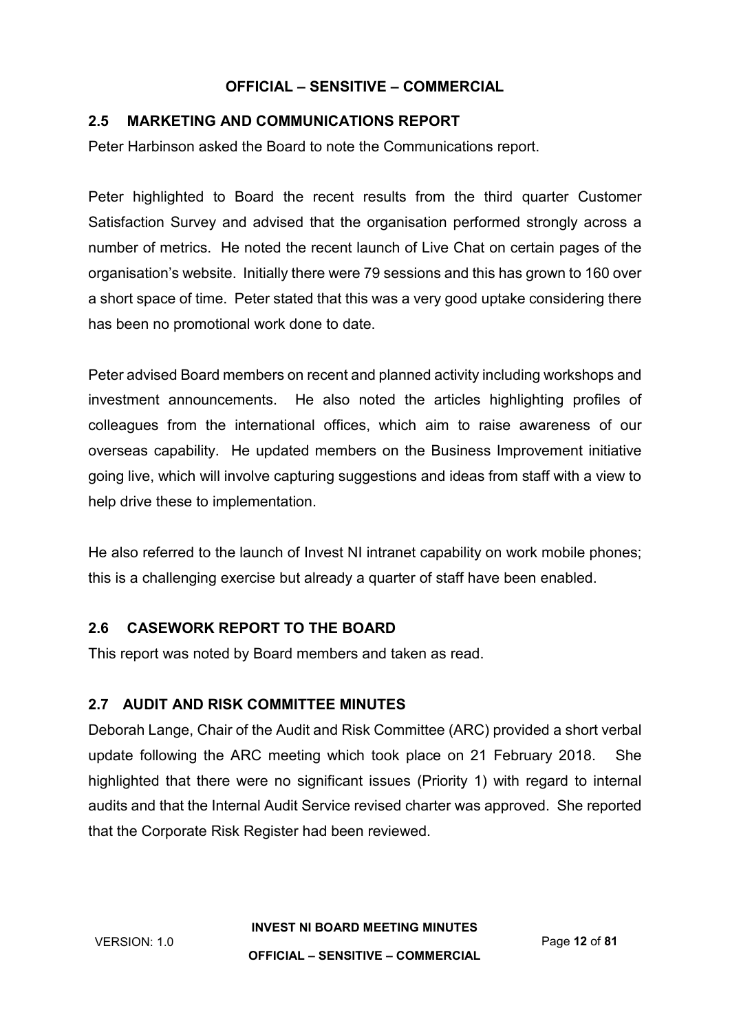## 2.5 MARKETING AND COMMUNICATIONS REPORT

Peter Harbinson asked the Board to note the Communications report.

Peter highlighted to Board the recent results from the third quarter Customer Satisfaction Survey and advised that the organisation performed strongly across a number of metrics. He noted the recent launch of Live Chat on certain pages of the organisation's website. Initially there were 79 sessions and this has grown to 160 over a short space of time. Peter stated that this was a very good uptake considering there has been no promotional work done to date.

Peter advised Board members on recent and planned activity including workshops and investment announcements. He also noted the articles highlighting profiles of colleagues from the international offices, which aim to raise awareness of our overseas capability. He updated members on the Business Improvement initiative going live, which will involve capturing suggestions and ideas from staff with a view to help drive these to implementation.

He also referred to the launch of Invest NI intranet capability on work mobile phones; this is a challenging exercise but already a quarter of staff have been enabled.

## 2.6 CASEWORK REPORT TO THE BOARD

This report was noted by Board members and taken as read.

## 2.7 AUDIT AND RISK COMMITTEE MINUTES

Deborah Lange, Chair of the Audit and Risk Committee (ARC) provided a short verbal update following the ARC meeting which took place on 21 February 2018. She highlighted that there were no significant issues (Priority 1) with regard to internal audits and that the Internal Audit Service revised charter was approved. She reported that the Corporate Risk Register had been reviewed.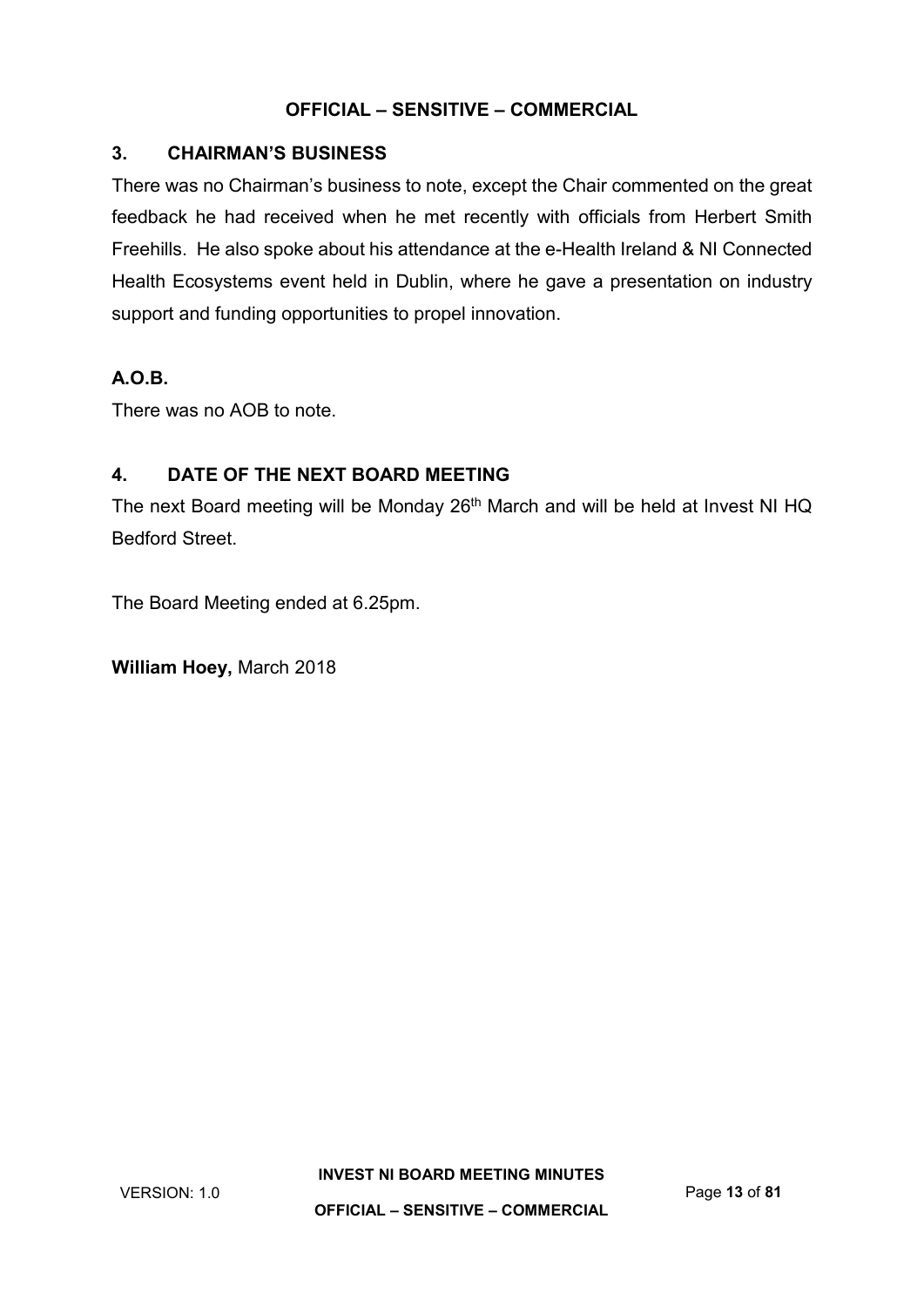## 3. CHAIRMAN'S BUSINESS

There was no Chairman's business to note, except the Chair commented on the great feedback he had received when he met recently with officials from Herbert Smith Freehills. He also spoke about his attendance at the e-Health Ireland & NI Connected Health Ecosystems event held in Dublin, where he gave a presentation on industry support and funding opportunities to propel innovation.

## A.O.B.

There was no AOB to note.

## 4. DATE OF THE NEXT BOARD MEETING

The next Board meeting will be Monday 26th March and will be held at Invest NI HQ Bedford Street.

The Board Meeting ended at 6.25pm.

**William Hoey,** March 2018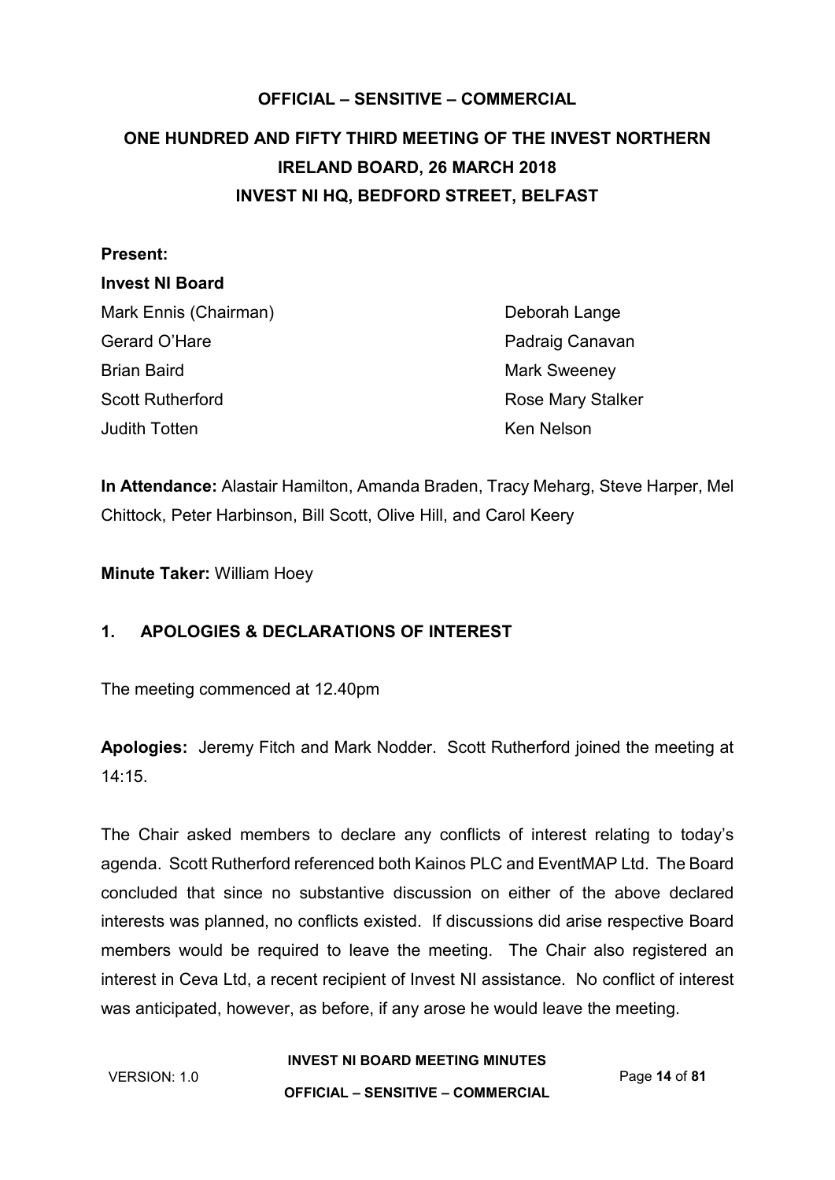**OFFICIAL – SENSITIVE – COMMERCIAL**

# ONE HUNDRED AND FIFTY THIRD MEETING OF THE INVEST NORTHERN IRELAND BOARD, 26 MARCH 2018
# INVEST NI HQ, BEDFORD STREET, BELFAST

**Present:**

**Invest NI Board**

| | |
|---|---|
| Mark Ennis (Chairman) | Deborah Lange |
| Gerard O'Hare | Padraig Canavan |
| Brian Baird | Mark Sweeney |
| Scott Rutherford | Rose Mary Stalker |
| Judith Totten | Ken Nelson |

**In Attendance:** Alastair Hamilton, Amanda Braden, Tracy Meharg, Steve Harper, Mel Chittock, Peter Harbinson, Bill Scott, Olive Hill, and Carol Keery

**Minute Taker:** William Hoey

## 1. APOLOGIES & DECLARATIONS OF INTEREST

The meeting commenced at 12.40pm

**Apologies:** Jeremy Fitch and Mark Nodder. Scott Rutherford joined the meeting at 14:15.

The Chair asked members to declare any conflicts of interest relating to today's agenda. Scott Rutherford referenced both Kainos PLC and EventMAP Ltd. The Board concluded that since no substantive discussion on either of the above declared interests was planned, no conflicts existed. If discussions did arise respective Board members would be required to leave the meeting. The Chair also registered an interest in Ceva Ltd, a recent recipient of Invest NI assistance. No conflict of interest was anticipated, however, as before, if any arose he would leave the meeting.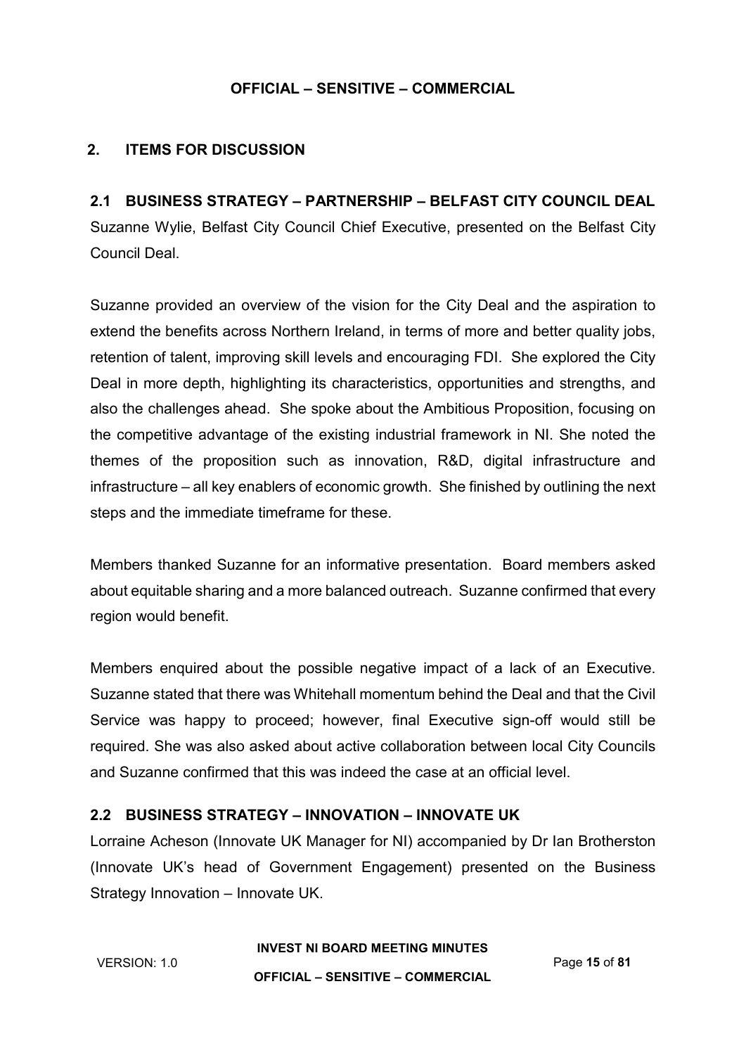## 2. ITEMS FOR DISCUSSION

### 2.1 BUSINESS STRATEGY – PARTNERSHIP – BELFAST CITY COUNCIL DEAL

Suzanne Wylie, Belfast City Council Chief Executive, presented on the Belfast City Council Deal.

Suzanne provided an overview of the vision for the City Deal and the aspiration to extend the benefits across Northern Ireland, in terms of more and better quality jobs, retention of talent, improving skill levels and encouraging FDI. She explored the City Deal in more depth, highlighting its characteristics, opportunities and strengths, and also the challenges ahead. She spoke about the Ambitious Proposition, focusing on the competitive advantage of the existing industrial framework in NI. She noted the themes of the proposition such as innovation, R&D, digital infrastructure and infrastructure – all key enablers of economic growth. She finished by outlining the next steps and the immediate timeframe for these.

Members thanked Suzanne for an informative presentation. Board members asked about equitable sharing and a more balanced outreach. Suzanne confirmed that every region would benefit.

Members enquired about the possible negative impact of a lack of an Executive. Suzanne stated that there was Whitehall momentum behind the Deal and that the Civil Service was happy to proceed; however, final Executive sign-off would still be required. She was also asked about active collaboration between local City Councils and Suzanne confirmed that this was indeed the case at an official level.

### 2.2 BUSINESS STRATEGY – INNOVATION – INNOVATE UK

Lorraine Acheson (Innovate UK Manager for NI) accompanied by Dr Ian Brotherston (Innovate UK's head of Government Engagement) presented on the Business Strategy Innovation – Innovate UK.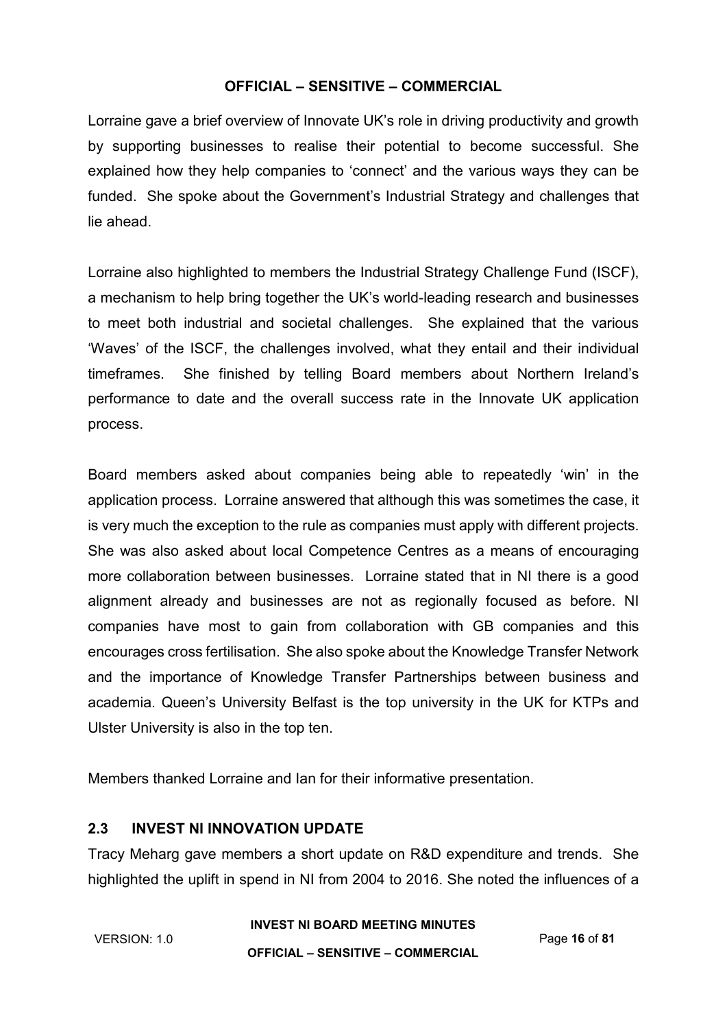Lorraine gave a brief overview of Innovate UK's role in driving productivity and growth by supporting businesses to realise their potential to become successful. She explained how they help companies to 'connect' and the various ways they can be funded. She spoke about the Government's Industrial Strategy and challenges that lie ahead.

Lorraine also highlighted to members the Industrial Strategy Challenge Fund (ISCF), a mechanism to help bring together the UK's world-leading research and businesses to meet both industrial and societal challenges. She explained that the various 'Waves' of the ISCF, the challenges involved, what they entail and their individual timeframes. She finished by telling Board members about Northern Ireland's performance to date and the overall success rate in the Innovate UK application process.

Board members asked about companies being able to repeatedly 'win' in the application process. Lorraine answered that although this was sometimes the case, it is very much the exception to the rule as companies must apply with different projects. She was also asked about local Competence Centres as a means of encouraging more collaboration between businesses. Lorraine stated that in NI there is a good alignment already and businesses are not as regionally focused as before. NI companies have most to gain from collaboration with GB companies and this encourages cross fertilisation. She also spoke about the Knowledge Transfer Network and the importance of Knowledge Transfer Partnerships between business and academia. Queen's University Belfast is the top university in the UK for KTPs and Ulster University is also in the top ten.

Members thanked Lorraine and Ian for their informative presentation.

## 2.3 INVEST NI INNOVATION UPDATE

Tracy Meharg gave members a short update on R&D expenditure and trends. She highlighted the uplift in spend in NI from 2004 to 2016. She noted the influences of a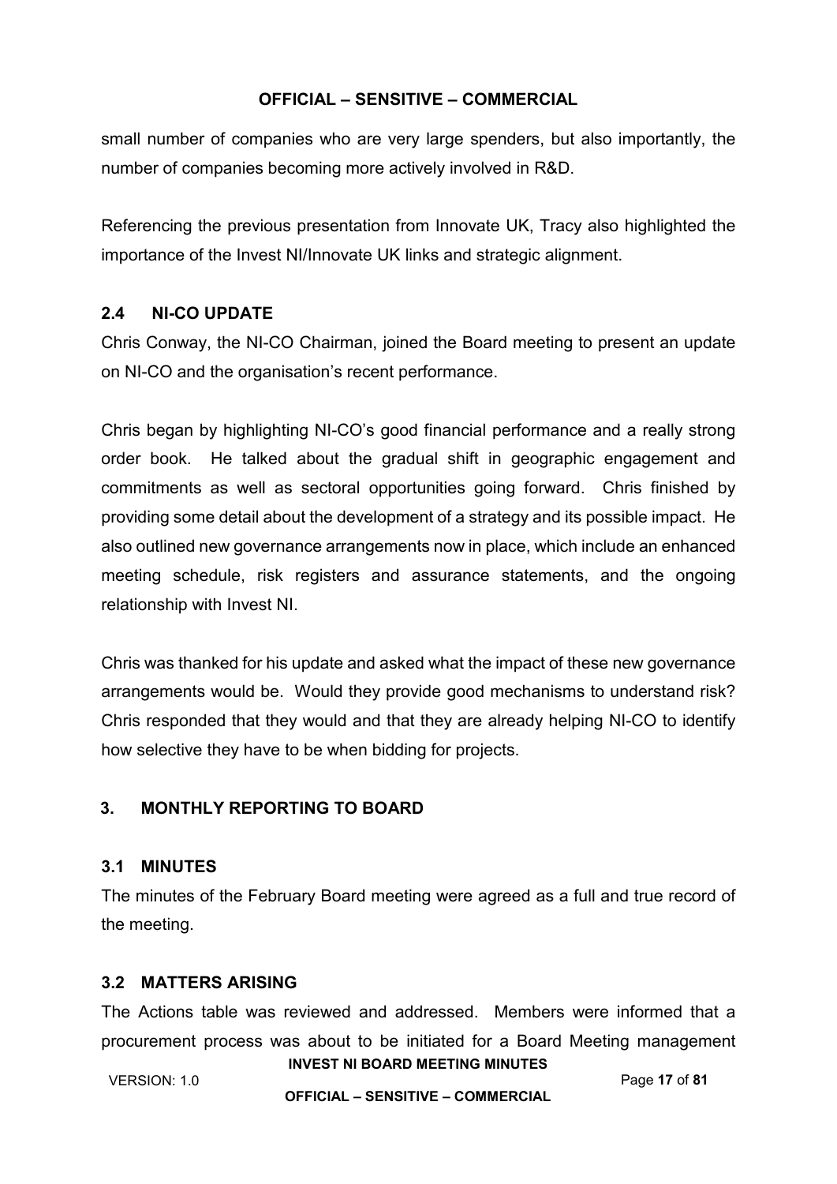small number of companies who are very large spenders, but also importantly, the number of companies becoming more actively involved in R&D.

Referencing the previous presentation from Innovate UK, Tracy also highlighted the importance of the Invest NI/Innovate UK links and strategic alignment.

### 2.4 NI-CO UPDATE

Chris Conway, the NI-CO Chairman, joined the Board meeting to present an update on NI-CO and the organisation's recent performance.

Chris began by highlighting NI-CO's good financial performance and a really strong order book. He talked about the gradual shift in geographic engagement and commitments as well as sectoral opportunities going forward. Chris finished by providing some detail about the development of a strategy and its possible impact. He also outlined new governance arrangements now in place, which include an enhanced meeting schedule, risk registers and assurance statements, and the ongoing relationship with Invest NI.

Chris was thanked for his update and asked what the impact of these new governance arrangements would be. Would they provide good mechanisms to understand risk? Chris responded that they would and that they are already helping NI-CO to identify how selective they have to be when bidding for projects.

## 3. MONTHLY REPORTING TO BOARD

### 3.1 MINUTES

The minutes of the February Board meeting were agreed as a full and true record of the meeting.

### 3.2 MATTERS ARISING

The Actions table was reviewed and addressed. Members were informed that a procurement process was about to be initiated for a Board Meeting management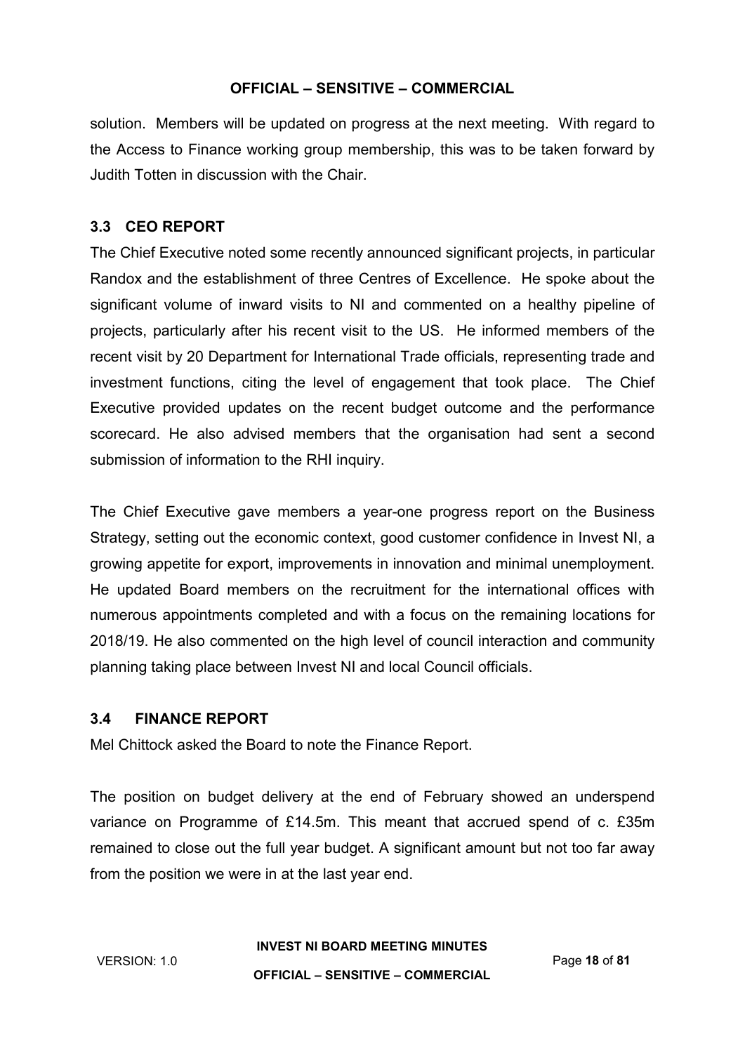solution. Members will be updated on progress at the next meeting. With regard to the Access to Finance working group membership, this was to be taken forward by Judith Totten in discussion with the Chair.

### 3.3 CEO REPORT

The Chief Executive noted some recently announced significant projects, in particular Randox and the establishment of three Centres of Excellence. He spoke about the significant volume of inward visits to NI and commented on a healthy pipeline of projects, particularly after his recent visit to the US. He informed members of the recent visit by 20 Department for International Trade officials, representing trade and investment functions, citing the level of engagement that took place. The Chief Executive provided updates on the recent budget outcome and the performance scorecard. He also advised members that the organisation had sent a second submission of information to the RHI inquiry.

The Chief Executive gave members a year-one progress report on the Business Strategy, setting out the economic context, good customer confidence in Invest NI, a growing appetite for export, improvements in innovation and minimal unemployment. He updated Board members on the recruitment for the international offices with numerous appointments completed and with a focus on the remaining locations for 2018/19. He also commented on the high level of council interaction and community planning taking place between Invest NI and local Council officials.

### 3.4 FINANCE REPORT

Mel Chittock asked the Board to note the Finance Report.

The position on budget delivery at the end of February showed an underspend variance on Programme of £14.5m. This meant that accrued spend of c. £35m remained to close out the full year budget. A significant amount but not too far away from the position we were in at the last year end.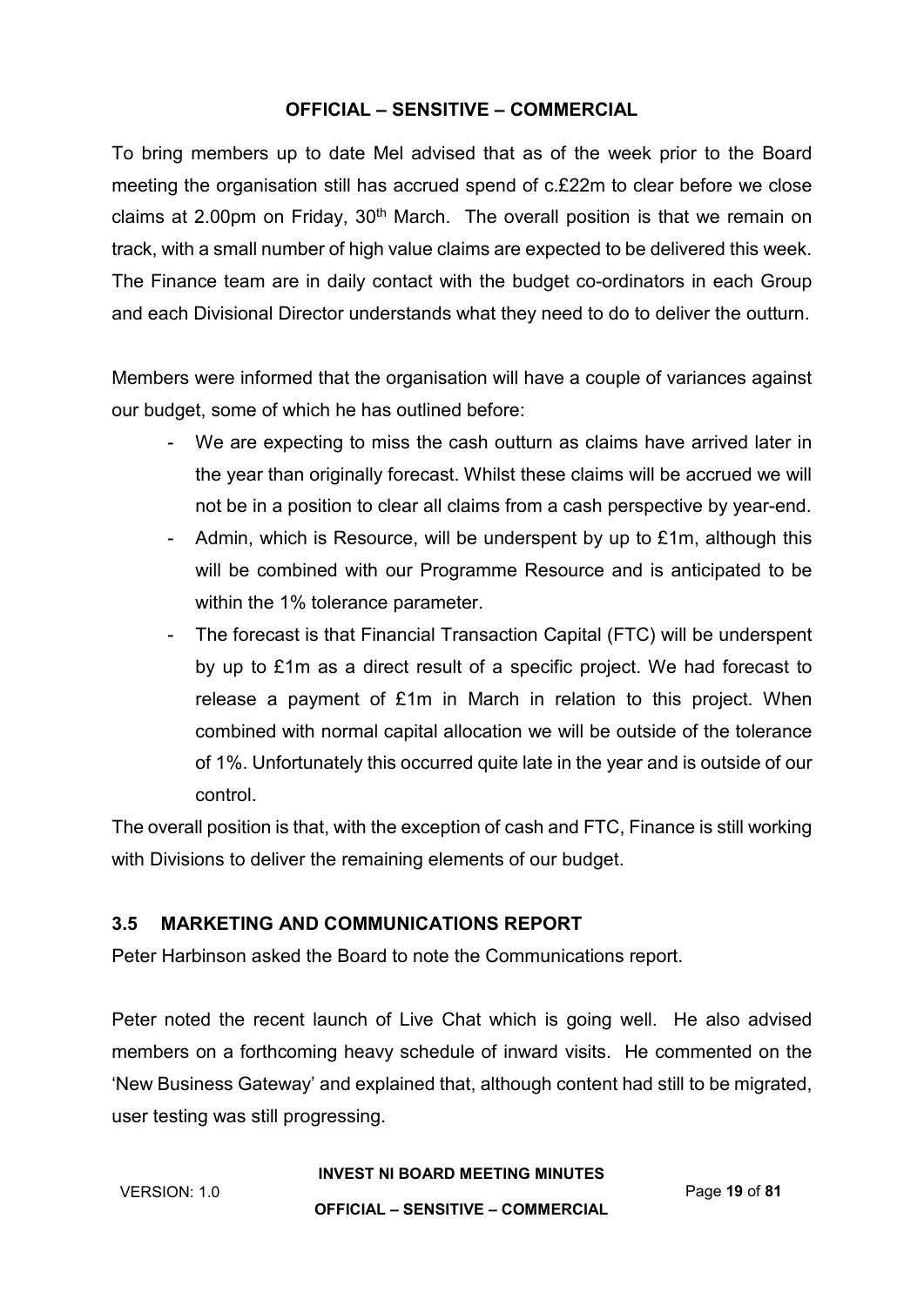To bring members up to date Mel advised that as of the week prior to the Board meeting the organisation still has accrued spend of c.£22m to clear before we close claims at 2.00pm on Friday, 30th March. The overall position is that we remain on track, with a small number of high value claims are expected to be delivered this week. The Finance team are in daily contact with the budget co-ordinators in each Group and each Divisional Director understands what they need to do to deliver the outturn.

Members were informed that the organisation will have a couple of variances against our budget, some of which he has outlined before:

- We are expecting to miss the cash outturn as claims have arrived later in the year than originally forecast. Whilst these claims will be accrued we will not be in a position to clear all claims from a cash perspective by year-end.
- Admin, which is Resource, will be underspent by up to £1m, although this will be combined with our Programme Resource and is anticipated to be within the 1% tolerance parameter.
- The forecast is that Financial Transaction Capital (FTC) will be underspent by up to £1m as a direct result of a specific project. We had forecast to release a payment of £1m in March in relation to this project. When combined with normal capital allocation we will be outside of the tolerance of 1%. Unfortunately this occurred quite late in the year and is outside of our control.

The overall position is that, with the exception of cash and FTC, Finance is still working with Divisions to deliver the remaining elements of our budget.

## 3.5 MARKETING AND COMMUNICATIONS REPORT

Peter Harbinson asked the Board to note the Communications report.

Peter noted the recent launch of Live Chat which is going well. He also advised members on a forthcoming heavy schedule of inward visits. He commented on the 'New Business Gateway' and explained that, although content had still to be migrated, user testing was still progressing.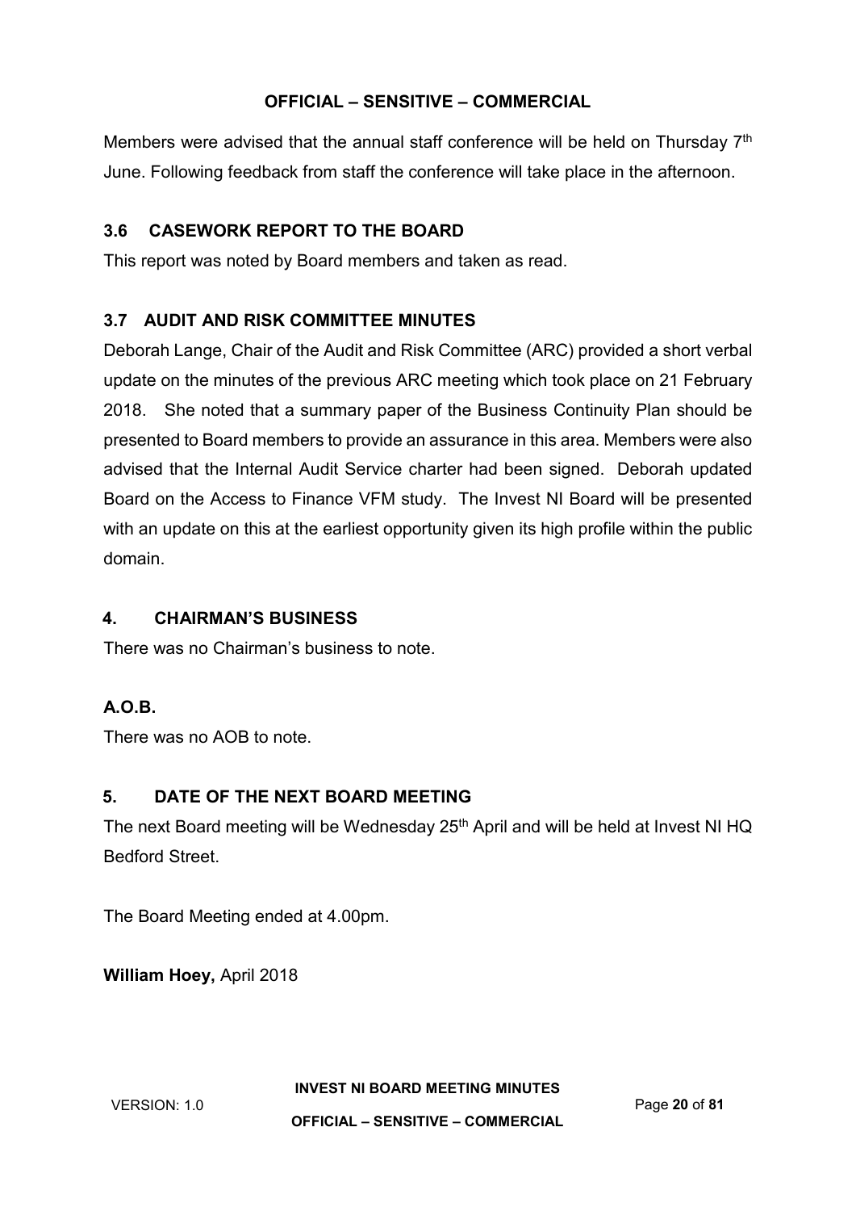Members were advised that the annual staff conference will be held on Thursday 7th June. Following feedback from staff the conference will take place in the afternoon.

### 3.6 CASEWORK REPORT TO THE BOARD

This report was noted by Board members and taken as read.

### 3.7 AUDIT AND RISK COMMITTEE MINUTES

Deborah Lange, Chair of the Audit and Risk Committee (ARC) provided a short verbal update on the minutes of the previous ARC meeting which took place on 21 February 2018. She noted that a summary paper of the Business Continuity Plan should be presented to Board members to provide an assurance in this area. Members were also advised that the Internal Audit Service charter had been signed. Deborah updated Board on the Access to Finance VFM study. The Invest NI Board will be presented with an update on this at the earliest opportunity given its high profile within the public domain.

## 4. CHAIRMAN'S BUSINESS

There was no Chairman's business to note.

### A.O.B.

There was no AOB to note.

## 5. DATE OF THE NEXT BOARD MEETING

The next Board meeting will be Wednesday 25th April and will be held at Invest NI HQ Bedford Street.

The Board Meeting ended at 4.00pm.

**William Hoey,** April 2018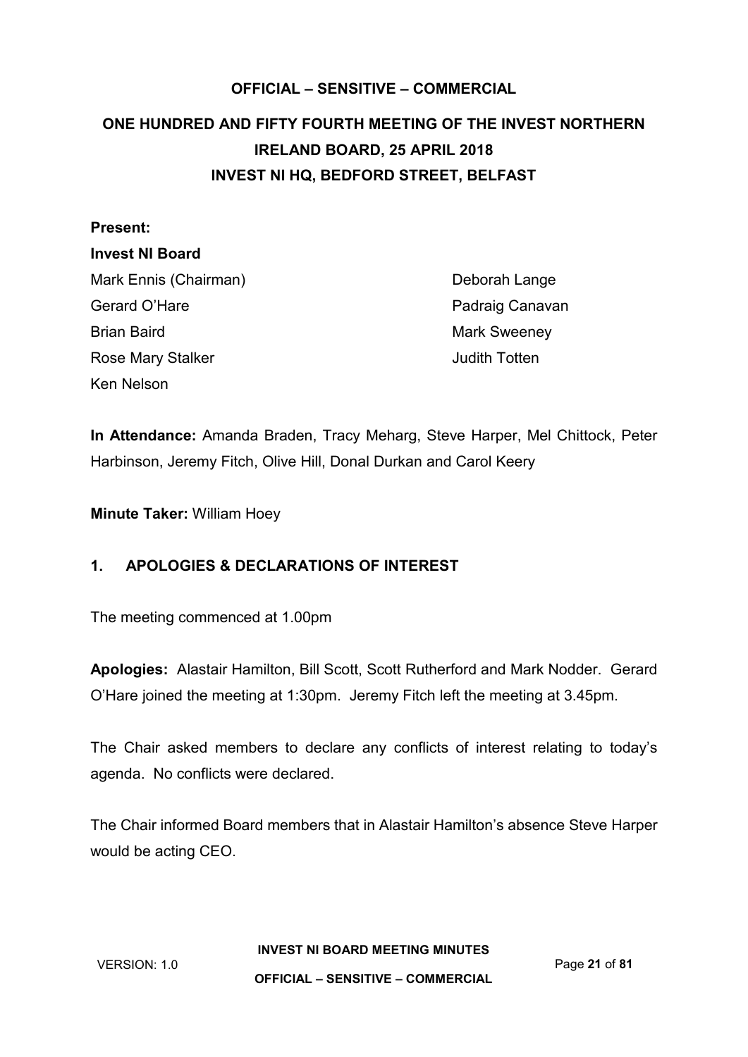**OFFICIAL – SENSITIVE – COMMERCIAL**

# ONE HUNDRED AND FIFTY FOURTH MEETING OF THE INVEST NORTHERN IRELAND BOARD, 25 APRIL 2018
## INVEST NI HQ, BEDFORD STREET, BELFAST

**Present:**

**Invest NI Board**

Mark Ennis (Chairman)
Gerard O'Hare
Brian Baird
Rose Mary Stalker
Ken Nelson
Deborah Lange
Padraig Canavan
Mark Sweeney
Judith Totten

**In Attendance:** Amanda Braden, Tracy Meharg, Steve Harper, Mel Chittock, Peter Harbinson, Jeremy Fitch, Olive Hill, Donal Durkan and Carol Keery

**Minute Taker:** William Hoey

## 1. APOLOGIES & DECLARATIONS OF INTEREST

The meeting commenced at 1.00pm

**Apologies:** Alastair Hamilton, Bill Scott, Scott Rutherford and Mark Nodder. Gerard O'Hare joined the meeting at 1:30pm. Jeremy Fitch left the meeting at 3.45pm.

The Chair asked members to declare any conflicts of interest relating to today's agenda. No conflicts were declared.

The Chair informed Board members that in Alastair Hamilton's absence Steve Harper would be acting CEO.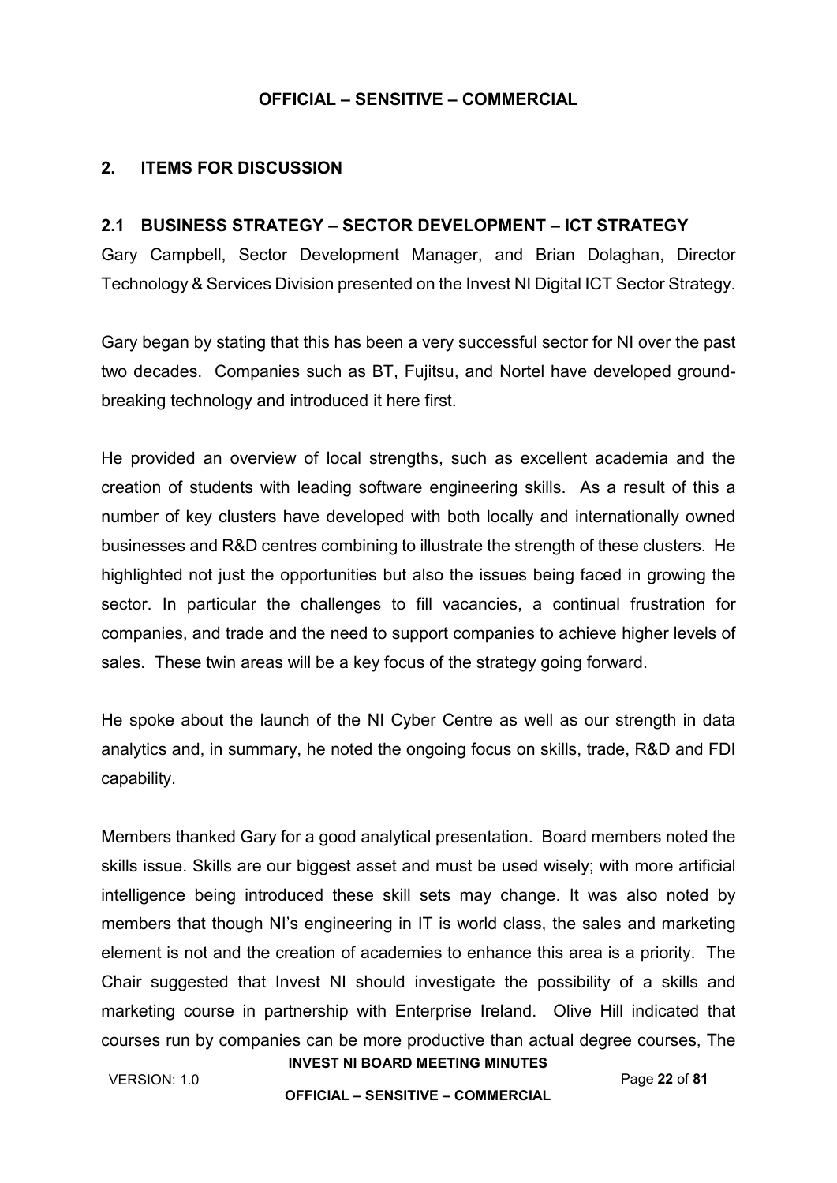## 2. ITEMS FOR DISCUSSION

### 2.1 BUSINESS STRATEGY – SECTOR DEVELOPMENT – ICT STRATEGY

Gary Campbell, Sector Development Manager, and Brian Dolaghan, Director Technology & Services Division presented on the Invest NI Digital ICT Sector Strategy.

Gary began by stating that this has been a very successful sector for NI over the past two decades. Companies such as BT, Fujitsu, and Nortel have developed ground-breaking technology and introduced it here first.

He provided an overview of local strengths, such as excellent academia and the creation of students with leading software engineering skills. As a result of this a number of key clusters have developed with both locally and internationally owned businesses and R&D centres combining to illustrate the strength of these clusters. He highlighted not just the opportunities but also the issues being faced in growing the sector. In particular the challenges to fill vacancies, a continual frustration for companies, and trade and the need to support companies to achieve higher levels of sales. These twin areas will be a key focus of the strategy going forward.

He spoke about the launch of the NI Cyber Centre as well as our strength in data analytics and, in summary, he noted the ongoing focus on skills, trade, R&D and FDI capability.

Members thanked Gary for a good analytical presentation. Board members noted the skills issue. Skills are our biggest asset and must be used wisely; with more artificial intelligence being introduced these skill sets may change. It was also noted by members that though NI's engineering in IT is world class, the sales and marketing element is not and the creation of academies to enhance this area is a priority. The Chair suggested that Invest NI should investigate the possibility of a skills and marketing course in partnership with Enterprise Ireland. Olive Hill indicated that courses run by companies can be more productive than actual degree courses, The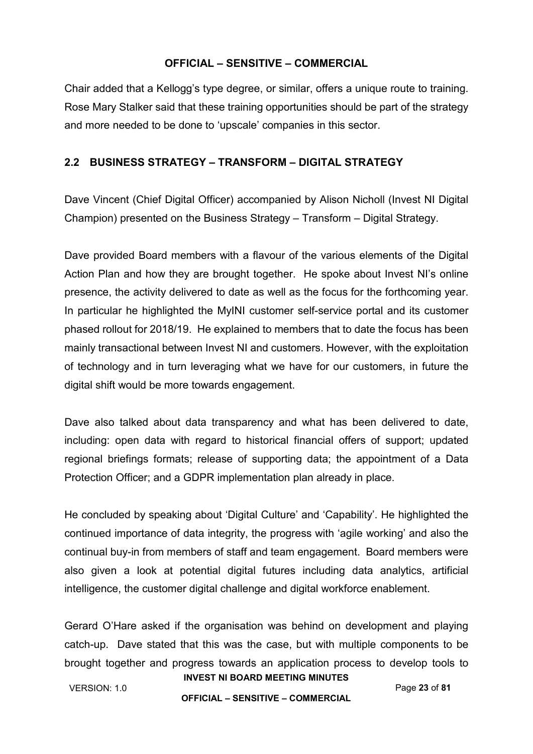Chair added that a Kellogg's type degree, or similar, offers a unique route to training. Rose Mary Stalker said that these training opportunities should be part of the strategy and more needed to be done to 'upscale' companies in this sector.

## 2.2 BUSINESS STRATEGY – TRANSFORM – DIGITAL STRATEGY

Dave Vincent (Chief Digital Officer) accompanied by Alison Nicholl (Invest NI Digital Champion) presented on the Business Strategy – Transform – Digital Strategy.

Dave provided Board members with a flavour of the various elements of the Digital Action Plan and how they are brought together. He spoke about Invest NI's online presence, the activity delivered to date as well as the focus for the forthcoming year. In particular he highlighted the MyINI customer self-service portal and its customer phased rollout for 2018/19. He explained to members that to date the focus has been mainly transactional between Invest NI and customers. However, with the exploitation of technology and in turn leveraging what we have for our customers, in future the digital shift would be more towards engagement.

Dave also talked about data transparency and what has been delivered to date, including: open data with regard to historical financial offers of support; updated regional briefings formats; release of supporting data; the appointment of a Data Protection Officer; and a GDPR implementation plan already in place.

He concluded by speaking about 'Digital Culture' and 'Capability'. He highlighted the continued importance of data integrity, the progress with 'agile working' and also the continual buy-in from members of staff and team engagement. Board members were also given a look at potential digital futures including data analytics, artificial intelligence, the customer digital challenge and digital workforce enablement.

Gerard O'Hare asked if the organisation was behind on development and playing catch-up. Dave stated that this was the case, but with multiple components to be brought together and progress towards an application process to develop tools to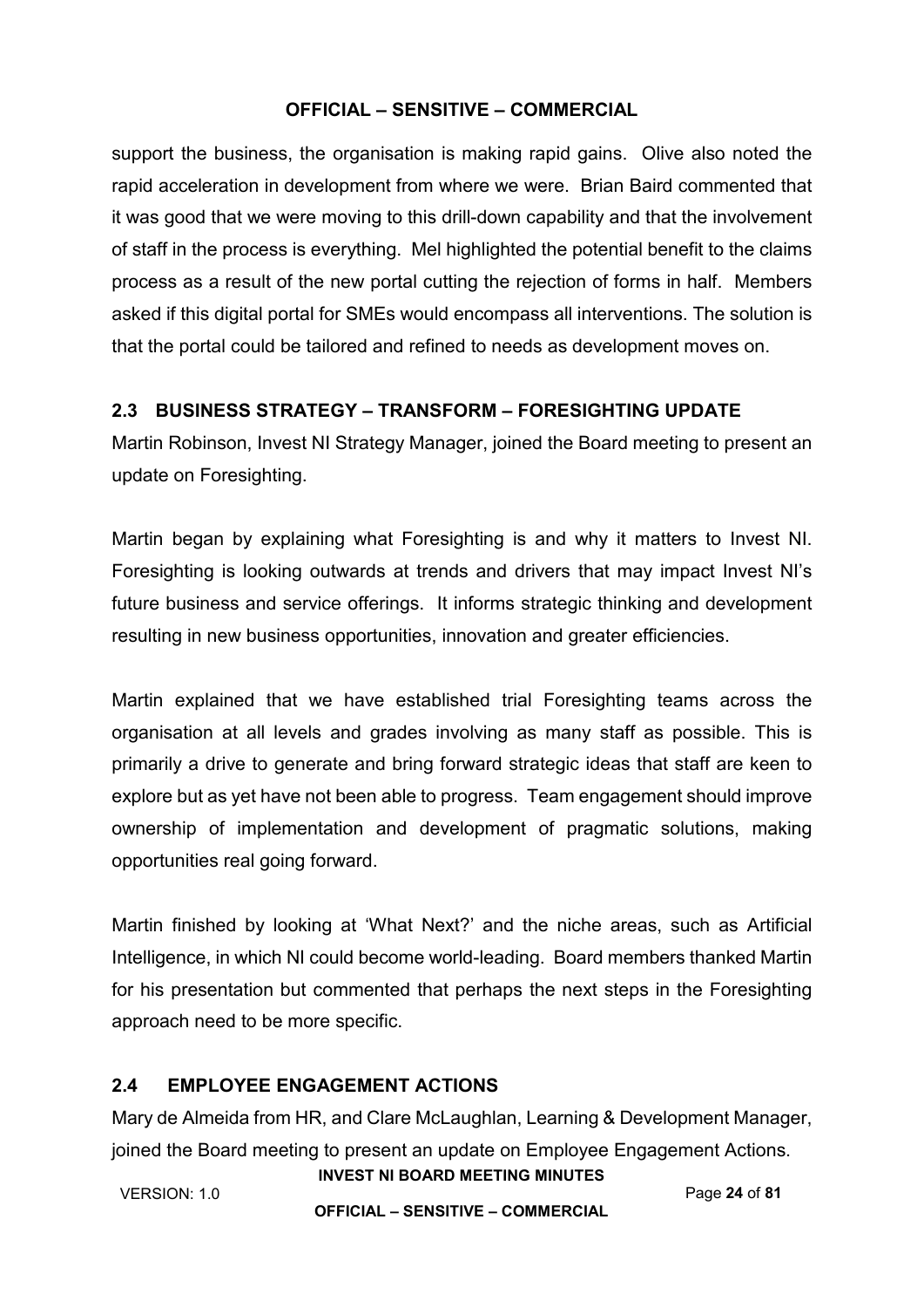support the business, the organisation is making rapid gains. Olive also noted the rapid acceleration in development from where we were. Brian Baird commented that it was good that we were moving to this drill-down capability and that the involvement of staff in the process is everything. Mel highlighted the potential benefit to the claims process as a result of the new portal cutting the rejection of forms in half. Members asked if this digital portal for SMEs would encompass all interventions. The solution is that the portal could be tailored and refined to needs as development moves on.

## 2.3 BUSINESS STRATEGY – TRANSFORM – FORESIGHTING UPDATE

Martin Robinson, Invest NI Strategy Manager, joined the Board meeting to present an update on Foresighting.

Martin began by explaining what Foresighting is and why it matters to Invest NI. Foresighting is looking outwards at trends and drivers that may impact Invest NI's future business and service offerings. It informs strategic thinking and development resulting in new business opportunities, innovation and greater efficiencies.

Martin explained that we have established trial Foresighting teams across the organisation at all levels and grades involving as many staff as possible. This is primarily a drive to generate and bring forward strategic ideas that staff are keen to explore but as yet have not been able to progress. Team engagement should improve ownership of implementation and development of pragmatic solutions, making opportunities real going forward.

Martin finished by looking at 'What Next?' and the niche areas, such as Artificial Intelligence, in which NI could become world-leading. Board members thanked Martin for his presentation but commented that perhaps the next steps in the Foresighting approach need to be more specific.

## 2.4 EMPLOYEE ENGAGEMENT ACTIONS

Mary de Almeida from HR, and Clare McLaughlan, Learning & Development Manager, joined the Board meeting to present an update on Employee Engagement Actions.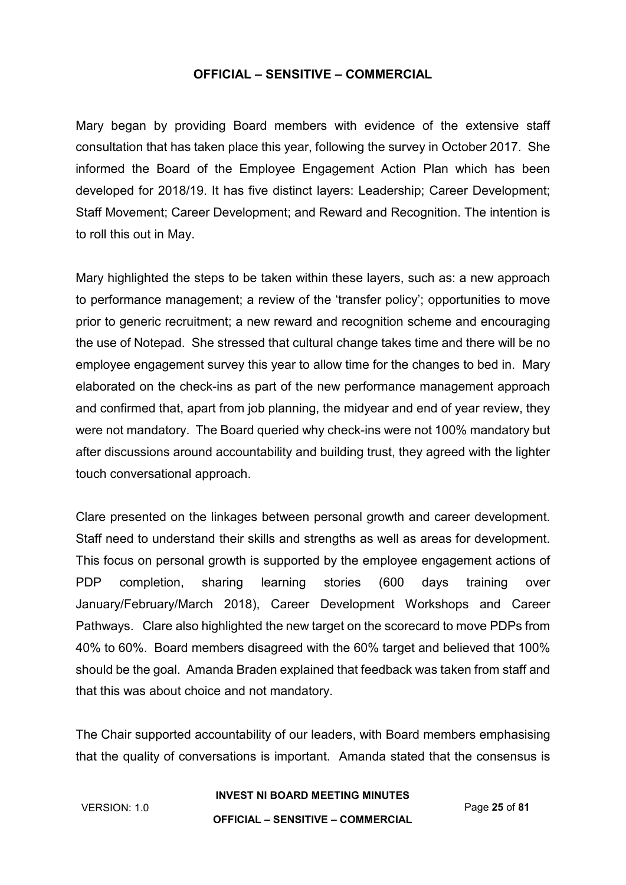Mary began by providing Board members with evidence of the extensive staff consultation that has taken place this year, following the survey in October 2017. She informed the Board of the Employee Engagement Action Plan which has been developed for 2018/19. It has five distinct layers: Leadership; Career Development; Staff Movement; Career Development; and Reward and Recognition. The intention is to roll this out in May.

Mary highlighted the steps to be taken within these layers, such as: a new approach to performance management; a review of the 'transfer policy'; opportunities to move prior to generic recruitment; a new reward and recognition scheme and encouraging the use of Notepad. She stressed that cultural change takes time and there will be no employee engagement survey this year to allow time for the changes to bed in. Mary elaborated on the check-ins as part of the new performance management approach and confirmed that, apart from job planning, the midyear and end of year review, they were not mandatory. The Board queried why check-ins were not 100% mandatory but after discussions around accountability and building trust, they agreed with the lighter touch conversational approach.

Clare presented on the linkages between personal growth and career development. Staff need to understand their skills and strengths as well as areas for development. This focus on personal growth is supported by the employee engagement actions of PDP completion, sharing learning stories (600 days training over January/February/March 2018), Career Development Workshops and Career Pathways. Clare also highlighted the new target on the scorecard to move PDPs from 40% to 60%. Board members disagreed with the 60% target and believed that 100% should be the goal. Amanda Braden explained that feedback was taken from staff and that this was about choice and not mandatory.

The Chair supported accountability of our leaders, with Board members emphasising that the quality of conversations is important. Amanda stated that the consensus is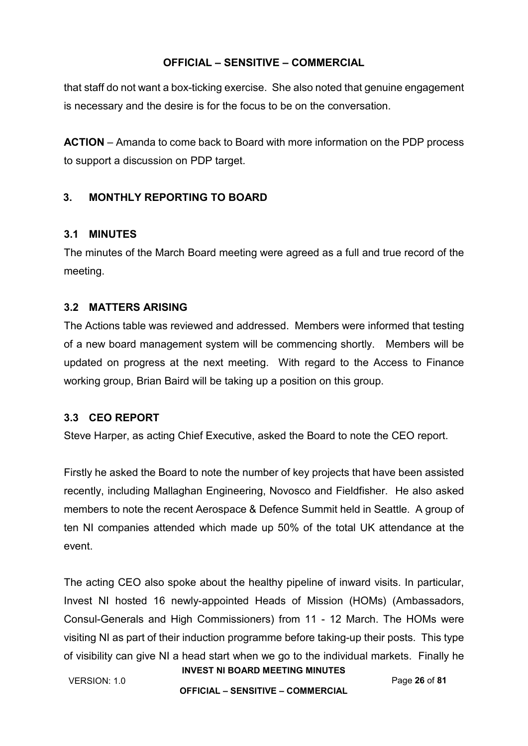that staff do not want a box-ticking exercise. She also noted that genuine engagement is necessary and the desire is for the focus to be on the conversation.

**ACTION** – Amanda to come back to Board with more information on the PDP process to support a discussion on PDP target.

## 3. MONTHLY REPORTING TO BOARD

### 3.1 MINUTES

The minutes of the March Board meeting were agreed as a full and true record of the meeting.

### 3.2 MATTERS ARISING

The Actions table was reviewed and addressed. Members were informed that testing of a new board management system will be commencing shortly. Members will be updated on progress at the next meeting. With regard to the Access to Finance working group, Brian Baird will be taking up a position on this group.

### 3.3 CEO REPORT

Steve Harper, as acting Chief Executive, asked the Board to note the CEO report.

Firstly he asked the Board to note the number of key projects that have been assisted recently, including Mallaghan Engineering, Novosco and Fieldfisher. He also asked members to note the recent Aerospace & Defence Summit held in Seattle. A group of ten NI companies attended which made up 50% of the total UK attendance at the event.

The acting CEO also spoke about the healthy pipeline of inward visits. In particular, Invest NI hosted 16 newly-appointed Heads of Mission (HOMs) (Ambassadors, Consul-Generals and High Commissioners) from 11 - 12 March. The HOMs were visiting NI as part of their induction programme before taking-up their posts. This type of visibility can give NI a head start when we go to the individual markets. Finally he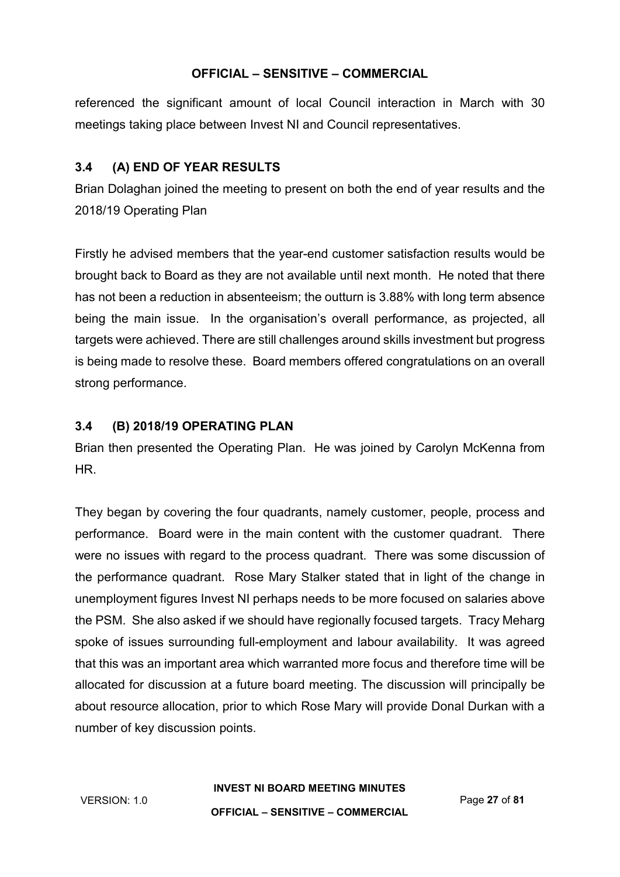referenced the significant amount of local Council interaction in March with 30 meetings taking place between Invest NI and Council representatives.

### 3.4 (A) END OF YEAR RESULTS

Brian Dolaghan joined the meeting to present on both the end of year results and the 2018/19 Operating Plan

Firstly he advised members that the year-end customer satisfaction results would be brought back to Board as they are not available until next month. He noted that there has not been a reduction in absenteeism; the outturn is 3.88% with long term absence being the main issue. In the organisation's overall performance, as projected, all targets were achieved. There are still challenges around skills investment but progress is being made to resolve these. Board members offered congratulations on an overall strong performance.

### 3.4 (B) 2018/19 OPERATING PLAN

Brian then presented the Operating Plan. He was joined by Carolyn McKenna from HR.

They began by covering the four quadrants, namely customer, people, process and performance. Board were in the main content with the customer quadrant. There were no issues with regard to the process quadrant. There was some discussion of the performance quadrant. Rose Mary Stalker stated that in light of the change in unemployment figures Invest NI perhaps needs to be more focused on salaries above the PSM. She also asked if we should have regionally focused targets. Tracy Meharg spoke of issues surrounding full-employment and labour availability. It was agreed that this was an important area which warranted more focus and therefore time will be allocated for discussion at a future board meeting. The discussion will principally be about resource allocation, prior to which Rose Mary will provide Donal Durkan with a number of key discussion points.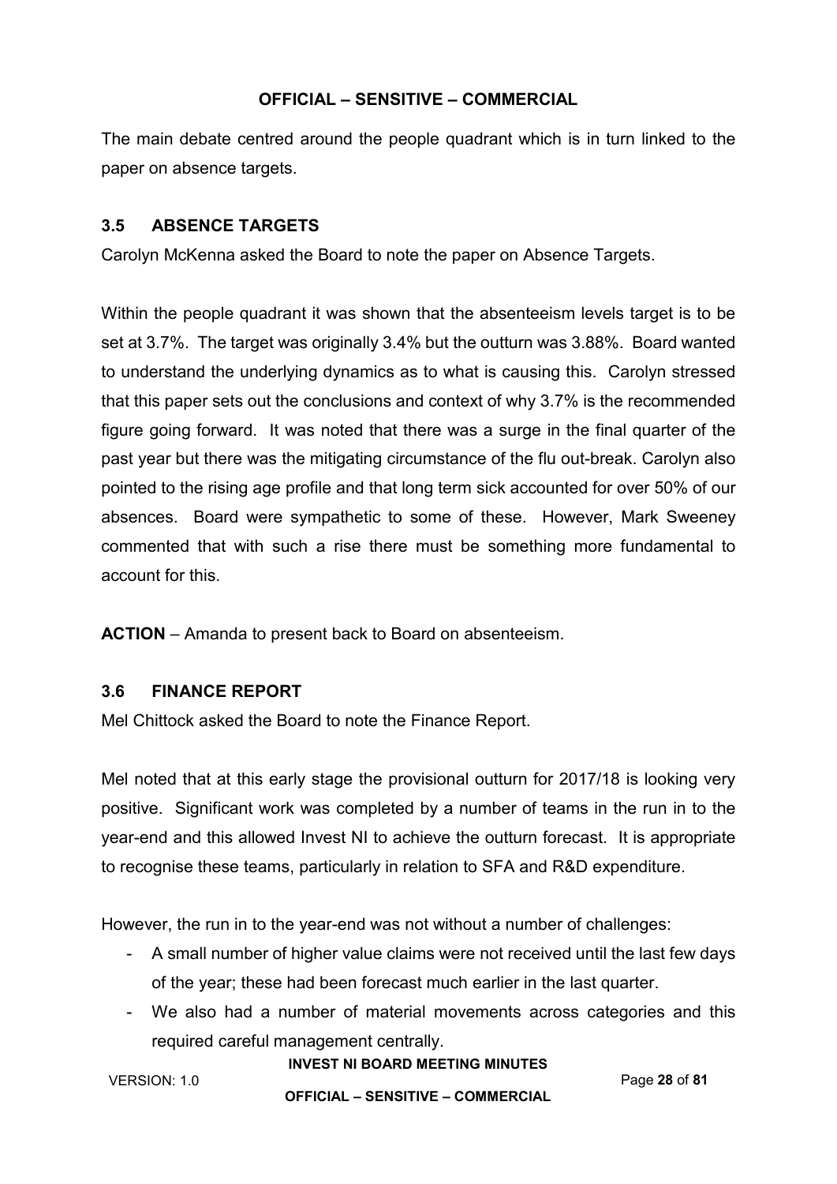The main debate centred around the people quadrant which is in turn linked to the paper on absence targets.

### 3.5 ABSENCE TARGETS

Carolyn McKenna asked the Board to note the paper on Absence Targets.

Within the people quadrant it was shown that the absenteeism levels target is to be set at 3.7%. The target was originally 3.4% but the outturn was 3.88%. Board wanted to understand the underlying dynamics as to what is causing this. Carolyn stressed that this paper sets out the conclusions and context of why 3.7% is the recommended figure going forward. It was noted that there was a surge in the final quarter of the past year but there was the mitigating circumstance of the flu out-break. Carolyn also pointed to the rising age profile and that long term sick accounted for over 50% of our absences. Board were sympathetic to some of these. However, Mark Sweeney commented that with such a rise there must be something more fundamental to account for this.

**ACTION** – Amanda to present back to Board on absenteeism.

### 3.6 FINANCE REPORT

Mel Chittock asked the Board to note the Finance Report.

Mel noted that at this early stage the provisional outturn for 2017/18 is looking very positive. Significant work was completed by a number of teams in the run in to the year-end and this allowed Invest NI to achieve the outturn forecast. It is appropriate to recognise these teams, particularly in relation to SFA and R&D expenditure.

However, the run in to the year-end was not without a number of challenges:

- A small number of higher value claims were not received until the last few days of the year; these had been forecast much earlier in the last quarter.
- We also had a number of material movements across categories and this required careful management centrally.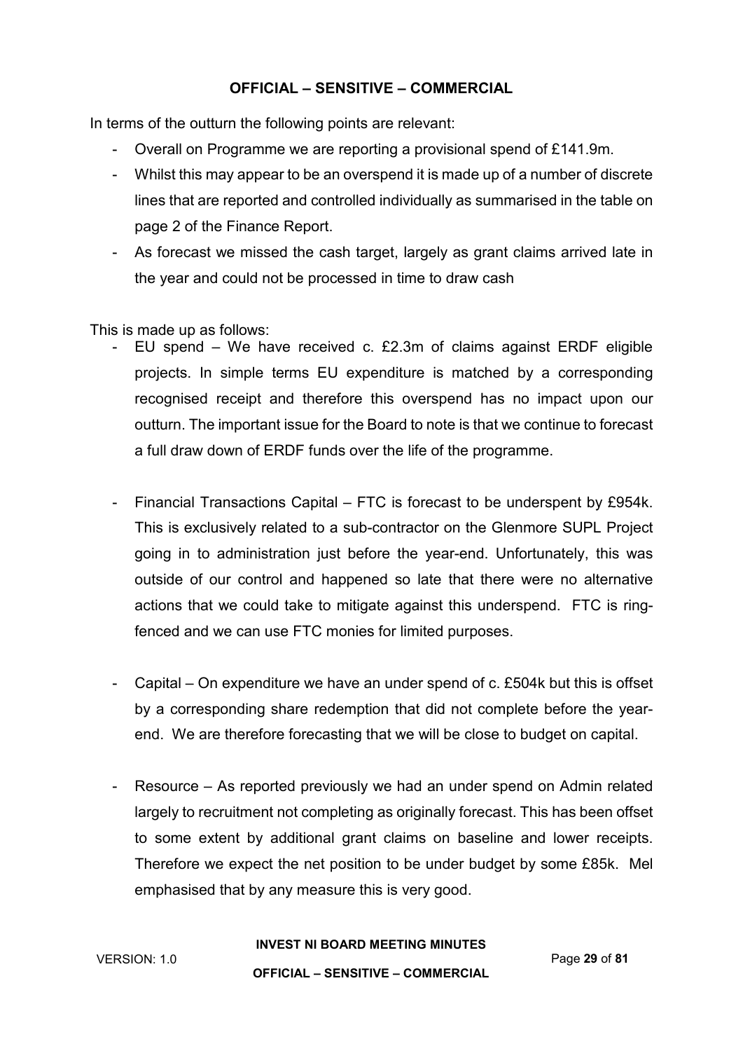In terms of the outturn the following points are relevant:

- Overall on Programme we are reporting a provisional spend of £141.9m.
- Whilst this may appear to be an overspend it is made up of a number of discrete lines that are reported and controlled individually as summarised in the table on page 2 of the Finance Report.
- As forecast we missed the cash target, largely as grant claims arrived late in the year and could not be processed in time to draw cash

This is made up as follows:

- EU spend – We have received c. £2.3m of claims against ERDF eligible projects. In simple terms EU expenditure is matched by a corresponding recognised receipt and therefore this overspend has no impact upon our outturn. The important issue for the Board to note is that we continue to forecast a full draw down of ERDF funds over the life of the programme.

- Financial Transactions Capital – FTC is forecast to be underspent by £954k. This is exclusively related to a sub-contractor on the Glenmore SUPL Project going in to administration just before the year-end. Unfortunately, this was outside of our control and happened so late that there were no alternative actions that we could take to mitigate against this underspend. FTC is ring-fenced and we can use FTC monies for limited purposes.

- Capital – On expenditure we have an under spend of c. £504k but this is offset by a corresponding share redemption that did not complete before the year-end. We are therefore forecasting that we will be close to budget on capital.

- Resource – As reported previously we had an under spend on Admin related largely to recruitment not completing as originally forecast. This has been offset to some extent by additional grant claims on baseline and lower receipts. Therefore we expect the net position to be under budget by some £85k. Mel emphasised that by any measure this is very good.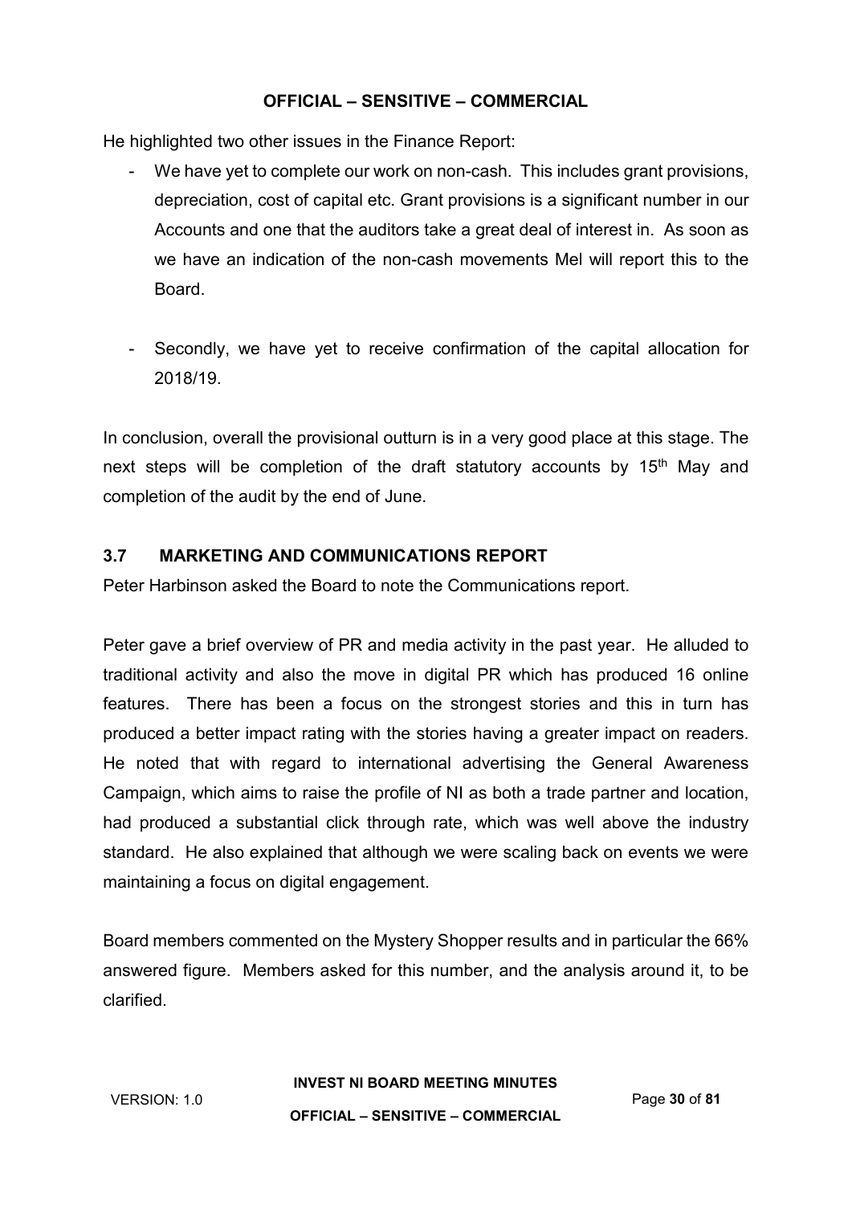He highlighted two other issues in the Finance Report:

- We have yet to complete our work on non-cash. This includes grant provisions, depreciation, cost of capital etc. Grant provisions is a significant number in our Accounts and one that the auditors take a great deal of interest in. As soon as we have an indication of the non-cash movements Mel will report this to the Board.

- Secondly, we have yet to receive confirmation of the capital allocation for 2018/19.

In conclusion, overall the provisional outturn is in a very good place at this stage. The next steps will be completion of the draft statutory accounts by 15th May and completion of the audit by the end of June.

### 3.7 MARKETING AND COMMUNICATIONS REPORT

Peter Harbinson asked the Board to note the Communications report.

Peter gave a brief overview of PR and media activity in the past year. He alluded to traditional activity and also the move in digital PR which has produced 16 online features. There has been a focus on the strongest stories and this in turn has produced a better impact rating with the stories having a greater impact on readers. He noted that with regard to international advertising the General Awareness Campaign, which aims to raise the profile of NI as both a trade partner and location, had produced a substantial click through rate, which was well above the industry standard. He also explained that although we were scaling back on events we were maintaining a focus on digital engagement.

Board members commented on the Mystery Shopper results and in particular the 66% answered figure. Members asked for this number, and the analysis around it, to be clarified.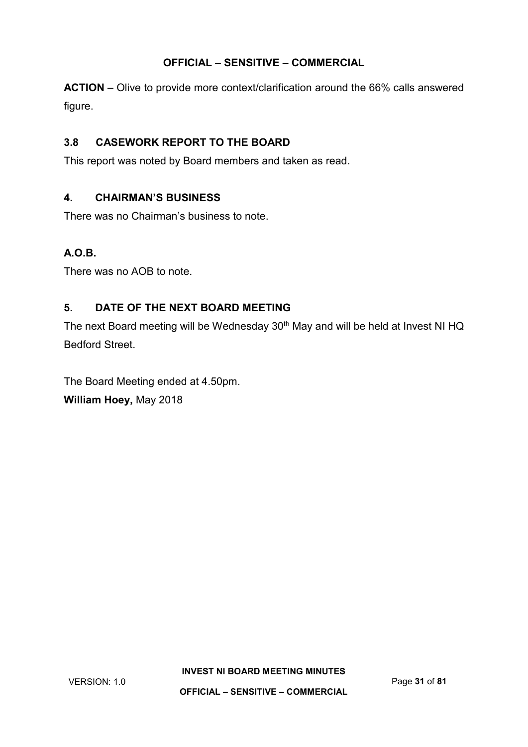**ACTION** – Olive to provide more context/clarification around the 66% calls answered figure.

## 3.8 CASEWORK REPORT TO THE BOARD

This report was noted by Board members and taken as read.

## 4. CHAIRMAN'S BUSINESS

There was no Chairman's business to note.

## A.O.B.

There was no AOB to note.

## 5. DATE OF THE NEXT BOARD MEETING

The next Board meeting will be Wednesday 30th May and will be held at Invest NI HQ Bedford Street.

The Board Meeting ended at 4.50pm.

**William Hoey,** May 2018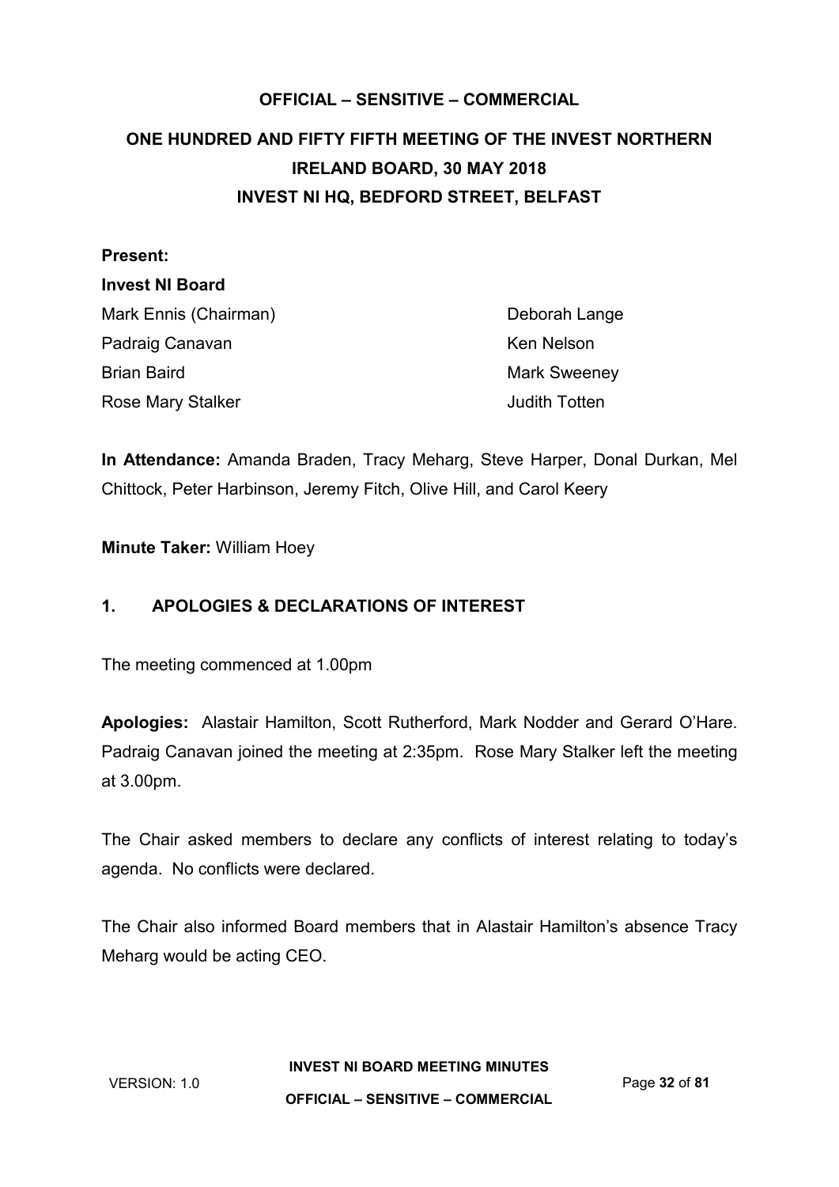**OFFICIAL – SENSITIVE – COMMERCIAL**

# ONE HUNDRED AND FIFTY FIFTH MEETING OF THE INVEST NORTHERN IRELAND BOARD, 30 MAY 2018
## INVEST NI HQ, BEDFORD STREET, BELFAST

**Present:**

**Invest NI Board**

Mark Ennis (Chairman)
Padraig Canavan
Brian Baird
Rose Mary Stalker
Deborah Lange
Ken Nelson
Mark Sweeney
Judith Totten

**In Attendance:** Amanda Braden, Tracy Meharg, Steve Harper, Donal Durkan, Mel Chittock, Peter Harbinson, Jeremy Fitch, Olive Hill, and Carol Keery

**Minute Taker:** William Hoey

## 1. APOLOGIES & DECLARATIONS OF INTEREST

The meeting commenced at 1.00pm

**Apologies:** Alastair Hamilton, Scott Rutherford, Mark Nodder and Gerard O'Hare. Padraig Canavan joined the meeting at 2:35pm. Rose Mary Stalker left the meeting at 3.00pm.

The Chair asked members to declare any conflicts of interest relating to today's agenda. No conflicts were declared.

The Chair also informed Board members that in Alastair Hamilton's absence Tracy Meharg would be acting CEO.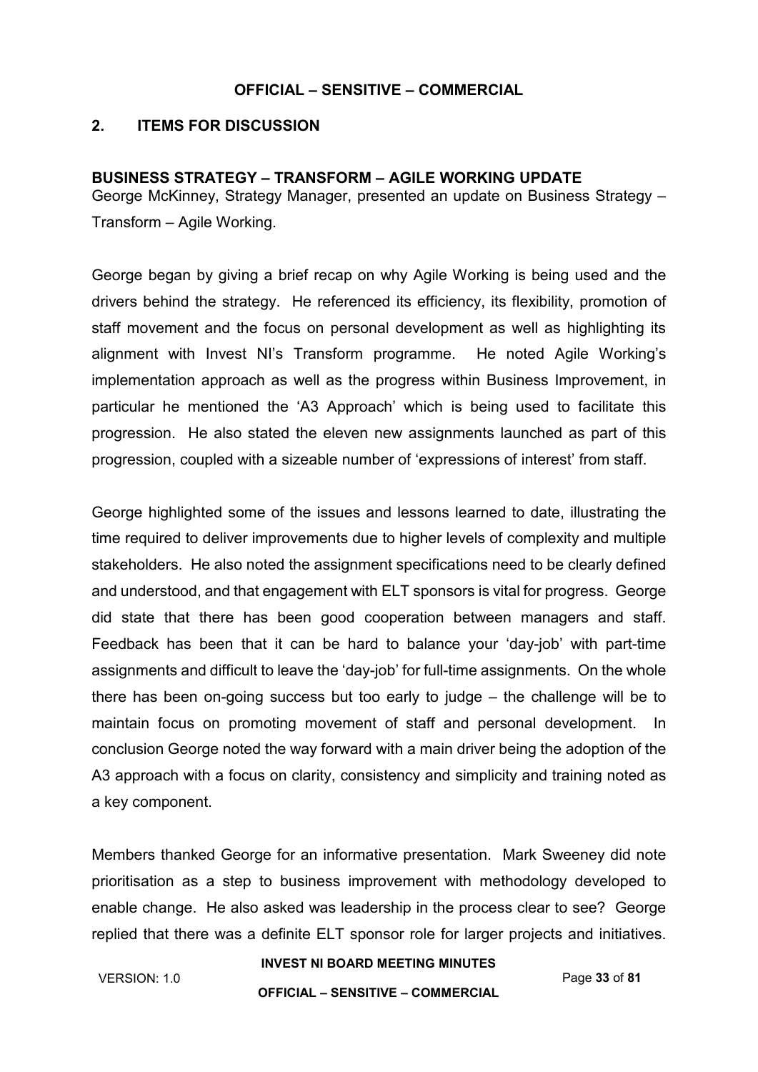## 2. ITEMS FOR DISCUSSION

### BUSINESS STRATEGY – TRANSFORM – AGILE WORKING UPDATE

George McKinney, Strategy Manager, presented an update on Business Strategy – Transform – Agile Working.

George began by giving a brief recap on why Agile Working is being used and the drivers behind the strategy. He referenced its efficiency, its flexibility, promotion of staff movement and the focus on personal development as well as highlighting its alignment with Invest NI's Transform programme. He noted Agile Working's implementation approach as well as the progress within Business Improvement, in particular he mentioned the 'A3 Approach' which is being used to facilitate this progression. He also stated the eleven new assignments launched as part of this progression, coupled with a sizeable number of 'expressions of interest' from staff.

George highlighted some of the issues and lessons learned to date, illustrating the time required to deliver improvements due to higher levels of complexity and multiple stakeholders. He also noted the assignment specifications need to be clearly defined and understood, and that engagement with ELT sponsors is vital for progress. George did state that there has been good cooperation between managers and staff. Feedback has been that it can be hard to balance your 'day-job' with part-time assignments and difficult to leave the 'day-job' for full-time assignments. On the whole there has been on-going success but too early to judge – the challenge will be to maintain focus on promoting movement of staff and personal development. In conclusion George noted the way forward with a main driver being the adoption of the A3 approach with a focus on clarity, consistency and simplicity and training noted as a key component.

Members thanked George for an informative presentation. Mark Sweeney did note prioritisation as a step to business improvement with methodology developed to enable change. He also asked was leadership in the process clear to see? George replied that there was a definite ELT sponsor role for larger projects and initiatives.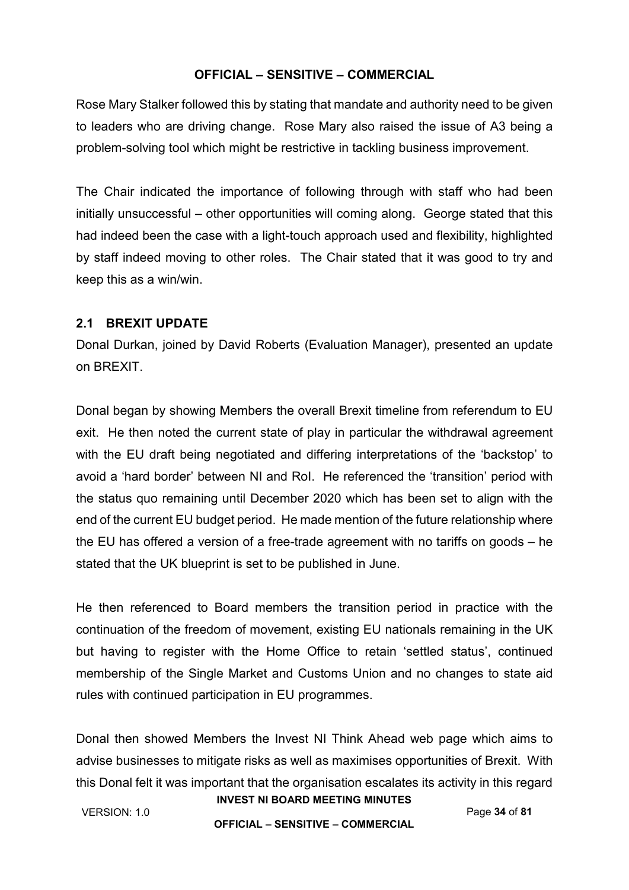Rose Mary Stalker followed this by stating that mandate and authority need to be given to leaders who are driving change. Rose Mary also raised the issue of A3 being a problem-solving tool which might be restrictive in tackling business improvement.

The Chair indicated the importance of following through with staff who had been initially unsuccessful – other opportunities will coming along. George stated that this had indeed been the case with a light-touch approach used and flexibility, highlighted by staff indeed moving to other roles. The Chair stated that it was good to try and keep this as a win/win.

## 2.1 BREXIT UPDATE

Donal Durkan, joined by David Roberts (Evaluation Manager), presented an update on BREXIT.

Donal began by showing Members the overall Brexit timeline from referendum to EU exit. He then noted the current state of play in particular the withdrawal agreement with the EU draft being negotiated and differing interpretations of the 'backstop' to avoid a 'hard border' between NI and RoI. He referenced the 'transition' period with the status quo remaining until December 2020 which has been set to align with the end of the current EU budget period. He made mention of the future relationship where the EU has offered a version of a free-trade agreement with no tariffs on goods – he stated that the UK blueprint is set to be published in June.

He then referenced to Board members the transition period in practice with the continuation of the freedom of movement, existing EU nationals remaining in the UK but having to register with the Home Office to retain 'settled status', continued membership of the Single Market and Customs Union and no changes to state aid rules with continued participation in EU programmes.

Donal then showed Members the Invest NI Think Ahead web page which aims to advise businesses to mitigate risks as well as maximises opportunities of Brexit. With this Donal felt it was important that the organisation escalates its activity in this regard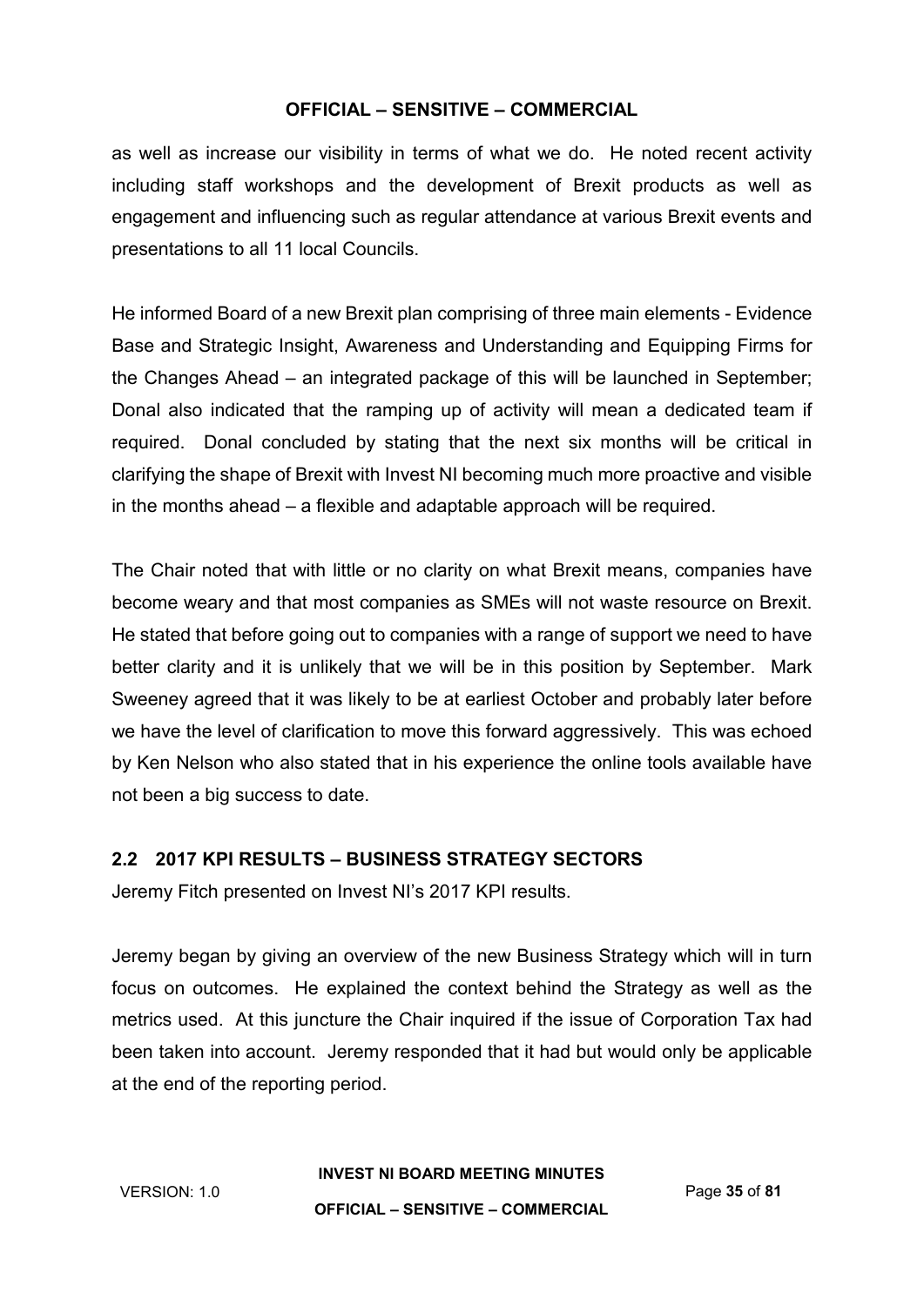as well as increase our visibility in terms of what we do. He noted recent activity including staff workshops and the development of Brexit products as well as engagement and influencing such as regular attendance at various Brexit events and presentations to all 11 local Councils.

He informed Board of a new Brexit plan comprising of three main elements - Evidence Base and Strategic Insight, Awareness and Understanding and Equipping Firms for the Changes Ahead – an integrated package of this will be launched in September; Donal also indicated that the ramping up of activity will mean a dedicated team if required. Donal concluded by stating that the next six months will be critical in clarifying the shape of Brexit with Invest NI becoming much more proactive and visible in the months ahead – a flexible and adaptable approach will be required.

The Chair noted that with little or no clarity on what Brexit means, companies have become weary and that most companies as SMEs will not waste resource on Brexit. He stated that before going out to companies with a range of support we need to have better clarity and it is unlikely that we will be in this position by September. Mark Sweeney agreed that it was likely to be at earliest October and probably later before we have the level of clarification to move this forward aggressively. This was echoed by Ken Nelson who also stated that in his experience the online tools available have not been a big success to date.

## 2.2 2017 KPI RESULTS – BUSINESS STRATEGY SECTORS

Jeremy Fitch presented on Invest NI's 2017 KPI results.

Jeremy began by giving an overview of the new Business Strategy which will in turn focus on outcomes. He explained the context behind the Strategy as well as the metrics used. At this juncture the Chair inquired if the issue of Corporation Tax had been taken into account. Jeremy responded that it had but would only be applicable at the end of the reporting period.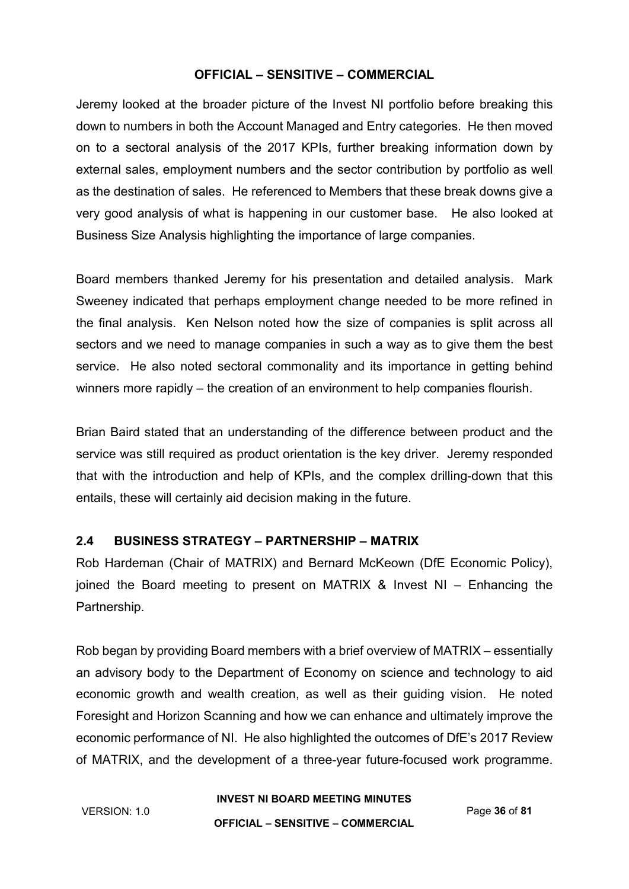Jeremy looked at the broader picture of the Invest NI portfolio before breaking this down to numbers in both the Account Managed and Entry categories. He then moved on to a sectoral analysis of the 2017 KPIs, further breaking information down by external sales, employment numbers and the sector contribution by portfolio as well as the destination of sales. He referenced to Members that these break downs give a very good analysis of what is happening in our customer base. He also looked at Business Size Analysis highlighting the importance of large companies.

Board members thanked Jeremy for his presentation and detailed analysis. Mark Sweeney indicated that perhaps employment change needed to be more refined in the final analysis. Ken Nelson noted how the size of companies is split across all sectors and we need to manage companies in such a way as to give them the best service. He also noted sectoral commonality and its importance in getting behind winners more rapidly – the creation of an environment to help companies flourish.

Brian Baird stated that an understanding of the difference between product and the service was still required as product orientation is the key driver. Jeremy responded that with the introduction and help of KPIs, and the complex drilling-down that this entails, these will certainly aid decision making in the future.

## 2.4 BUSINESS STRATEGY – PARTNERSHIP – MATRIX

Rob Hardeman (Chair of MATRIX) and Bernard McKeown (DfE Economic Policy), joined the Board meeting to present on MATRIX & Invest NI – Enhancing the Partnership.

Rob began by providing Board members with a brief overview of MATRIX – essentially an advisory body to the Department of Economy on science and technology to aid economic growth and wealth creation, as well as their guiding vision. He noted Foresight and Horizon Scanning and how we can enhance and ultimately improve the economic performance of NI. He also highlighted the outcomes of DfE's 2017 Review of MATRIX, and the development of a three-year future-focused work programme.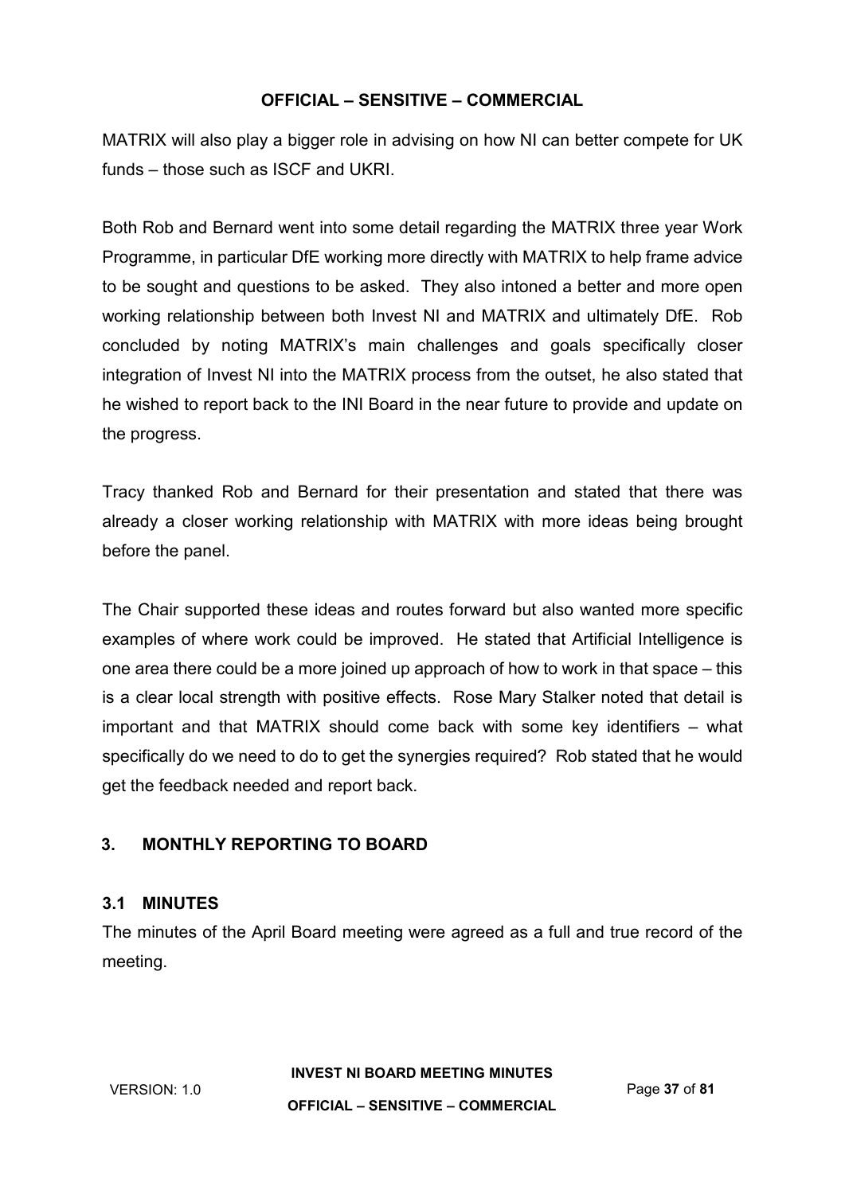MATRIX will also play a bigger role in advising on how NI can better compete for UK funds – those such as ISCF and UKRI.

Both Rob and Bernard went into some detail regarding the MATRIX three year Work Programme, in particular DfE working more directly with MATRIX to help frame advice to be sought and questions to be asked. They also intoned a better and more open working relationship between both Invest NI and MATRIX and ultimately DfE. Rob concluded by noting MATRIX's main challenges and goals specifically closer integration of Invest NI into the MATRIX process from the outset, he also stated that he wished to report back to the INI Board in the near future to provide and update on the progress.

Tracy thanked Rob and Bernard for their presentation and stated that there was already a closer working relationship with MATRIX with more ideas being brought before the panel.

The Chair supported these ideas and routes forward but also wanted more specific examples of where work could be improved. He stated that Artificial Intelligence is one area there could be a more joined up approach of how to work in that space – this is a clear local strength with positive effects. Rose Mary Stalker noted that detail is important and that MATRIX should come back with some key identifiers – what specifically do we need to do to get the synergies required? Rob stated that he would get the feedback needed and report back.

## 3. MONTHLY REPORTING TO BOARD

### 3.1 MINUTES

The minutes of the April Board meeting were agreed as a full and true record of the meeting.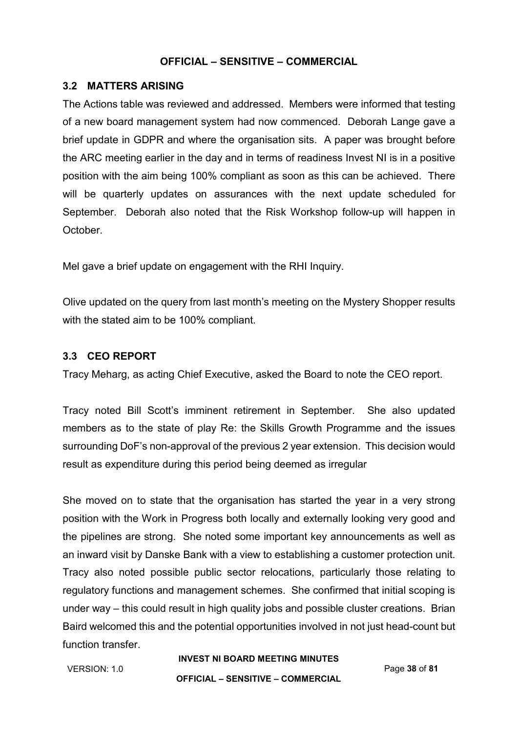### 3.2 MATTERS ARISING

The Actions table was reviewed and addressed. Members were informed that testing of a new board management system had now commenced. Deborah Lange gave a brief update in GDPR and where the organisation sits. A paper was brought before the ARC meeting earlier in the day and in terms of readiness Invest NI is in a positive position with the aim being 100% compliant as soon as this can be achieved. There will be quarterly updates on assurances with the next update scheduled for September. Deborah also noted that the Risk Workshop follow-up will happen in October.

Mel gave a brief update on engagement with the RHI Inquiry.

Olive updated on the query from last month's meeting on the Mystery Shopper results with the stated aim to be 100% compliant.

### 3.3 CEO REPORT

Tracy Meharg, as acting Chief Executive, asked the Board to note the CEO report.

Tracy noted Bill Scott's imminent retirement in September. She also updated members as to the state of play Re: the Skills Growth Programme and the issues surrounding DoF's non-approval of the previous 2 year extension. This decision would result as expenditure during this period being deemed as irregular

She moved on to state that the organisation has started the year in a very strong position with the Work in Progress both locally and externally looking very good and the pipelines are strong. She noted some important key announcements as well as an inward visit by Danske Bank with a view to establishing a customer protection unit. Tracy also noted possible public sector relocations, particularly those relating to regulatory functions and management schemes. She confirmed that initial scoping is under way – this could result in high quality jobs and possible cluster creations. Brian Baird welcomed this and the potential opportunities involved in not just head-count but function transfer.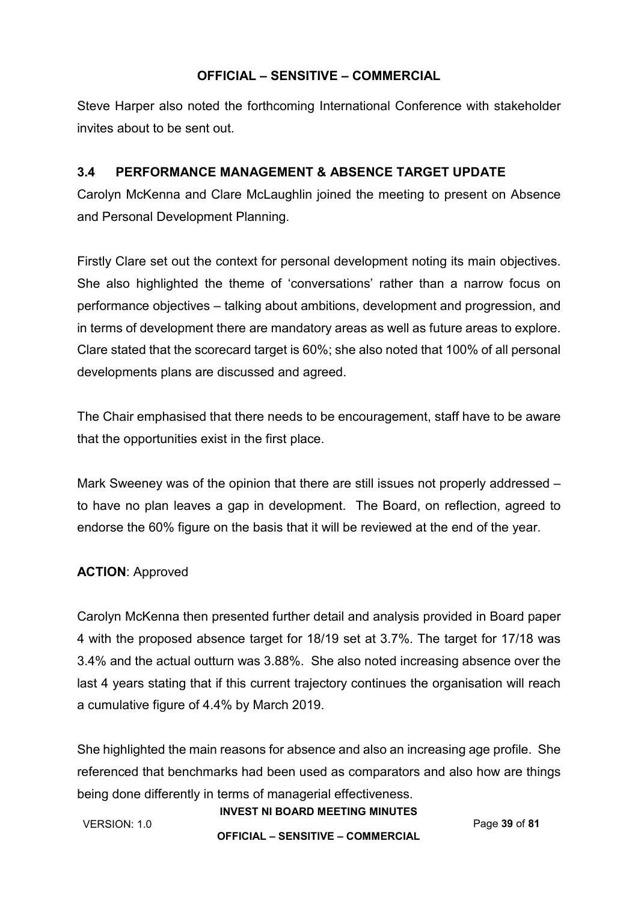Steve Harper also noted the forthcoming International Conference with stakeholder invites about to be sent out.

### 3.4 PERFORMANCE MANAGEMENT & ABSENCE TARGET UPDATE

Carolyn McKenna and Clare McLaughlin joined the meeting to present on Absence and Personal Development Planning.

Firstly Clare set out the context for personal development noting its main objectives. She also highlighted the theme of 'conversations' rather than a narrow focus on performance objectives – talking about ambitions, development and progression, and in terms of development there are mandatory areas as well as future areas to explore. Clare stated that the scorecard target is 60%; she also noted that 100% of all personal developments plans are discussed and agreed.

The Chair emphasised that there needs to be encouragement, staff have to be aware that the opportunities exist in the first place.

Mark Sweeney was of the opinion that there are still issues not properly addressed – to have no plan leaves a gap in development. The Board, on reflection, agreed to endorse the 60% figure on the basis that it will be reviewed at the end of the year.

**ACTION**: Approved

Carolyn McKenna then presented further detail and analysis provided in Board paper 4 with the proposed absence target for 18/19 set at 3.7%. The target for 17/18 was 3.4% and the actual outturn was 3.88%. She also noted increasing absence over the last 4 years stating that if this current trajectory continues the organisation will reach a cumulative figure of 4.4% by March 2019.

She highlighted the main reasons for absence and also an increasing age profile. She referenced that benchmarks had been used as comparators and also how are things being done differently in terms of managerial effectiveness.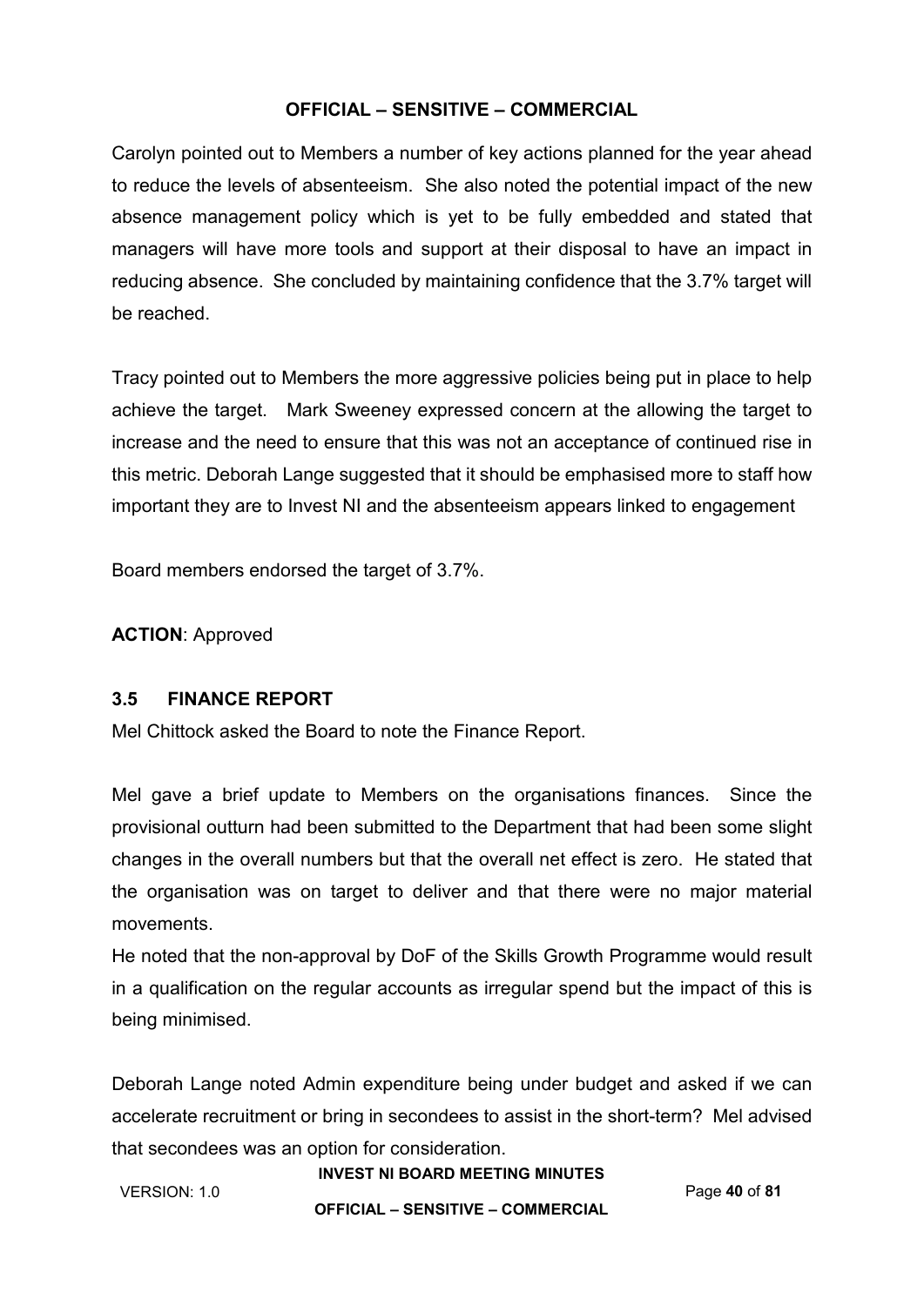Carolyn pointed out to Members a number of key actions planned for the year ahead to reduce the levels of absenteeism. She also noted the potential impact of the new absence management policy which is yet to be fully embedded and stated that managers will have more tools and support at their disposal to have an impact in reducing absence. She concluded by maintaining confidence that the 3.7% target will be reached.

Tracy pointed out to Members the more aggressive policies being put in place to help achieve the target. Mark Sweeney expressed concern at the allowing the target to increase and the need to ensure that this was not an acceptance of continued rise in this metric. Deborah Lange suggested that it should be emphasised more to staff how important they are to Invest NI and the absenteeism appears linked to engagement

Board members endorsed the target of 3.7%.

**ACTION**: Approved

### 3.5 FINANCE REPORT

Mel Chittock asked the Board to note the Finance Report.

Mel gave a brief update to Members on the organisations finances. Since the provisional outturn had been submitted to the Department that had been some slight changes in the overall numbers but that the overall net effect is zero. He stated that the organisation was on target to deliver and that there were no major material movements.

He noted that the non-approval by DoF of the Skills Growth Programme would result in a qualification on the regular accounts as irregular spend but the impact of this is being minimised.

Deborah Lange noted Admin expenditure being under budget and asked if we can accelerate recruitment or bring in secondees to assist in the short-term? Mel advised that secondees was an option for consideration.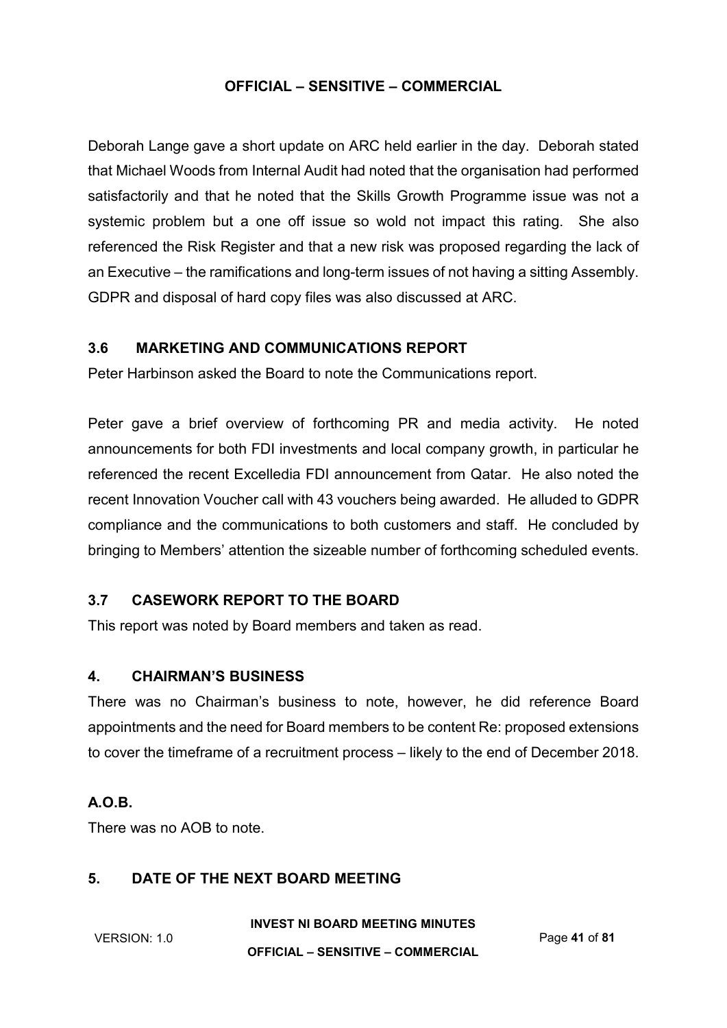Deborah Lange gave a short update on ARC held earlier in the day. Deborah stated that Michael Woods from Internal Audit had noted that the organisation had performed satisfactorily and that he noted that the Skills Growth Programme issue was not a systemic problem but a one off issue so wold not impact this rating. She also referenced the Risk Register and that a new risk was proposed regarding the lack of an Executive – the ramifications and long-term issues of not having a sitting Assembly. GDPR and disposal of hard copy files was also discussed at ARC.

### 3.6 MARKETING AND COMMUNICATIONS REPORT

Peter Harbinson asked the Board to note the Communications report.

Peter gave a brief overview of forthcoming PR and media activity. He noted announcements for both FDI investments and local company growth, in particular he referenced the recent Excelledia FDI announcement from Qatar. He also noted the recent Innovation Voucher call with 43 vouchers being awarded. He alluded to GDPR compliance and the communications to both customers and staff. He concluded by bringing to Members' attention the sizeable number of forthcoming scheduled events.

### 3.7 CASEWORK REPORT TO THE BOARD

This report was noted by Board members and taken as read.

## 4. CHAIRMAN'S BUSINESS

There was no Chairman's business to note, however, he did reference Board appointments and the need for Board members to be content Re: proposed extensions to cover the timeframe of a recruitment process – likely to the end of December 2018.

## A.O.B.

There was no AOB to note.

## 5. DATE OF THE NEXT BOARD MEETING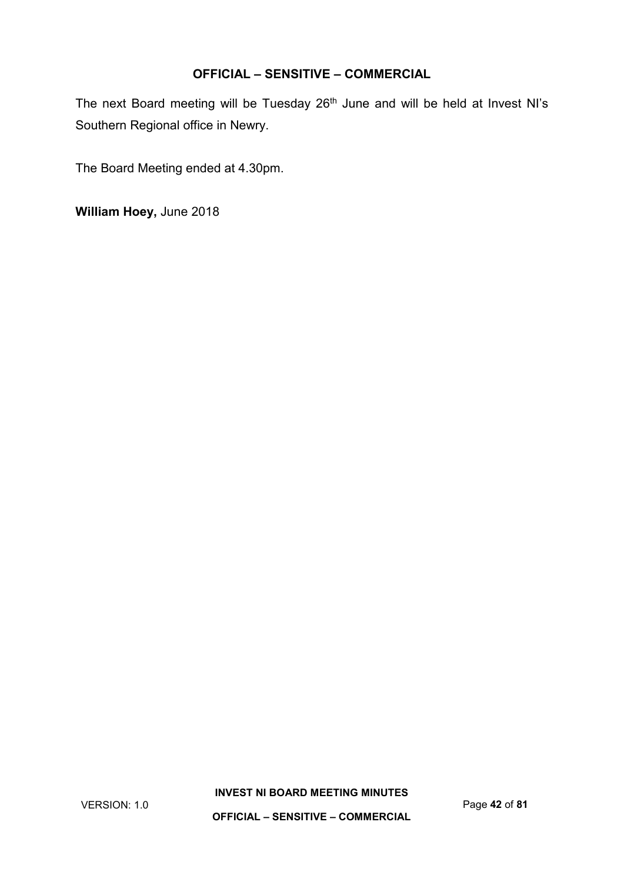The next Board meeting will be Tuesday 26th June and will be held at Invest NI's Southern Regional office in Newry.

The Board Meeting ended at 4.30pm.

**William Hoey,** June 2018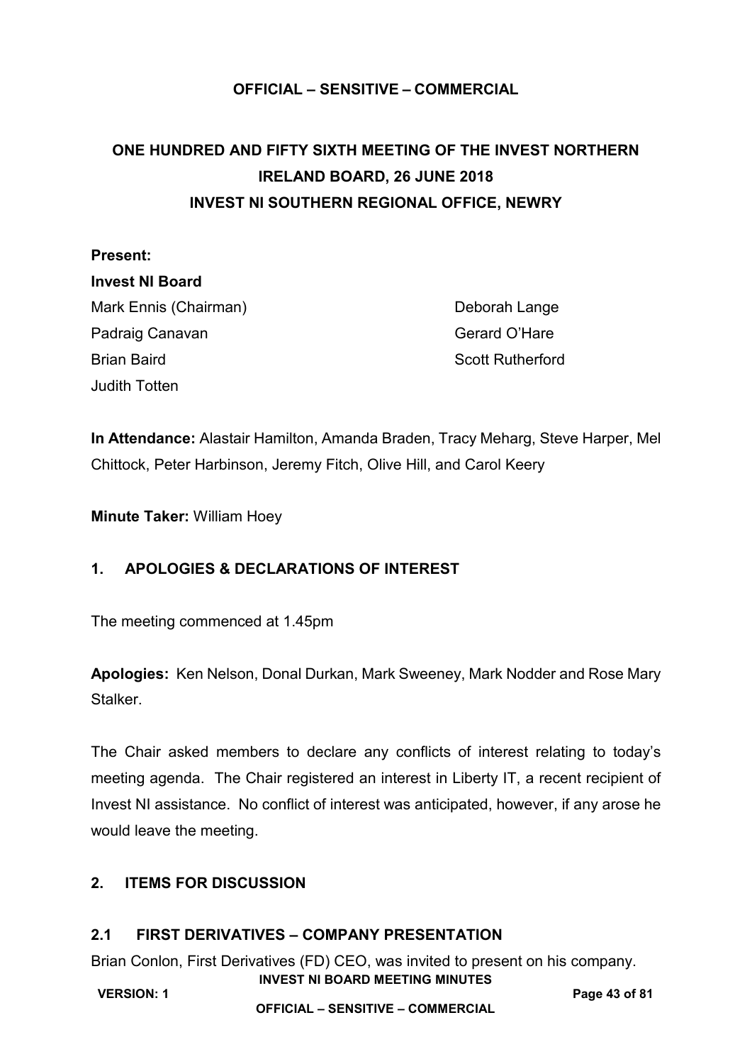**OFFICIAL – SENSITIVE – COMMERCIAL**

# ONE HUNDRED AND FIFTY SIXTH MEETING OF THE INVEST NORTHERN IRELAND BOARD, 26 JUNE 2018 INVEST NI SOUTHERN REGIONAL OFFICE, NEWRY

**Present:**

**Invest NI Board**

Mark Ennis (Chairman)
Padraig Canavan
Brian Baird
Judith Totten
Deborah Lange
Gerard O'Hare
Scott Rutherford

**In Attendance:** Alastair Hamilton, Amanda Braden, Tracy Meharg, Steve Harper, Mel Chittock, Peter Harbinson, Jeremy Fitch, Olive Hill, and Carol Keery

**Minute Taker:** William Hoey

## 1. APOLOGIES & DECLARATIONS OF INTEREST

The meeting commenced at 1.45pm

**Apologies:** Ken Nelson, Donal Durkan, Mark Sweeney, Mark Nodder and Rose Mary Stalker.

The Chair asked members to declare any conflicts of interest relating to today's meeting agenda. The Chair registered an interest in Liberty IT, a recent recipient of Invest NI assistance. No conflict of interest was anticipated, however, if any arose he would leave the meeting.

## 2. ITEMS FOR DISCUSSION

### 2.1 FIRST DERIVATIVES – COMPANY PRESENTATION

Brian Conlon, First Derivatives (FD) CEO, was invited to present on his company.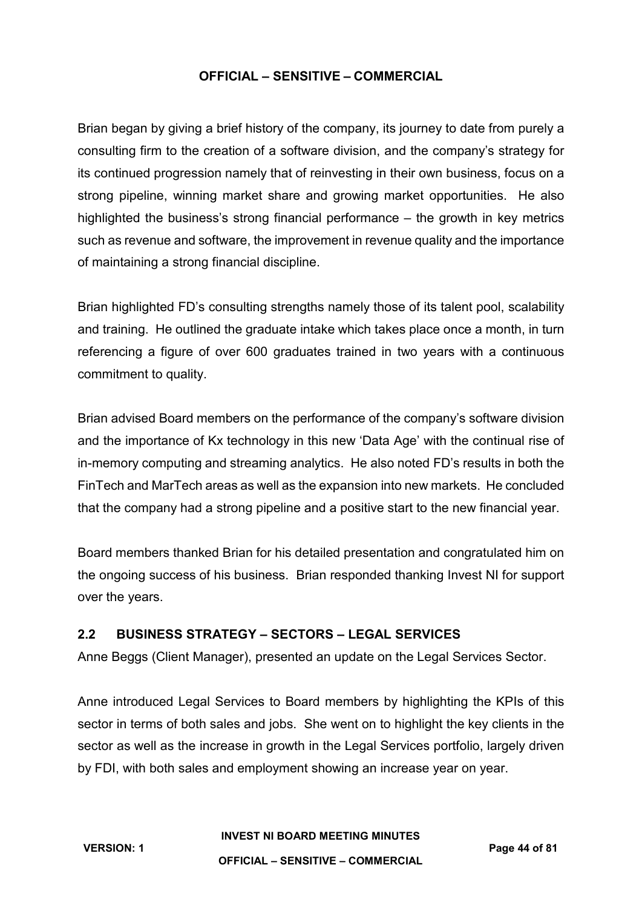Brian began by giving a brief history of the company, its journey to date from purely a consulting firm to the creation of a software division, and the company's strategy for its continued progression namely that of reinvesting in their own business, focus on a strong pipeline, winning market share and growing market opportunities. He also highlighted the business's strong financial performance – the growth in key metrics such as revenue and software, the improvement in revenue quality and the importance of maintaining a strong financial discipline.

Brian highlighted FD's consulting strengths namely those of its talent pool, scalability and training. He outlined the graduate intake which takes place once a month, in turn referencing a figure of over 600 graduates trained in two years with a continuous commitment to quality.

Brian advised Board members on the performance of the company's software division and the importance of Kx technology in this new 'Data Age' with the continual rise of in-memory computing and streaming analytics. He also noted FD's results in both the FinTech and MarTech areas as well as the expansion into new markets. He concluded that the company had a strong pipeline and a positive start to the new financial year.

Board members thanked Brian for his detailed presentation and congratulated him on the ongoing success of his business. Brian responded thanking Invest NI for support over the years.

## 2.2 BUSINESS STRATEGY – SECTORS – LEGAL SERVICES

Anne Beggs (Client Manager), presented an update on the Legal Services Sector.

Anne introduced Legal Services to Board members by highlighting the KPIs of this sector in terms of both sales and jobs. She went on to highlight the key clients in the sector as well as the increase in growth in the Legal Services portfolio, largely driven by FDI, with both sales and employment showing an increase year on year.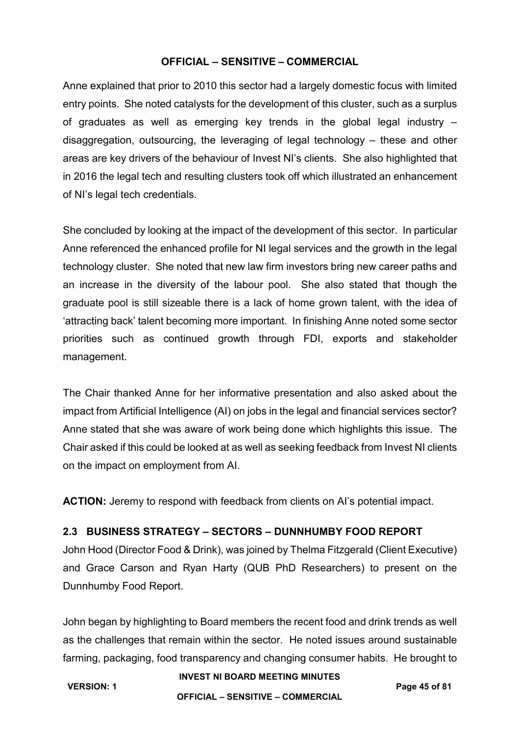Anne explained that prior to 2010 this sector had a largely domestic focus with limited entry points. She noted catalysts for the development of this cluster, such as a surplus of graduates as well as emerging key trends in the global legal industry – disaggregation, outsourcing, the leveraging of legal technology – these and other areas are key drivers of the behaviour of Invest NI's clients. She also highlighted that in 2016 the legal tech and resulting clusters took off which illustrated an enhancement of NI's legal tech credentials.

She concluded by looking at the impact of the development of this sector. In particular Anne referenced the enhanced profile for NI legal services and the growth in the legal technology cluster. She noted that new law firm investors bring new career paths and an increase in the diversity of the labour pool. She also stated that though the graduate pool is still sizeable there is a lack of home grown talent, with the idea of 'attracting back' talent becoming more important. In finishing Anne noted some sector priorities such as continued growth through FDI, exports and stakeholder management.

The Chair thanked Anne for her informative presentation and also asked about the impact from Artificial Intelligence (AI) on jobs in the legal and financial services sector? Anne stated that she was aware of work being done which highlights this issue. The Chair asked if this could be looked at as well as seeking feedback from Invest NI clients on the impact on employment from AI.

**ACTION:** Jeremy to respond with feedback from clients on AI's potential impact.

## 2.3 BUSINESS STRATEGY – SECTORS – DUNNHUMBY FOOD REPORT

John Hood (Director Food & Drink), was joined by Thelma Fitzgerald (Client Executive) and Grace Carson and Ryan Harty (QUB PhD Researchers) to present on the Dunnhumby Food Report.

John began by highlighting to Board members the recent food and drink trends as well as the challenges that remain within the sector. He noted issues around sustainable farming, packaging, food transparency and changing consumer habits. He brought to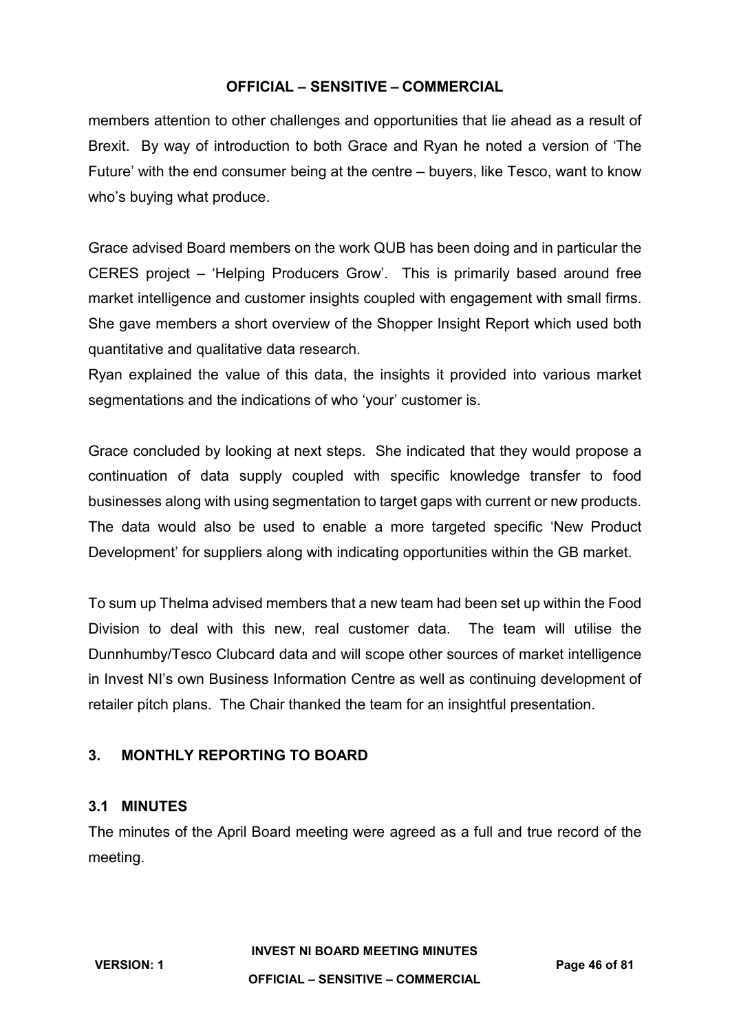members attention to other challenges and opportunities that lie ahead as a result of Brexit. By way of introduction to both Grace and Ryan he noted a version of 'The Future' with the end consumer being at the centre – buyers, like Tesco, want to know who's buying what produce.

Grace advised Board members on the work QUB has been doing and in particular the CERES project – 'Helping Producers Grow'. This is primarily based around free market intelligence and customer insights coupled with engagement with small firms. She gave members a short overview of the Shopper Insight Report which used both quantitative and qualitative data research.

Ryan explained the value of this data, the insights it provided into various market segmentations and the indications of who 'your' customer is.

Grace concluded by looking at next steps. She indicated that they would propose a continuation of data supply coupled with specific knowledge transfer to food businesses along with using segmentation to target gaps with current or new products. The data would also be used to enable a more targeted specific 'New Product Development' for suppliers along with indicating opportunities within the GB market.

To sum up Thelma advised members that a new team had been set up within the Food Division to deal with this new, real customer data. The team will utilise the Dunnhumby/Tesco Clubcard data and will scope other sources of market intelligence in Invest NI's own Business Information Centre as well as continuing development of retailer pitch plans. The Chair thanked the team for an insightful presentation.

## 3. MONTHLY REPORTING TO BOARD

### 3.1 MINUTES

The minutes of the April Board meeting were agreed as a full and true record of the meeting.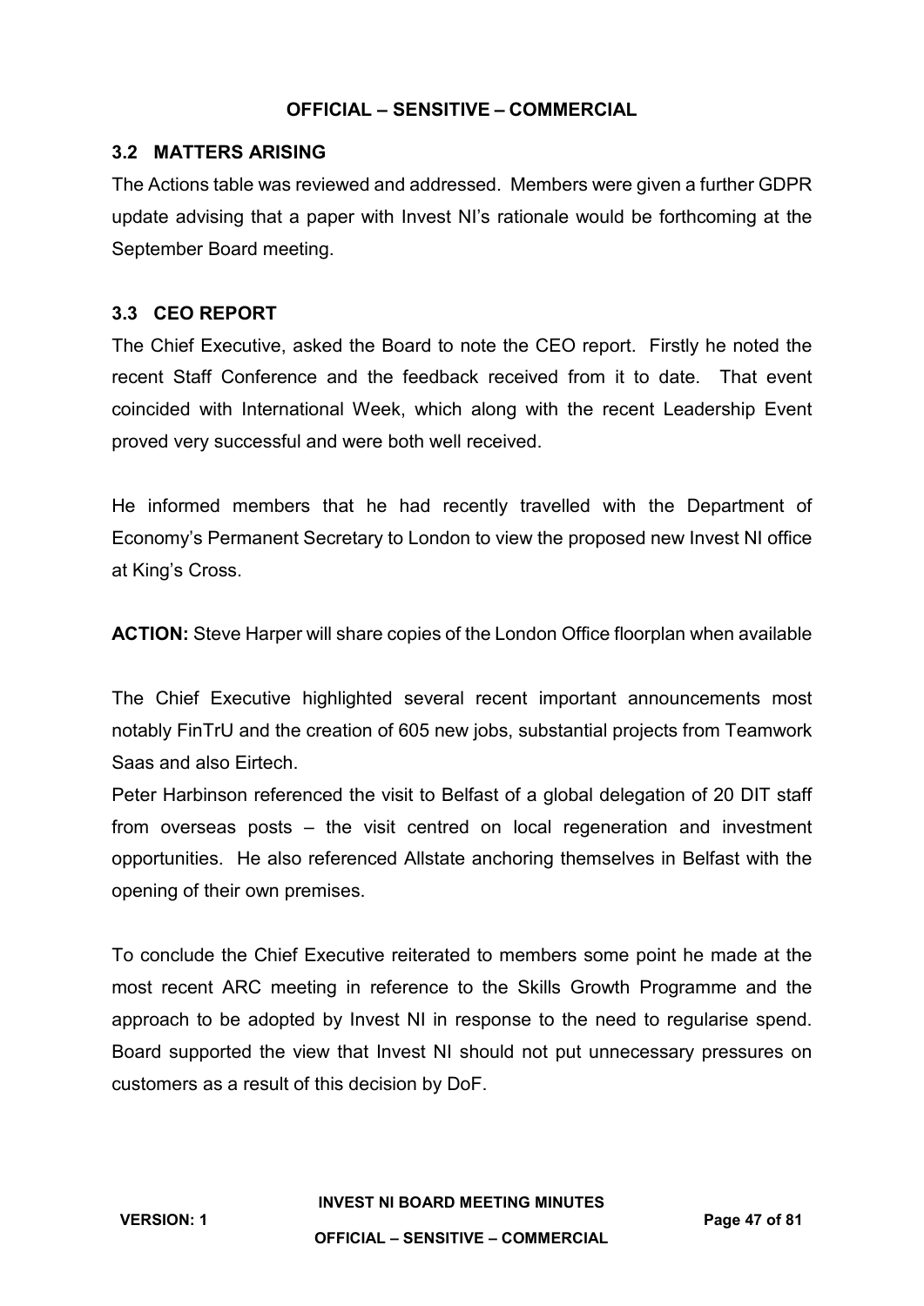### 3.2 MATTERS ARISING

The Actions table was reviewed and addressed. Members were given a further GDPR update advising that a paper with Invest NI's rationale would be forthcoming at the September Board meeting.

### 3.3 CEO REPORT

The Chief Executive, asked the Board to note the CEO report. Firstly he noted the recent Staff Conference and the feedback received from it to date. That event coincided with International Week, which along with the recent Leadership Event proved very successful and were both well received.

He informed members that he had recently travelled with the Department of Economy's Permanent Secretary to London to view the proposed new Invest NI office at King's Cross.

**ACTION:** Steve Harper will share copies of the London Office floorplan when available

The Chief Executive highlighted several recent important announcements most notably FinTrU and the creation of 605 new jobs, substantial projects from Teamwork Saas and also Eirtech.

Peter Harbinson referenced the visit to Belfast of a global delegation of 20 DIT staff from overseas posts – the visit centred on local regeneration and investment opportunities. He also referenced Allstate anchoring themselves in Belfast with the opening of their own premises.

To conclude the Chief Executive reiterated to members some point he made at the most recent ARC meeting in reference to the Skills Growth Programme and the approach to be adopted by Invest NI in response to the need to regularise spend. Board supported the view that Invest NI should not put unnecessary pressures on customers as a result of this decision by DoF.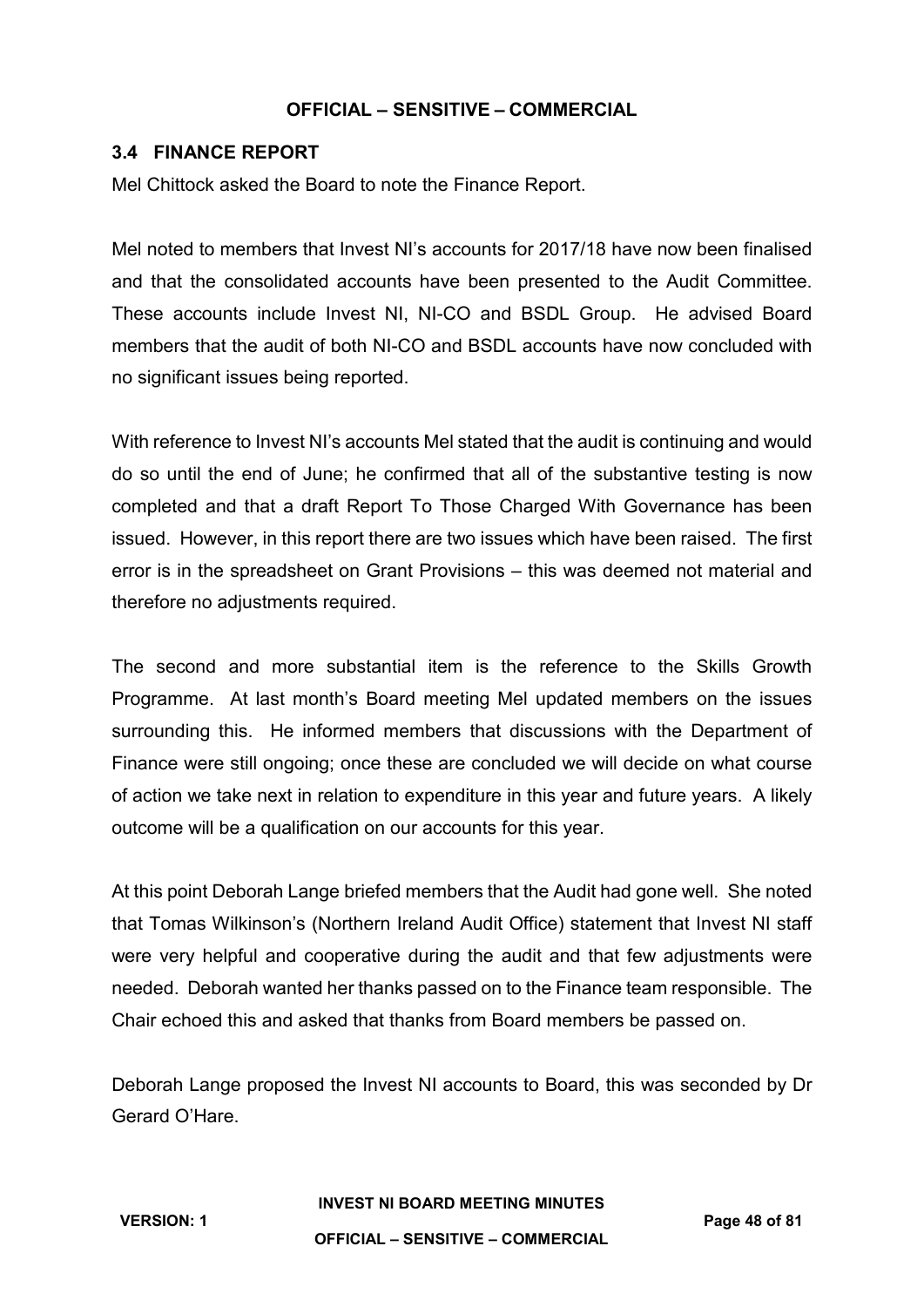### 3.4 FINANCE REPORT

Mel Chittock asked the Board to note the Finance Report.

Mel noted to members that Invest NI's accounts for 2017/18 have now been finalised and that the consolidated accounts have been presented to the Audit Committee. These accounts include Invest NI, NI-CO and BSDL Group. He advised Board members that the audit of both NI-CO and BSDL accounts have now concluded with no significant issues being reported.

With reference to Invest NI's accounts Mel stated that the audit is continuing and would do so until the end of June; he confirmed that all of the substantive testing is now completed and that a draft Report To Those Charged With Governance has been issued. However, in this report there are two issues which have been raised. The first error is in the spreadsheet on Grant Provisions – this was deemed not material and therefore no adjustments required.

The second and more substantial item is the reference to the Skills Growth Programme. At last month's Board meeting Mel updated members on the issues surrounding this. He informed members that discussions with the Department of Finance were still ongoing; once these are concluded we will decide on what course of action we take next in relation to expenditure in this year and future years. A likely outcome will be a qualification on our accounts for this year.

At this point Deborah Lange briefed members that the Audit had gone well. She noted that Tomas Wilkinson's (Northern Ireland Audit Office) statement that Invest NI staff were very helpful and cooperative during the audit and that few adjustments were needed. Deborah wanted her thanks passed on to the Finance team responsible. The Chair echoed this and asked that thanks from Board members be passed on.

Deborah Lange proposed the Invest NI accounts to Board, this was seconded by Dr Gerard O'Hare.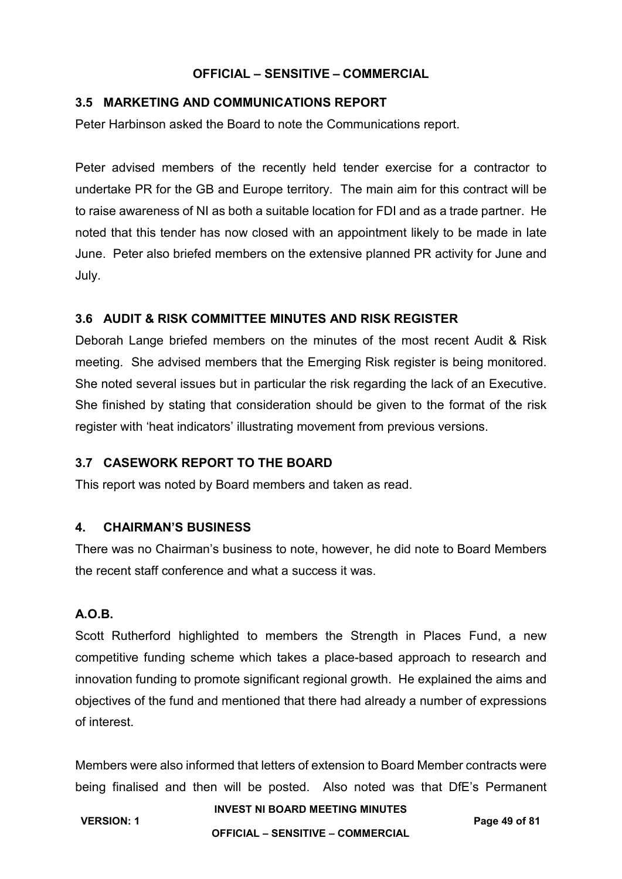## 3.5 MARKETING AND COMMUNICATIONS REPORT

Peter Harbinson asked the Board to note the Communications report.

Peter advised members of the recently held tender exercise for a contractor to undertake PR for the GB and Europe territory. The main aim for this contract will be to raise awareness of NI as both a suitable location for FDI and as a trade partner. He noted that this tender has now closed with an appointment likely to be made in late June. Peter also briefed members on the extensive planned PR activity for June and July.

## 3.6 AUDIT & RISK COMMITTEE MINUTES AND RISK REGISTER

Deborah Lange briefed members on the minutes of the most recent Audit & Risk meeting. She advised members that the Emerging Risk register is being monitored. She noted several issues but in particular the risk regarding the lack of an Executive. She finished by stating that consideration should be given to the format of the risk register with 'heat indicators' illustrating movement from previous versions.

## 3.7 CASEWORK REPORT TO THE BOARD

This report was noted by Board members and taken as read.

## 4. CHAIRMAN'S BUSINESS

There was no Chairman's business to note, however, he did note to Board Members the recent staff conference and what a success it was.

## A.O.B.

Scott Rutherford highlighted to members the Strength in Places Fund, a new competitive funding scheme which takes a place-based approach to research and innovation funding to promote significant regional growth. He explained the aims and objectives of the fund and mentioned that there had already a number of expressions of interest.

Members were also informed that letters of extension to Board Member contracts were being finalised and then will be posted. Also noted was that DfE's Permanent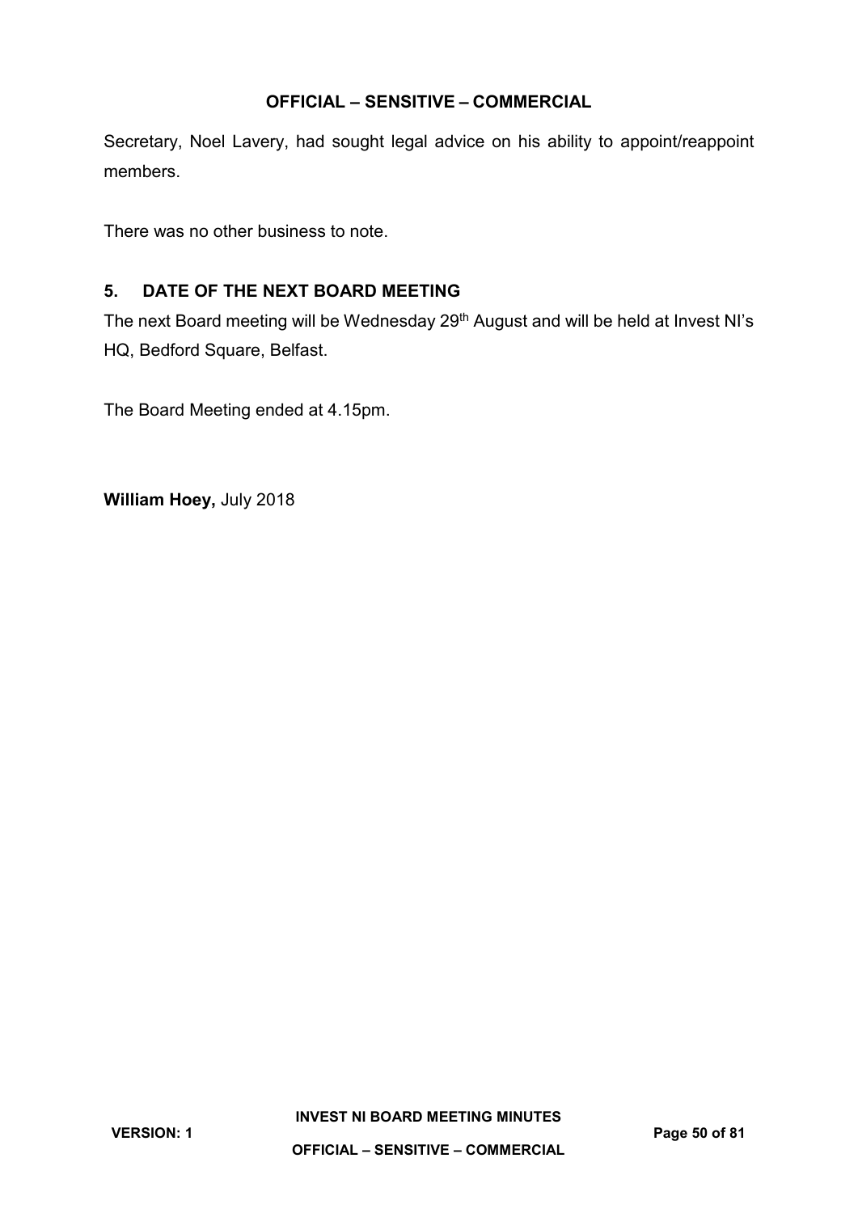Secretary, Noel Lavery, had sought legal advice on his ability to appoint/reappoint members.

There was no other business to note.

## 5. DATE OF THE NEXT BOARD MEETING

The next Board meeting will be Wednesday 29th August and will be held at Invest NI's HQ, Bedford Square, Belfast.

The Board Meeting ended at 4.15pm.

**William Hoey,** July 2018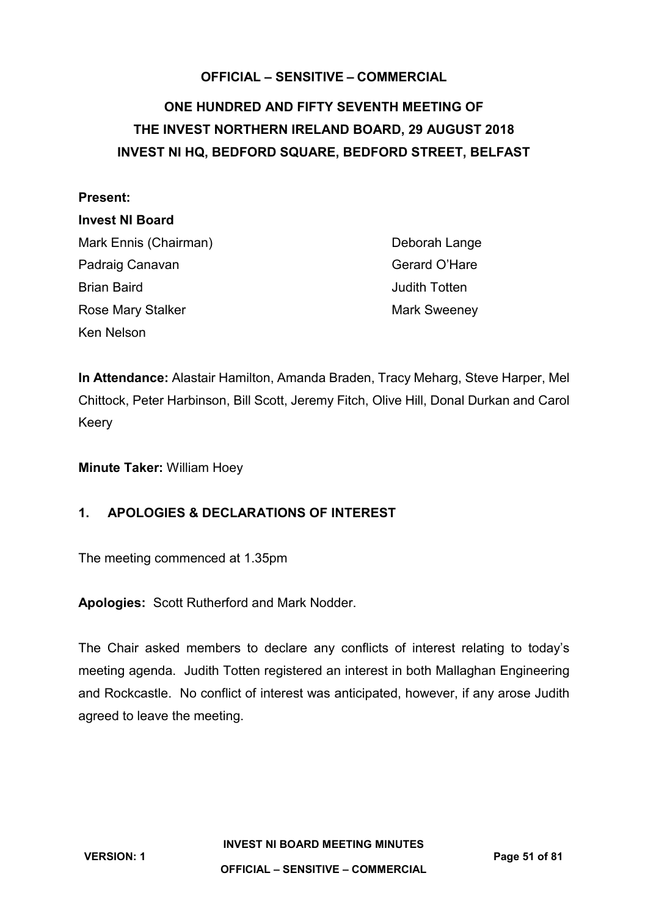**OFFICIAL – SENSITIVE – COMMERCIAL**

# ONE HUNDRED AND FIFTY SEVENTH MEETING OF THE INVEST NORTHERN IRELAND BOARD, 29 AUGUST 2018 INVEST NI HQ, BEDFORD SQUARE, BEDFORD STREET, BELFAST

**Present:**

**Invest NI Board**

Mark Ennis (Chairman)
Padraig Canavan
Brian Baird
Rose Mary Stalker
Ken Nelson
Deborah Lange
Gerard O'Hare
Judith Totten
Mark Sweeney

**In Attendance:** Alastair Hamilton, Amanda Braden, Tracy Meharg, Steve Harper, Mel Chittock, Peter Harbinson, Bill Scott, Jeremy Fitch, Olive Hill, Donal Durkan and Carol Keery

**Minute Taker:** William Hoey

## 1. APOLOGIES & DECLARATIONS OF INTEREST

The meeting commenced at 1.35pm

**Apologies:** Scott Rutherford and Mark Nodder.

The Chair asked members to declare any conflicts of interest relating to today's meeting agenda. Judith Totten registered an interest in both Mallaghan Engineering and Rockcastle. No conflict of interest was anticipated, however, if any arose Judith agreed to leave the meeting.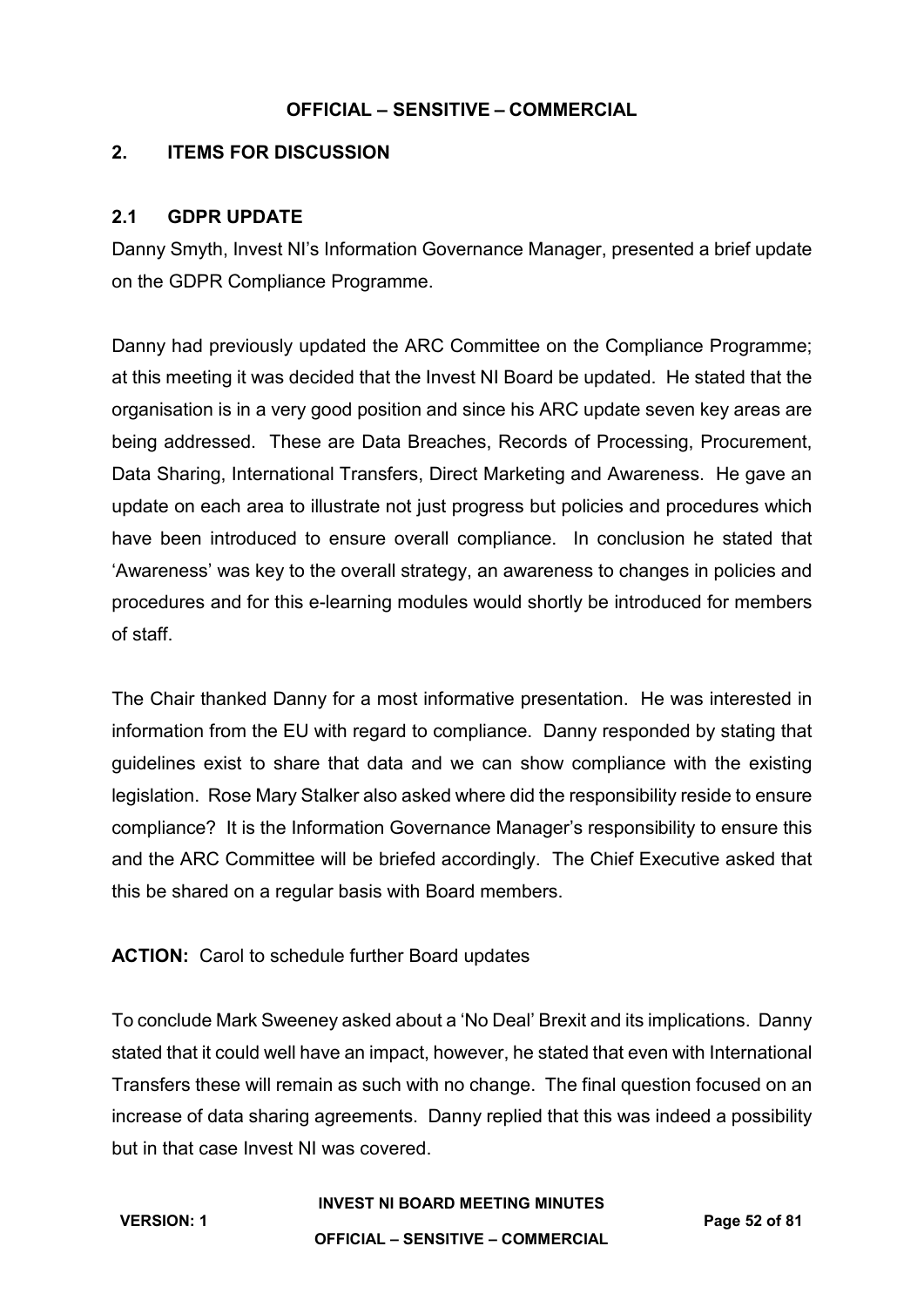## 2. ITEMS FOR DISCUSSION

### 2.1 GDPR UPDATE

Danny Smyth, Invest NI's Information Governance Manager, presented a brief update on the GDPR Compliance Programme.

Danny had previously updated the ARC Committee on the Compliance Programme; at this meeting it was decided that the Invest NI Board be updated. He stated that the organisation is in a very good position and since his ARC update seven key areas are being addressed. These are Data Breaches, Records of Processing, Procurement, Data Sharing, International Transfers, Direct Marketing and Awareness. He gave an update on each area to illustrate not just progress but policies and procedures which have been introduced to ensure overall compliance. In conclusion he stated that 'Awareness' was key to the overall strategy, an awareness to changes in policies and procedures and for this e-learning modules would shortly be introduced for members of staff.

The Chair thanked Danny for a most informative presentation. He was interested in information from the EU with regard to compliance. Danny responded by stating that guidelines exist to share that data and we can show compliance with the existing legislation. Rose Mary Stalker also asked where did the responsibility reside to ensure compliance? It is the Information Governance Manager's responsibility to ensure this and the ARC Committee will be briefed accordingly. The Chief Executive asked that this be shared on a regular basis with Board members.

**ACTION:** Carol to schedule further Board updates

To conclude Mark Sweeney asked about a 'No Deal' Brexit and its implications. Danny stated that it could well have an impact, however, he stated that even with International Transfers these will remain as such with no change. The final question focused on an increase of data sharing agreements. Danny replied that this was indeed a possibility but in that case Invest NI was covered.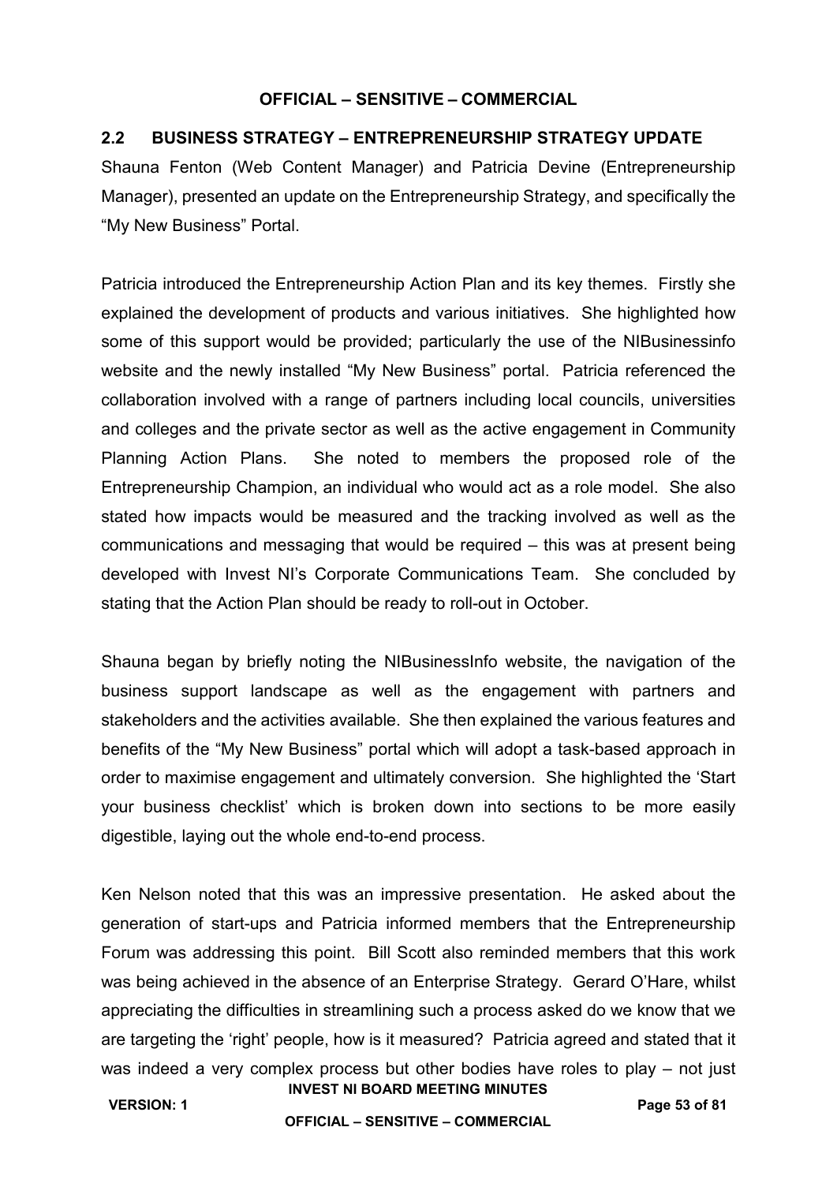## 2.2 BUSINESS STRATEGY – ENTREPRENEURSHIP STRATEGY UPDATE

Shauna Fenton (Web Content Manager) and Patricia Devine (Entrepreneurship Manager), presented an update on the Entrepreneurship Strategy, and specifically the "My New Business" Portal.

Patricia introduced the Entrepreneurship Action Plan and its key themes. Firstly she explained the development of products and various initiatives. She highlighted how some of this support would be provided; particularly the use of the NIBusinessinfo website and the newly installed "My New Business" portal. Patricia referenced the collaboration involved with a range of partners including local councils, universities and colleges and the private sector as well as the active engagement in Community Planning Action Plans. She noted to members the proposed role of the Entrepreneurship Champion, an individual who would act as a role model. She also stated how impacts would be measured and the tracking involved as well as the communications and messaging that would be required – this was at present being developed with Invest NI's Corporate Communications Team. She concluded by stating that the Action Plan should be ready to roll-out in October.

Shauna began by briefly noting the NIBusinessInfo website, the navigation of the business support landscape as well as the engagement with partners and stakeholders and the activities available. She then explained the various features and benefits of the "My New Business" portal which will adopt a task-based approach in order to maximise engagement and ultimately conversion. She highlighted the 'Start your business checklist' which is broken down into sections to be more easily digestible, laying out the whole end-to-end process.

Ken Nelson noted that this was an impressive presentation. He asked about the generation of start-ups and Patricia informed members that the Entrepreneurship Forum was addressing this point. Bill Scott also reminded members that this work was being achieved in the absence of an Enterprise Strategy. Gerard O'Hare, whilst appreciating the difficulties in streamlining such a process asked do we know that we are targeting the 'right' people, how is it measured? Patricia agreed and stated that it was indeed a very complex process but other bodies have roles to play – not just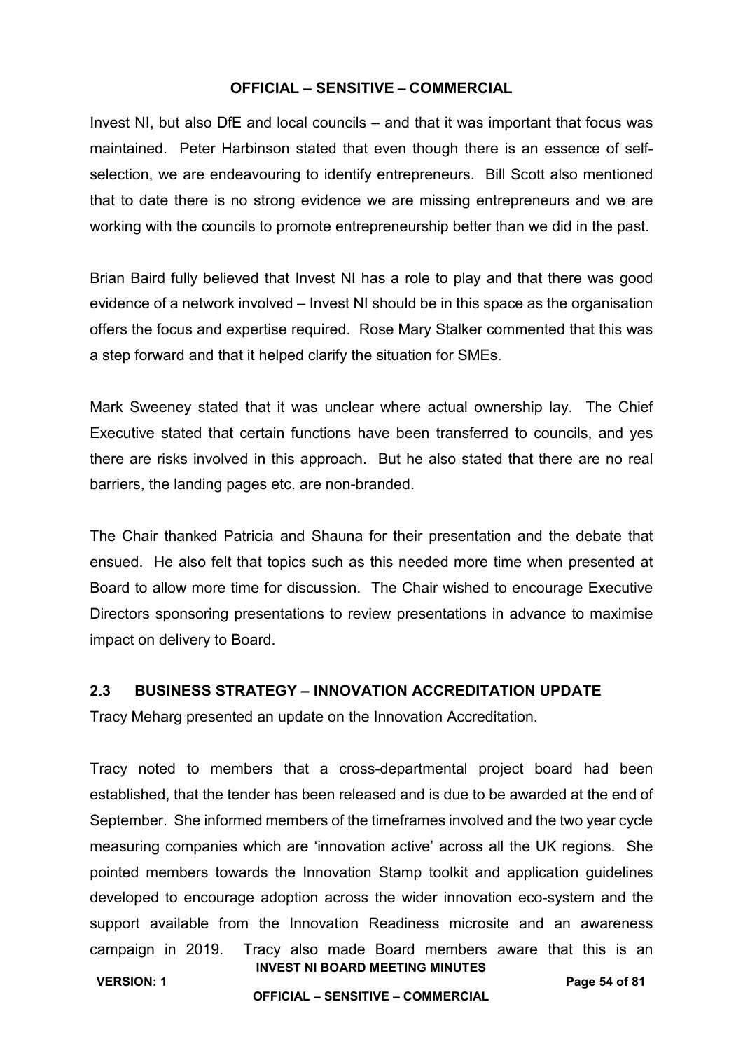Invest NI, but also DfE and local councils – and that it was important that focus was maintained. Peter Harbinson stated that even though there is an essence of self-selection, we are endeavouring to identify entrepreneurs. Bill Scott also mentioned that to date there is no strong evidence we are missing entrepreneurs and we are working with the councils to promote entrepreneurship better than we did in the past.

Brian Baird fully believed that Invest NI has a role to play and that there was good evidence of a network involved – Invest NI should be in this space as the organisation offers the focus and expertise required. Rose Mary Stalker commented that this was a step forward and that it helped clarify the situation for SMEs.

Mark Sweeney stated that it was unclear where actual ownership lay. The Chief Executive stated that certain functions have been transferred to councils, and yes there are risks involved in this approach. But he also stated that there are no real barriers, the landing pages etc. are non-branded.

The Chair thanked Patricia and Shauna for their presentation and the debate that ensued. He also felt that topics such as this needed more time when presented at Board to allow more time for discussion. The Chair wished to encourage Executive Directors sponsoring presentations to review presentations in advance to maximise impact on delivery to Board.

## 2.3 BUSINESS STRATEGY – INNOVATION ACCREDITATION UPDATE

Tracy Meharg presented an update on the Innovation Accreditation.

Tracy noted to members that a cross-departmental project board had been established, that the tender has been released and is due to be awarded at the end of September. She informed members of the timeframes involved and the two year cycle measuring companies which are 'innovation active' across all the UK regions. She pointed members towards the Innovation Stamp toolkit and application guidelines developed to encourage adoption across the wider innovation eco-system and the support available from the Innovation Readiness microsite and an awareness campaign in 2019. Tracy also made Board members aware that this is an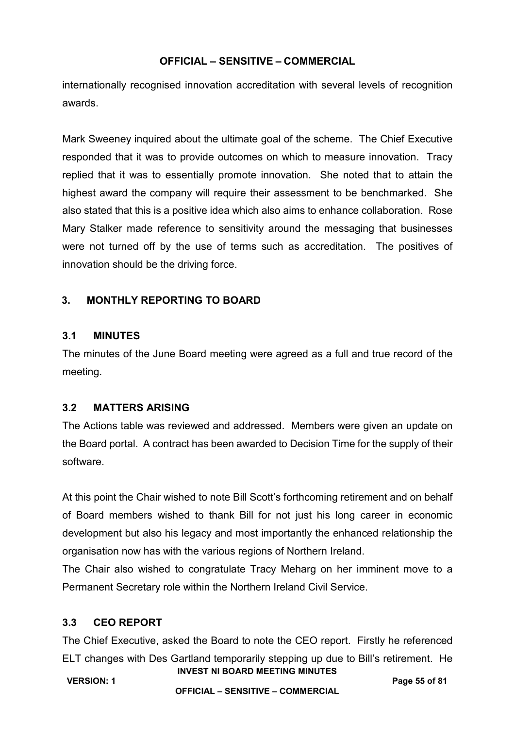internationally recognised innovation accreditation with several levels of recognition awards.

Mark Sweeney inquired about the ultimate goal of the scheme. The Chief Executive responded that it was to provide outcomes on which to measure innovation. Tracy replied that it was to essentially promote innovation. She noted that to attain the highest award the company will require their assessment to be benchmarked. She also stated that this is a positive idea which also aims to enhance collaboration. Rose Mary Stalker made reference to sensitivity around the messaging that businesses were not turned off by the use of terms such as accreditation. The positives of innovation should be the driving force.

## 3. MONTHLY REPORTING TO BOARD

### 3.1 MINUTES

The minutes of the June Board meeting were agreed as a full and true record of the meeting.

### 3.2 MATTERS ARISING

The Actions table was reviewed and addressed. Members were given an update on the Board portal. A contract has been awarded to Decision Time for the supply of their software.

At this point the Chair wished to note Bill Scott's forthcoming retirement and on behalf of Board members wished to thank Bill for not just his long career in economic development but also his legacy and most importantly the enhanced relationship the organisation now has with the various regions of Northern Ireland.

The Chair also wished to congratulate Tracy Meharg on her imminent move to a Permanent Secretary role within the Northern Ireland Civil Service.

### 3.3 CEO REPORT

The Chief Executive, asked the Board to note the CEO report. Firstly he referenced ELT changes with Des Gartland temporarily stepping up due to Bill's retirement. He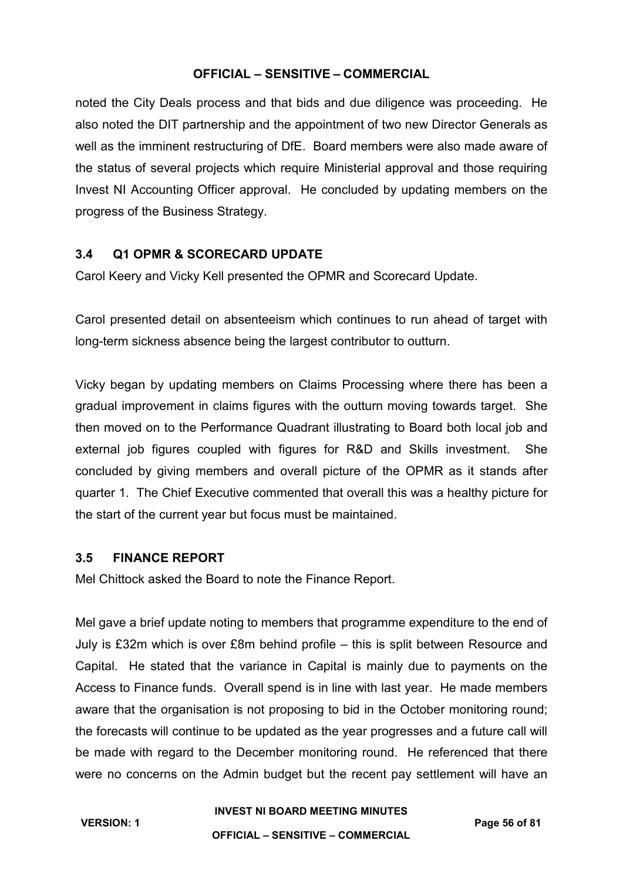noted the City Deals process and that bids and due diligence was proceeding. He also noted the DIT partnership and the appointment of two new Director Generals as well as the imminent restructuring of DfE. Board members were also made aware of the status of several projects which require Ministerial approval and those requiring Invest NI Accounting Officer approval. He concluded by updating members on the progress of the Business Strategy.

### 3.4 Q1 OPMR & SCORECARD UPDATE

Carol Keery and Vicky Kell presented the OPMR and Scorecard Update.

Carol presented detail on absenteeism which continues to run ahead of target with long-term sickness absence being the largest contributor to outturn.

Vicky began by updating members on Claims Processing where there has been a gradual improvement in claims figures with the outturn moving towards target. She then moved on to the Performance Quadrant illustrating to Board both local job and external job figures coupled with figures for R&D and Skills investment. She concluded by giving members and overall picture of the OPMR as it stands after quarter 1. The Chief Executive commented that overall this was a healthy picture for the start of the current year but focus must be maintained.

### 3.5 FINANCE REPORT

Mel Chittock asked the Board to note the Finance Report.

Mel gave a brief update noting to members that programme expenditure to the end of July is £32m which is over £8m behind profile – this is split between Resource and Capital. He stated that the variance in Capital is mainly due to payments on the Access to Finance funds. Overall spend is in line with last year. He made members aware that the organisation is not proposing to bid in the October monitoring round; the forecasts will continue to be updated as the year progresses and a future call will be made with regard to the December monitoring round. He referenced that there were no concerns on the Admin budget but the recent pay settlement will have an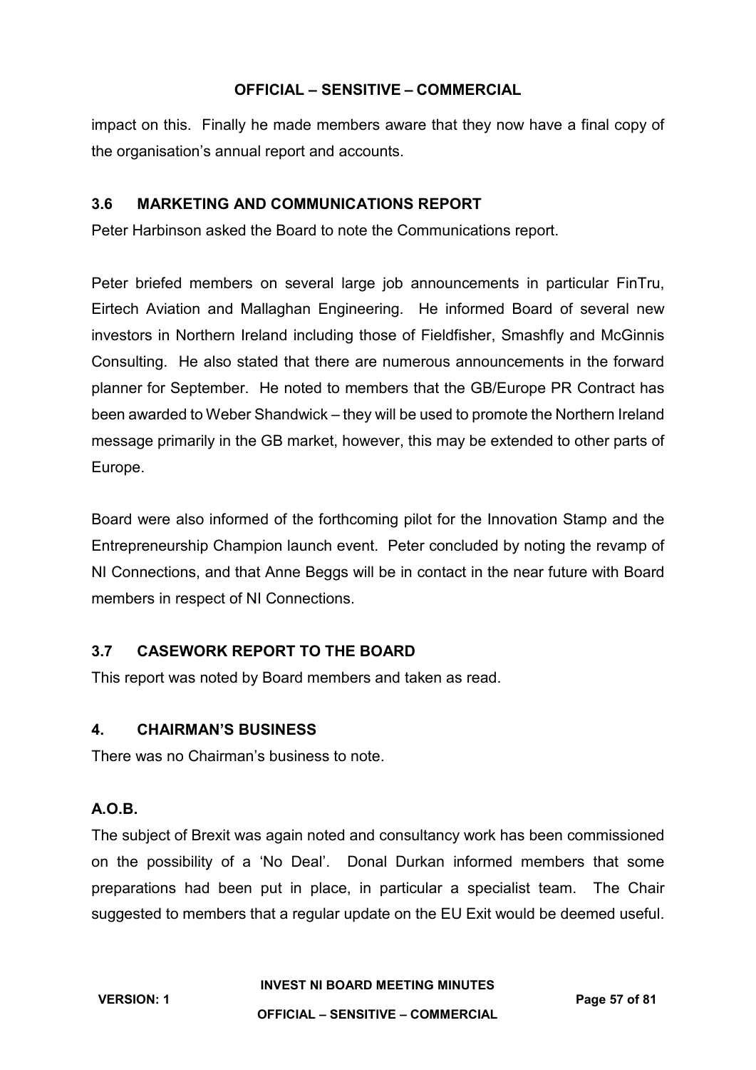impact on this. Finally he made members aware that they now have a final copy of the organisation's annual report and accounts.

## 3.6 MARKETING AND COMMUNICATIONS REPORT

Peter Harbinson asked the Board to note the Communications report.

Peter briefed members on several large job announcements in particular FinTru, Eirtech Aviation and Mallaghan Engineering. He informed Board of several new investors in Northern Ireland including those of Fieldfisher, Smashfly and McGinnis Consulting. He also stated that there are numerous announcements in the forward planner for September. He noted to members that the GB/Europe PR Contract has been awarded to Weber Shandwick – they will be used to promote the Northern Ireland message primarily in the GB market, however, this may be extended to other parts of Europe.

Board were also informed of the forthcoming pilot for the Innovation Stamp and the Entrepreneurship Champion launch event. Peter concluded by noting the revamp of NI Connections, and that Anne Beggs will be in contact in the near future with Board members in respect of NI Connections.

## 3.7 CASEWORK REPORT TO THE BOARD

This report was noted by Board members and taken as read.

## 4. CHAIRMAN'S BUSINESS

There was no Chairman's business to note.

## A.O.B.

The subject of Brexit was again noted and consultancy work has been commissioned on the possibility of a 'No Deal'. Donal Durkan informed members that some preparations had been put in place, in particular a specialist team. The Chair suggested to members that a regular update on the EU Exit would be deemed useful.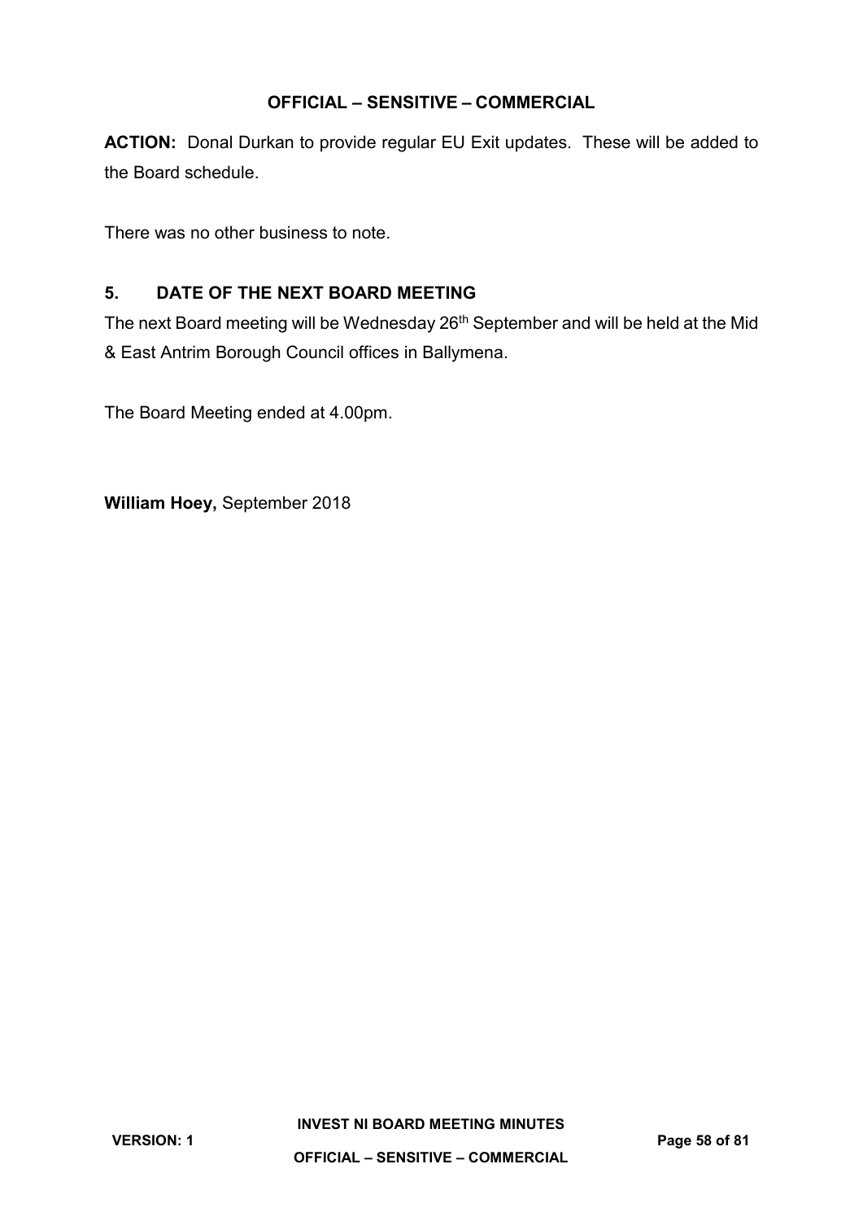**ACTION:** Donal Durkan to provide regular EU Exit updates. These will be added to the Board schedule.

There was no other business to note.

## 5. DATE OF THE NEXT BOARD MEETING

The next Board meeting will be Wednesday 26th September and will be held at the Mid & East Antrim Borough Council offices in Ballymena.

The Board Meeting ended at 4.00pm.

**William Hoey,** September 2018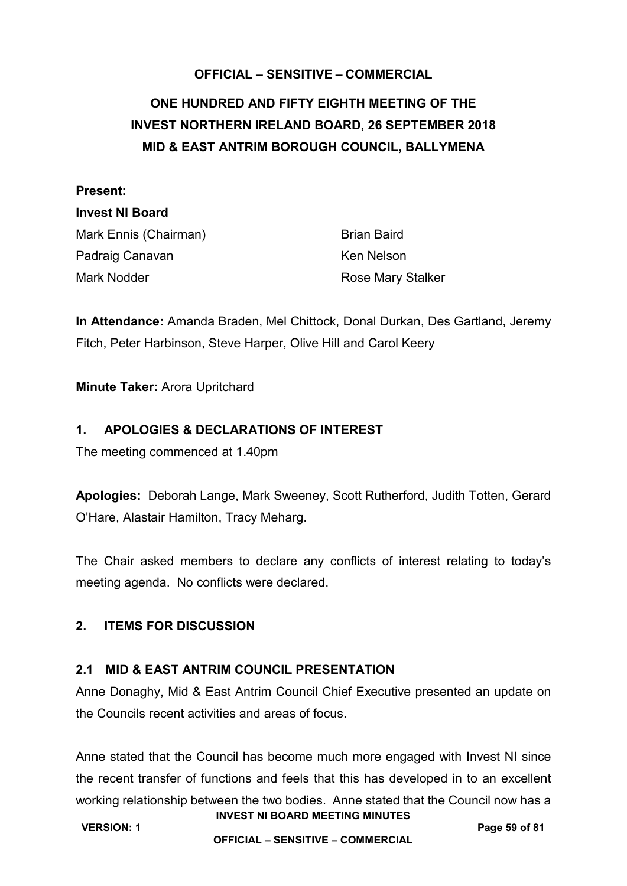**OFFICIAL – SENSITIVE – COMMERCIAL**

# ONE HUNDRED AND FIFTY EIGHTH MEETING OF THE INVEST NORTHERN IRELAND BOARD, 26 SEPTEMBER 2018 MID & EAST ANTRIM BOROUGH COUNCIL, BALLYMENA

**Present:**

**Invest NI Board**

Mark Ennis (Chairman)
Brian Baird
Padraig Canavan
Ken Nelson
Mark Nodder
Rose Mary Stalker

**In Attendance:** Amanda Braden, Mel Chittock, Donal Durkan, Des Gartland, Jeremy Fitch, Peter Harbinson, Steve Harper, Olive Hill and Carol Keery

**Minute Taker:** Arora Upritchard

## 1. APOLOGIES & DECLARATIONS OF INTEREST

The meeting commenced at 1.40pm

**Apologies:** Deborah Lange, Mark Sweeney, Scott Rutherford, Judith Totten, Gerard O'Hare, Alastair Hamilton, Tracy Meharg.

The Chair asked members to declare any conflicts of interest relating to today's meeting agenda. No conflicts were declared.

## 2. ITEMS FOR DISCUSSION

### 2.1 MID & EAST ANTRIM COUNCIL PRESENTATION

Anne Donaghy, Mid & East Antrim Council Chief Executive presented an update on the Councils recent activities and areas of focus.

Anne stated that the Council has become much more engaged with Invest NI since the recent transfer of functions and feels that this has developed in to an excellent working relationship between the two bodies. Anne stated that the Council now has a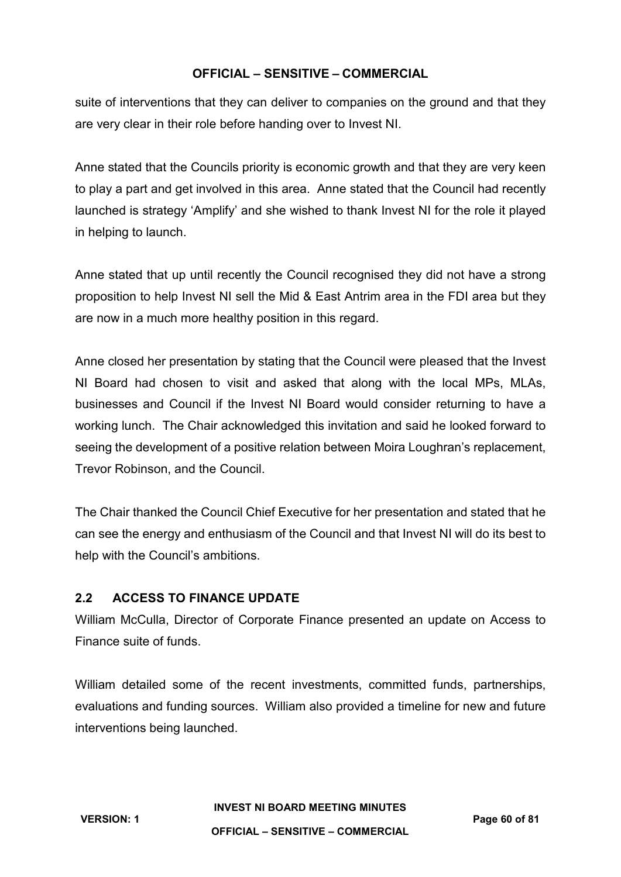suite of interventions that they can deliver to companies on the ground and that they are very clear in their role before handing over to Invest NI.

Anne stated that the Councils priority is economic growth and that they are very keen to play a part and get involved in this area. Anne stated that the Council had recently launched is strategy 'Amplify' and she wished to thank Invest NI for the role it played in helping to launch.

Anne stated that up until recently the Council recognised they did not have a strong proposition to help Invest NI sell the Mid & East Antrim area in the FDI area but they are now in a much more healthy position in this regard.

Anne closed her presentation by stating that the Council were pleased that the Invest NI Board had chosen to visit and asked that along with the local MPs, MLAs, businesses and Council if the Invest NI Board would consider returning to have a working lunch. The Chair acknowledged this invitation and said he looked forward to seeing the development of a positive relation between Moira Loughran's replacement, Trevor Robinson, and the Council.

The Chair thanked the Council Chief Executive for her presentation and stated that he can see the energy and enthusiasm of the Council and that Invest NI will do its best to help with the Council's ambitions.

## 2.2 ACCESS TO FINANCE UPDATE

William McCulla, Director of Corporate Finance presented an update on Access to Finance suite of funds.

William detailed some of the recent investments, committed funds, partnerships, evaluations and funding sources. William also provided a timeline for new and future interventions being launched.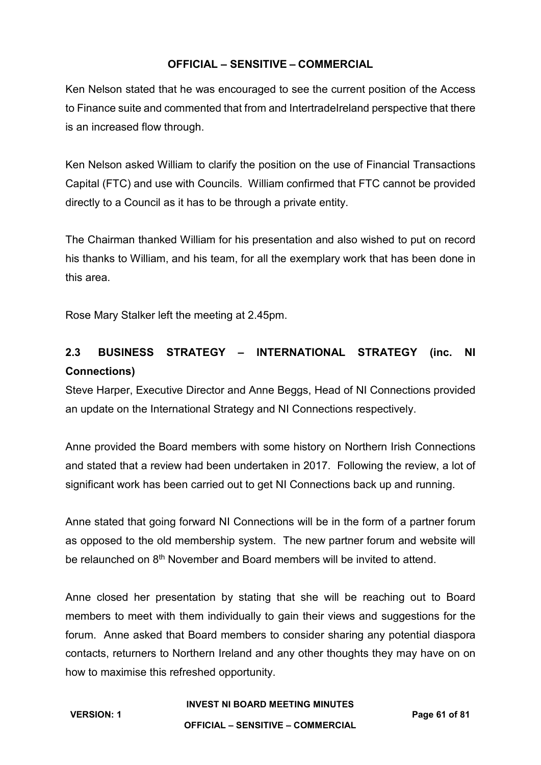Ken Nelson stated that he was encouraged to see the current position of the Access to Finance suite and commented that from and IntertradeIreland perspective that there is an increased flow through.

Ken Nelson asked William to clarify the position on the use of Financial Transactions Capital (FTC) and use with Councils. William confirmed that FTC cannot be provided directly to a Council as it has to be through a private entity.

The Chairman thanked William for his presentation and also wished to put on record his thanks to William, and his team, for all the exemplary work that has been done in this area.

Rose Mary Stalker left the meeting at 2.45pm.

## 2.3 BUSINESS STRATEGY – INTERNATIONAL STRATEGY (inc. NI Connections)

Steve Harper, Executive Director and Anne Beggs, Head of NI Connections provided an update on the International Strategy and NI Connections respectively.

Anne provided the Board members with some history on Northern Irish Connections and stated that a review had been undertaken in 2017. Following the review, a lot of significant work has been carried out to get NI Connections back up and running.

Anne stated that going forward NI Connections will be in the form of a partner forum as opposed to the old membership system. The new partner forum and website will be relaunched on 8th November and Board members will be invited to attend.

Anne closed her presentation by stating that she will be reaching out to Board members to meet with them individually to gain their views and suggestions for the forum. Anne asked that Board members to consider sharing any potential diaspora contacts, returners to Northern Ireland and any other thoughts they may have on on how to maximise this refreshed opportunity.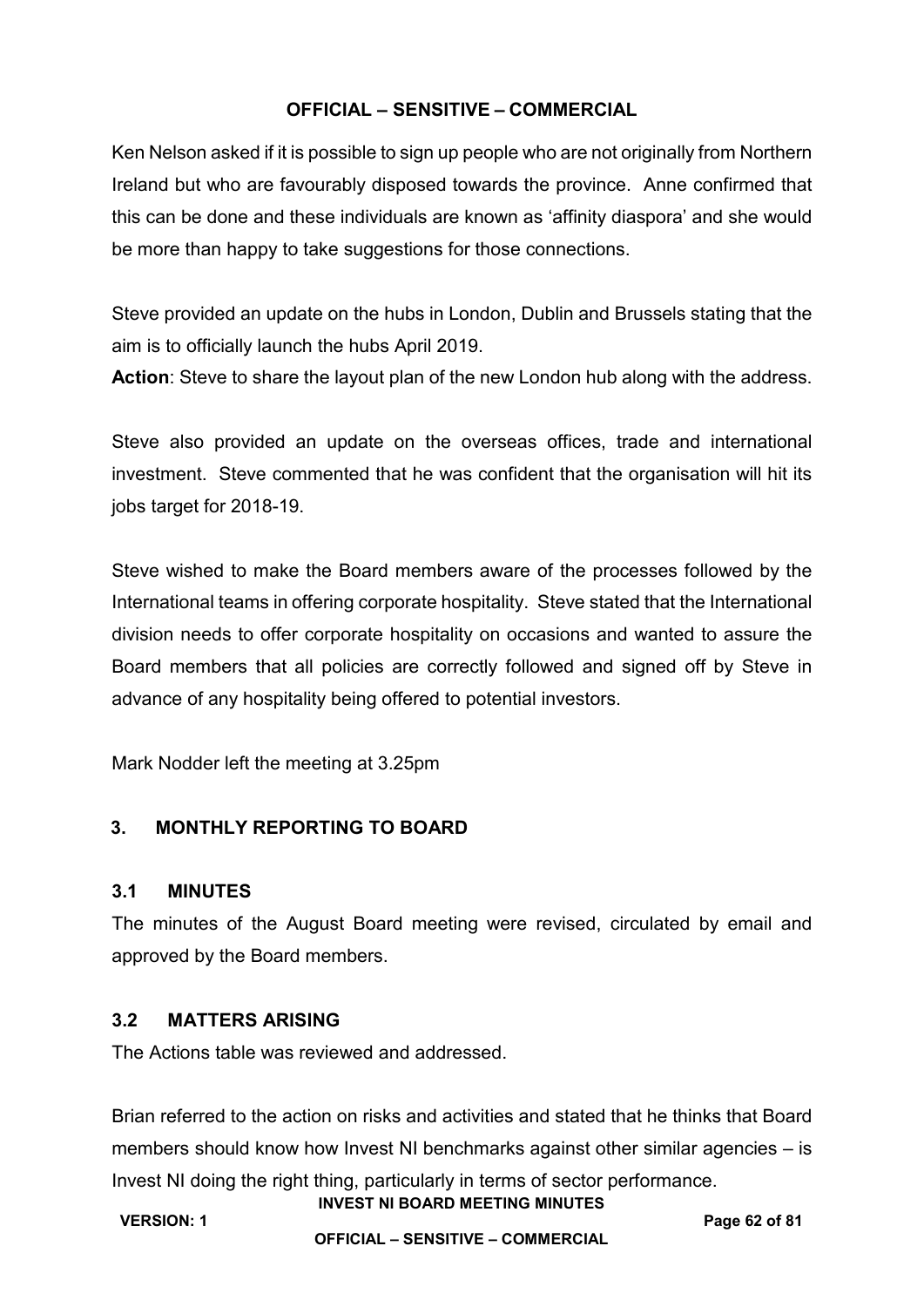Ken Nelson asked if it is possible to sign up people who are not originally from Northern Ireland but who are favourably disposed towards the province. Anne confirmed that this can be done and these individuals are known as 'affinity diaspora' and she would be more than happy to take suggestions for those connections.

Steve provided an update on the hubs in London, Dublin and Brussels stating that the aim is to officially launch the hubs April 2019.

**Action**: Steve to share the layout plan of the new London hub along with the address.

Steve also provided an update on the overseas offices, trade and international investment. Steve commented that he was confident that the organisation will hit its jobs target for 2018-19.

Steve wished to make the Board members aware of the processes followed by the International teams in offering corporate hospitality. Steve stated that the International division needs to offer corporate hospitality on occasions and wanted to assure the Board members that all policies are correctly followed and signed off by Steve in advance of any hospitality being offered to potential investors.

Mark Nodder left the meeting at 3.25pm

## 3. MONTHLY REPORTING TO BOARD

### 3.1 MINUTES

The minutes of the August Board meeting were revised, circulated by email and approved by the Board members.

### 3.2 MATTERS ARISING

The Actions table was reviewed and addressed.

Brian referred to the action on risks and activities and stated that he thinks that Board members should know how Invest NI benchmarks against other similar agencies – is Invest NI doing the right thing, particularly in terms of sector performance.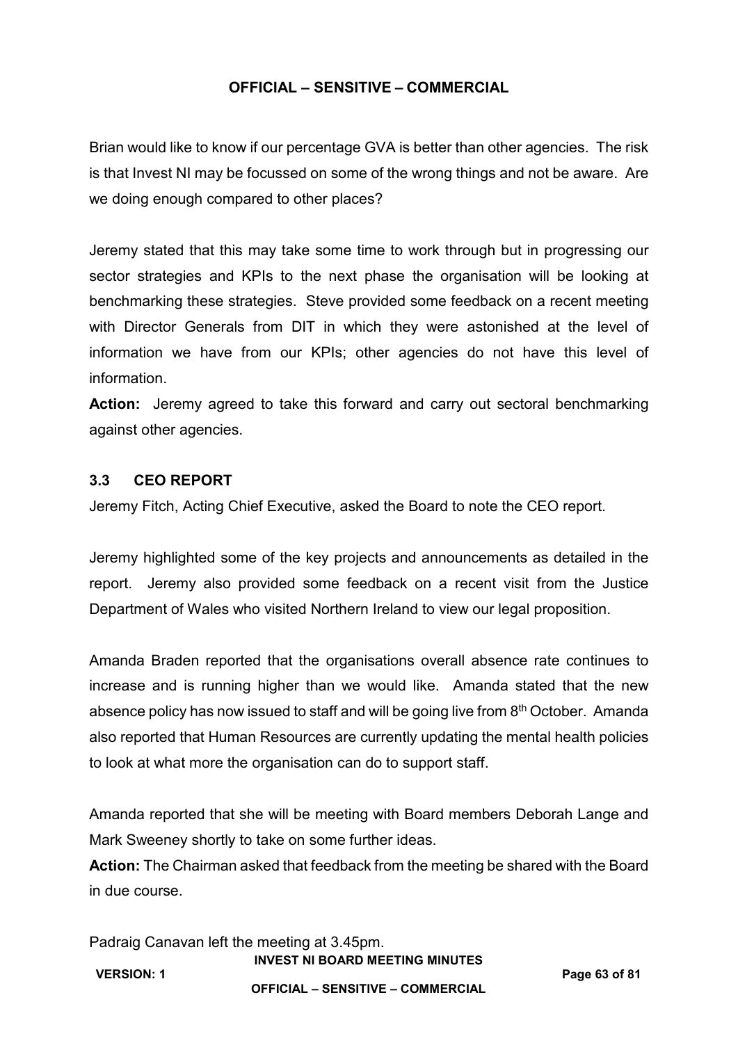Brian would like to know if our percentage GVA is better than other agencies. The risk is that Invest NI may be focussed on some of the wrong things and not be aware. Are we doing enough compared to other places?

Jeremy stated that this may take some time to work through but in progressing our sector strategies and KPIs to the next phase the organisation will be looking at benchmarking these strategies. Steve provided some feedback on a recent meeting with Director Generals from DIT in which they were astonished at the level of information we have from our KPIs; other agencies do not have this level of information.

**Action:** Jeremy agreed to take this forward and carry out sectoral benchmarking against other agencies.

### 3.3 CEO REPORT

Jeremy Fitch, Acting Chief Executive, asked the Board to note the CEO report.

Jeremy highlighted some of the key projects and announcements as detailed in the report. Jeremy also provided some feedback on a recent visit from the Justice Department of Wales who visited Northern Ireland to view our legal proposition.

Amanda Braden reported that the organisations overall absence rate continues to increase and is running higher than we would like. Amanda stated that the new absence policy has now issued to staff and will be going live from 8th October. Amanda also reported that Human Resources are currently updating the mental health policies to look at what more the organisation can do to support staff.

Amanda reported that she will be meeting with Board members Deborah Lange and Mark Sweeney shortly to take on some further ideas.

**Action:** The Chairman asked that feedback from the meeting be shared with the Board in due course.

Padraig Canavan left the meeting at 3.45pm.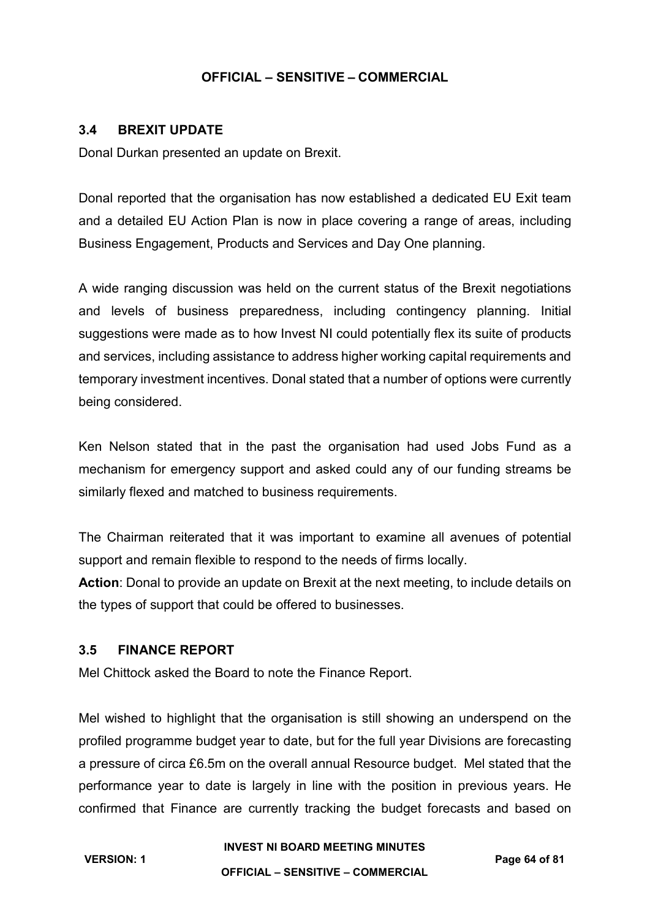### 3.4 BREXIT UPDATE

Donal Durkan presented an update on Brexit.

Donal reported that the organisation has now established a dedicated EU Exit team and a detailed EU Action Plan is now in place covering a range of areas, including Business Engagement, Products and Services and Day One planning.

A wide ranging discussion was held on the current status of the Brexit negotiations and levels of business preparedness, including contingency planning. Initial suggestions were made as to how Invest NI could potentially flex its suite of products and services, including assistance to address higher working capital requirements and temporary investment incentives. Donal stated that a number of options were currently being considered.

Ken Nelson stated that in the past the organisation had used Jobs Fund as a mechanism for emergency support and asked could any of our funding streams be similarly flexed and matched to business requirements.

The Chairman reiterated that it was important to examine all avenues of potential support and remain flexible to respond to the needs of firms locally.

**Action**: Donal to provide an update on Brexit at the next meeting, to include details on the types of support that could be offered to businesses.

### 3.5 FINANCE REPORT

Mel Chittock asked the Board to note the Finance Report.

Mel wished to highlight that the organisation is still showing an underspend on the profiled programme budget year to date, but for the full year Divisions are forecasting a pressure of circa £6.5m on the overall annual Resource budget. Mel stated that the performance year to date is largely in line with the position in previous years. He confirmed that Finance are currently tracking the budget forecasts and based on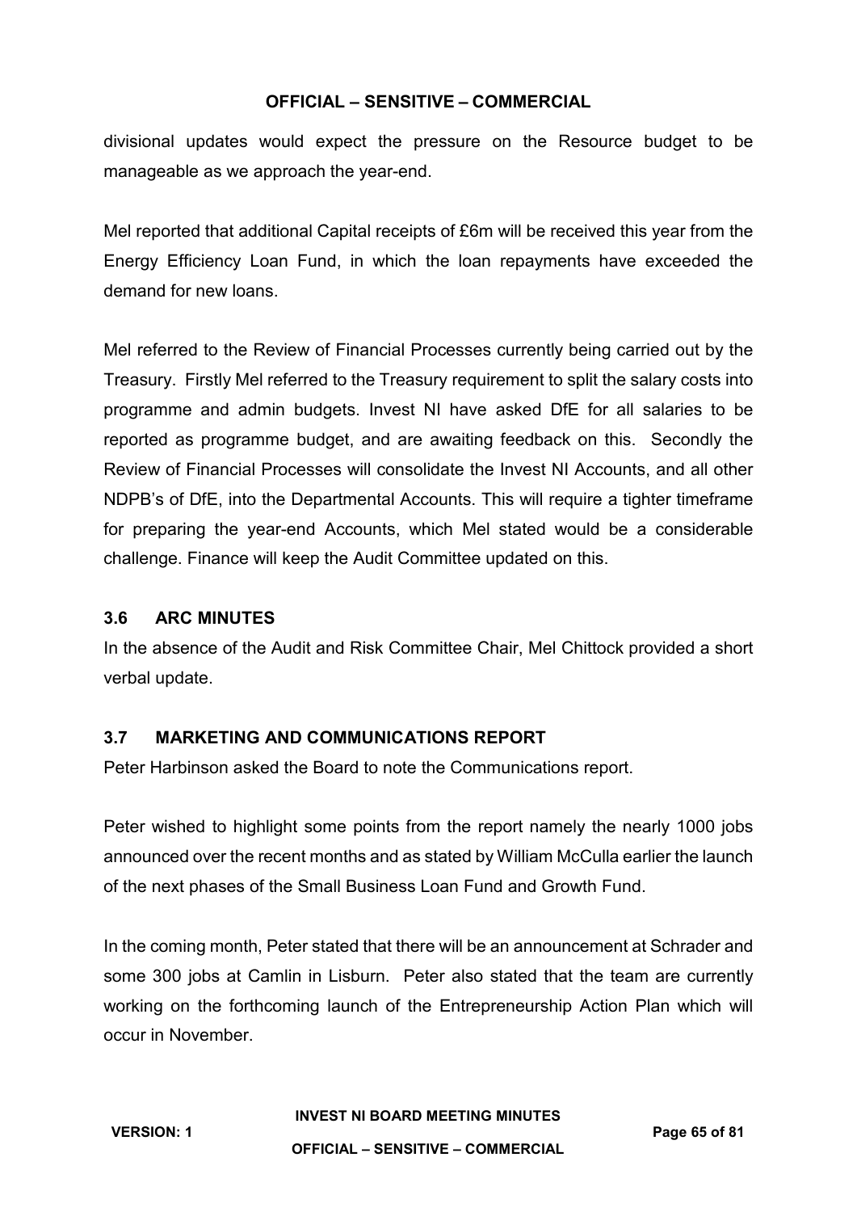divisional updates would expect the pressure on the Resource budget to be manageable as we approach the year-end.

Mel reported that additional Capital receipts of £6m will be received this year from the Energy Efficiency Loan Fund, in which the loan repayments have exceeded the demand for new loans.

Mel referred to the Review of Financial Processes currently being carried out by the Treasury. Firstly Mel referred to the Treasury requirement to split the salary costs into programme and admin budgets. Invest NI have asked DfE for all salaries to be reported as programme budget, and are awaiting feedback on this. Secondly the Review of Financial Processes will consolidate the Invest NI Accounts, and all other NDPB's of DfE, into the Departmental Accounts. This will require a tighter timeframe for preparing the year-end Accounts, which Mel stated would be a considerable challenge. Finance will keep the Audit Committee updated on this.

### 3.6 ARC MINUTES

In the absence of the Audit and Risk Committee Chair, Mel Chittock provided a short verbal update.

### 3.7 MARKETING AND COMMUNICATIONS REPORT

Peter Harbinson asked the Board to note the Communications report.

Peter wished to highlight some points from the report namely the nearly 1000 jobs announced over the recent months and as stated by William McCulla earlier the launch of the next phases of the Small Business Loan Fund and Growth Fund.

In the coming month, Peter stated that there will be an announcement at Schrader and some 300 jobs at Camlin in Lisburn. Peter also stated that the team are currently working on the forthcoming launch of the Entrepreneurship Action Plan which will occur in November.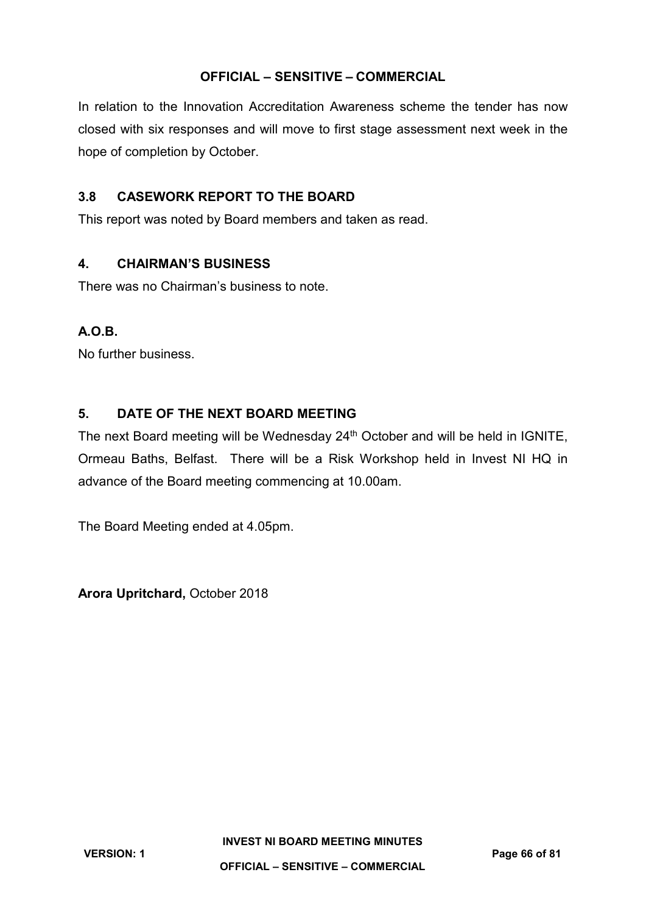In relation to the Innovation Accreditation Awareness scheme the tender has now closed with six responses and will move to first stage assessment next week in the hope of completion by October.

## 3.8 CASEWORK REPORT TO THE BOARD

This report was noted by Board members and taken as read.

## 4. CHAIRMAN'S BUSINESS

There was no Chairman's business to note.

## A.O.B.

No further business.

## 5. DATE OF THE NEXT BOARD MEETING

The next Board meeting will be Wednesday 24th October and will be held in IGNITE, Ormeau Baths, Belfast. There will be a Risk Workshop held in Invest NI HQ in advance of the Board meeting commencing at 10.00am.

The Board Meeting ended at 4.05pm.

**Arora Upritchard,** October 2018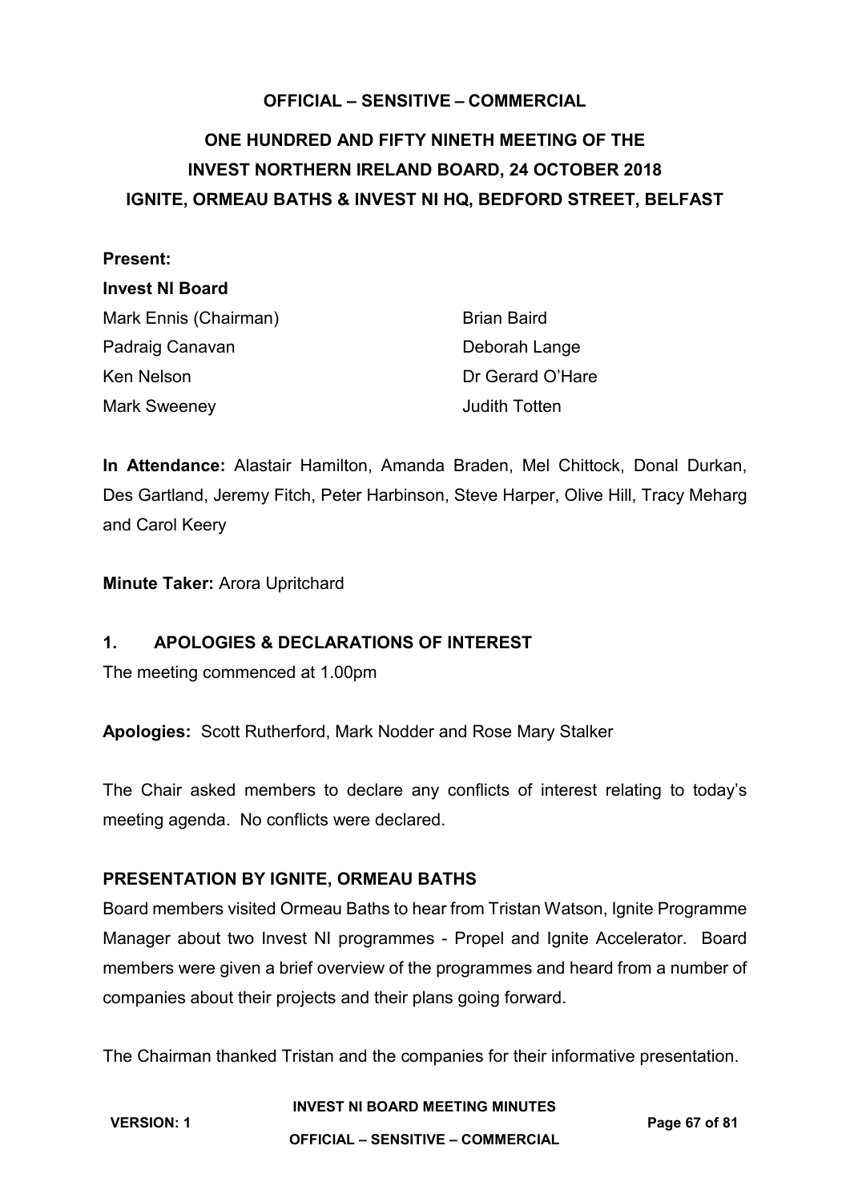**OFFICIAL – SENSITIVE – COMMERCIAL**

# ONE HUNDRED AND FIFTY NINETH MEETING OF THE INVEST NORTHERN IRELAND BOARD, 24 OCTOBER 2018 IGNITE, ORMEAU BATHS & INVEST NI HQ, BEDFORD STREET, BELFAST

**Present:**

**Invest NI Board**

Mark Ennis (Chairman)
Brian Baird
Padraig Canavan
Deborah Lange
Ken Nelson
Dr Gerard O'Hare
Mark Sweeney
Judith Totten

**In Attendance:** Alastair Hamilton, Amanda Braden, Mel Chittock, Donal Durkan, Des Gartland, Jeremy Fitch, Peter Harbinson, Steve Harper, Olive Hill, Tracy Meharg and Carol Keery

**Minute Taker:** Arora Upritchard

## 1. APOLOGIES & DECLARATIONS OF INTEREST

The meeting commenced at 1.00pm

**Apologies:** Scott Rutherford, Mark Nodder and Rose Mary Stalker

The Chair asked members to declare any conflicts of interest relating to today's meeting agenda. No conflicts were declared.

## PRESENTATION BY IGNITE, ORMEAU BATHS

Board members visited Ormeau Baths to hear from Tristan Watson, Ignite Programme Manager about two Invest NI programmes - Propel and Ignite Accelerator. Board members were given a brief overview of the programmes and heard from a number of companies about their projects and their plans going forward.

The Chairman thanked Tristan and the companies for their informative presentation.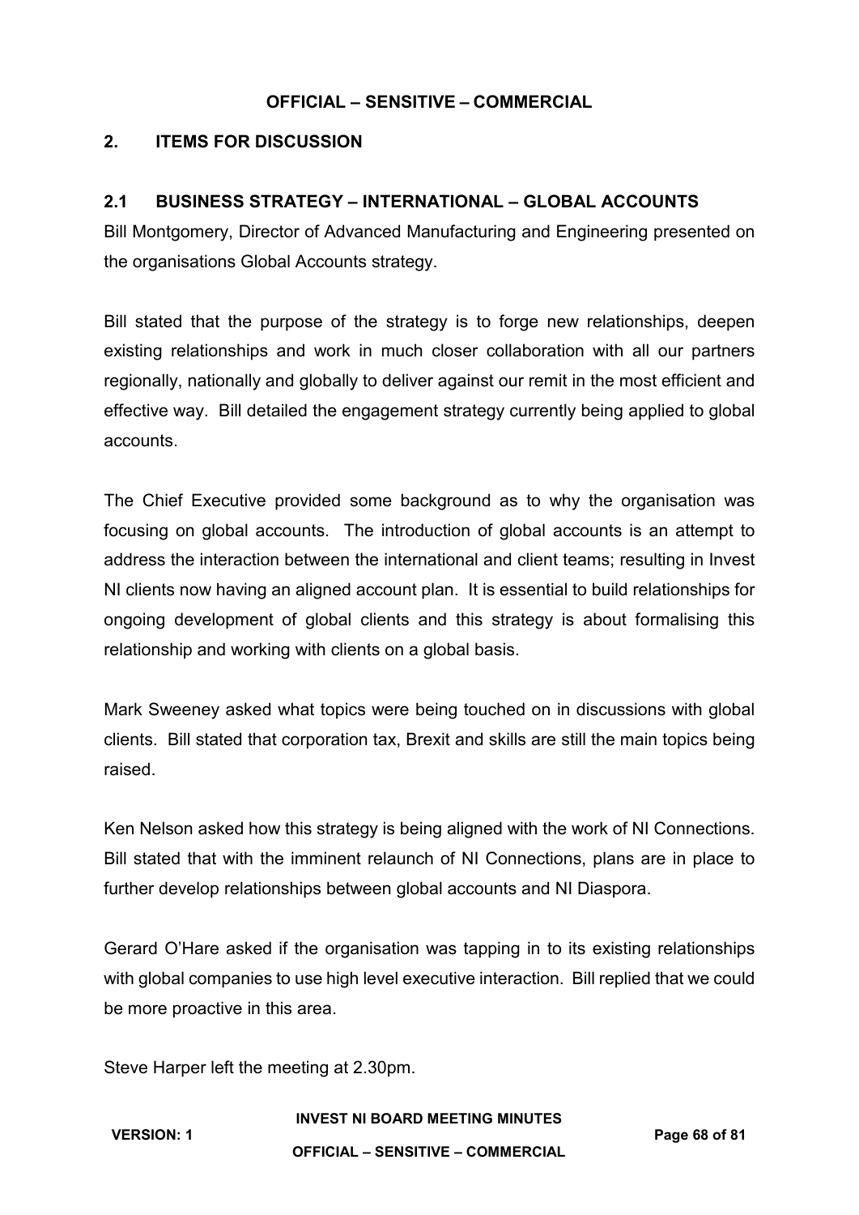## 2. ITEMS FOR DISCUSSION

### 2.1 BUSINESS STRATEGY – INTERNATIONAL – GLOBAL ACCOUNTS

Bill Montgomery, Director of Advanced Manufacturing and Engineering presented on the organisations Global Accounts strategy.

Bill stated that the purpose of the strategy is to forge new relationships, deepen existing relationships and work in much closer collaboration with all our partners regionally, nationally and globally to deliver against our remit in the most efficient and effective way. Bill detailed the engagement strategy currently being applied to global accounts.

The Chief Executive provided some background as to why the organisation was focusing on global accounts. The introduction of global accounts is an attempt to address the interaction between the international and client teams; resulting in Invest NI clients now having an aligned account plan. It is essential to build relationships for ongoing development of global clients and this strategy is about formalising this relationship and working with clients on a global basis.

Mark Sweeney asked what topics were being touched on in discussions with global clients. Bill stated that corporation tax, Brexit and skills are still the main topics being raised.

Ken Nelson asked how this strategy is being aligned with the work of NI Connections. Bill stated that with the imminent relaunch of NI Connections, plans are in place to further develop relationships between global accounts and NI Diaspora.

Gerard O'Hare asked if the organisation was tapping in to its existing relationships with global companies to use high level executive interaction. Bill replied that we could be more proactive in this area.

Steve Harper left the meeting at 2.30pm.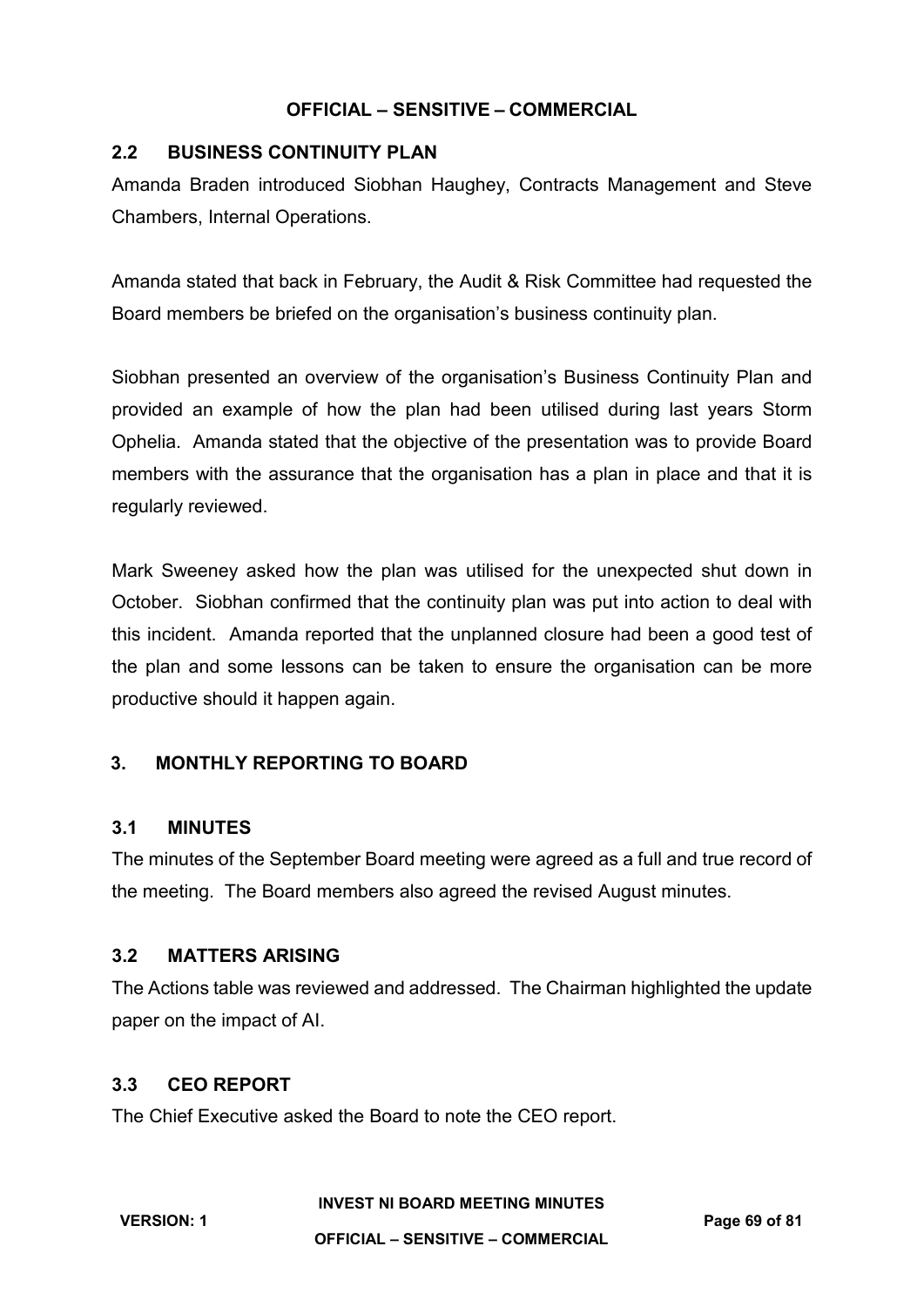**OFFICIAL – SENSITIVE – COMMERCIAL**

## 2.2 BUSINESS CONTINUITY PLAN

Amanda Braden introduced Siobhan Haughey, Contracts Management and Steve Chambers, Internal Operations.

Amanda stated that back in February, the Audit & Risk Committee had requested the Board members be briefed on the organisation's business continuity plan.

Siobhan presented an overview of the organisation's Business Continuity Plan and provided an example of how the plan had been utilised during last years Storm Ophelia. Amanda stated that the objective of the presentation was to provide Board members with the assurance that the organisation has a plan in place and that it is regularly reviewed.

Mark Sweeney asked how the plan was utilised for the unexpected shut down in October. Siobhan confirmed that the continuity plan was put into action to deal with this incident. Amanda reported that the unplanned closure had been a good test of the plan and some lessons can be taken to ensure the organisation can be more productive should it happen again.

# 3. MONTHLY REPORTING TO BOARD

## 3.1 MINUTES

The minutes of the September Board meeting were agreed as a full and true record of the meeting. The Board members also agreed the revised August minutes.

## 3.2 MATTERS ARISING

The Actions table was reviewed and addressed. The Chairman highlighted the update paper on the impact of AI.

## 3.3 CEO REPORT

The Chief Executive asked the Board to note the CEO report.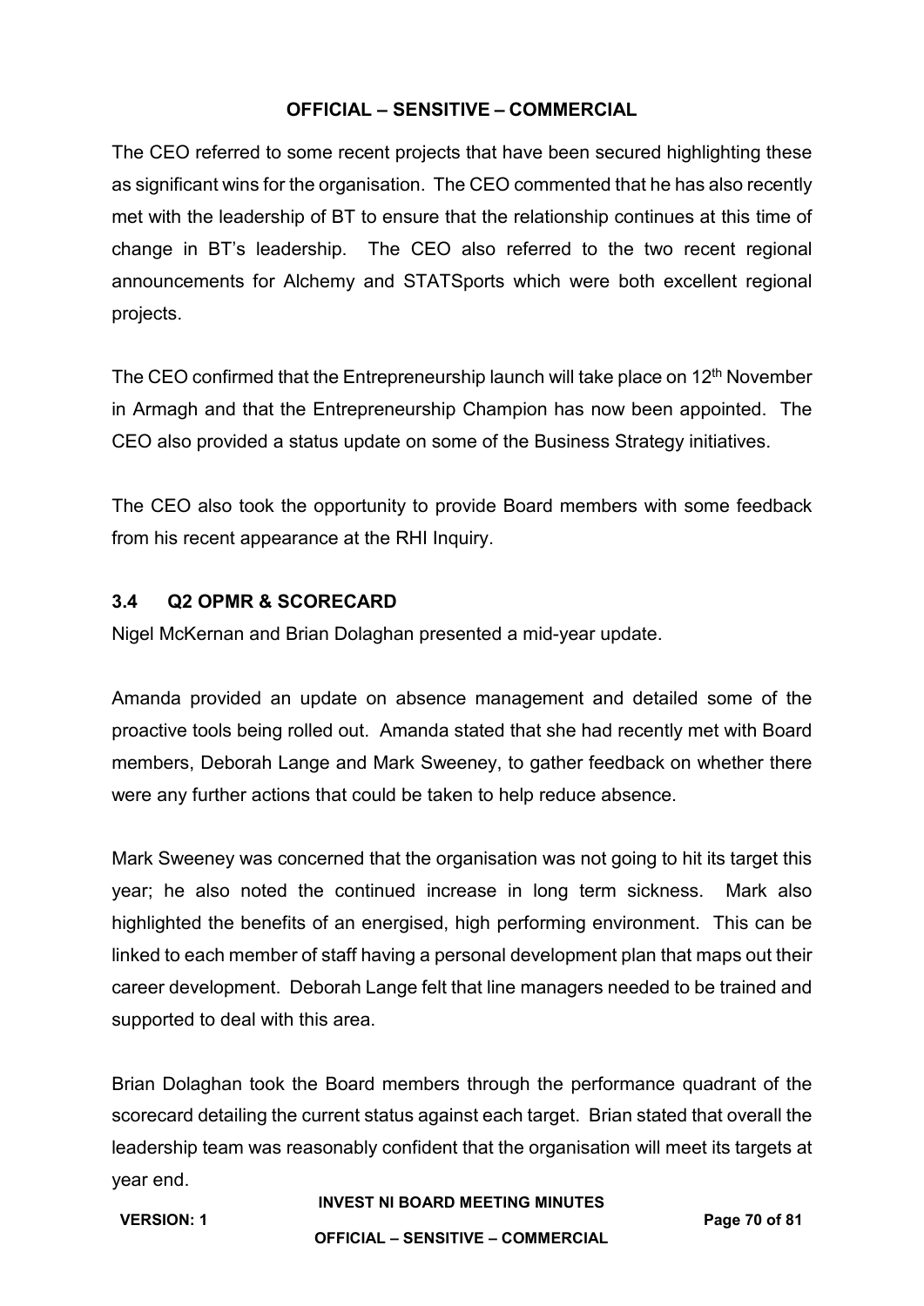The CEO referred to some recent projects that have been secured highlighting these as significant wins for the organisation. The CEO commented that he has also recently met with the leadership of BT to ensure that the relationship continues at this time of change in BT's leadership. The CEO also referred to the two recent regional announcements for Alchemy and STATSports which were both excellent regional projects.

The CEO confirmed that the Entrepreneurship launch will take place on 12th November in Armagh and that the Entrepreneurship Champion has now been appointed. The CEO also provided a status update on some of the Business Strategy initiatives.

The CEO also took the opportunity to provide Board members with some feedback from his recent appearance at the RHI Inquiry.

### 3.4 Q2 OPMR & SCORECARD

Nigel McKernan and Brian Dolaghan presented a mid-year update.

Amanda provided an update on absence management and detailed some of the proactive tools being rolled out. Amanda stated that she had recently met with Board members, Deborah Lange and Mark Sweeney, to gather feedback on whether there were any further actions that could be taken to help reduce absence.

Mark Sweeney was concerned that the organisation was not going to hit its target this year; he also noted the continued increase in long term sickness. Mark also highlighted the benefits of an energised, high performing environment. This can be linked to each member of staff having a personal development plan that maps out their career development. Deborah Lange felt that line managers needed to be trained and supported to deal with this area.

Brian Dolaghan took the Board members through the performance quadrant of the scorecard detailing the current status against each target. Brian stated that overall the leadership team was reasonably confident that the organisation will meet its targets at year end.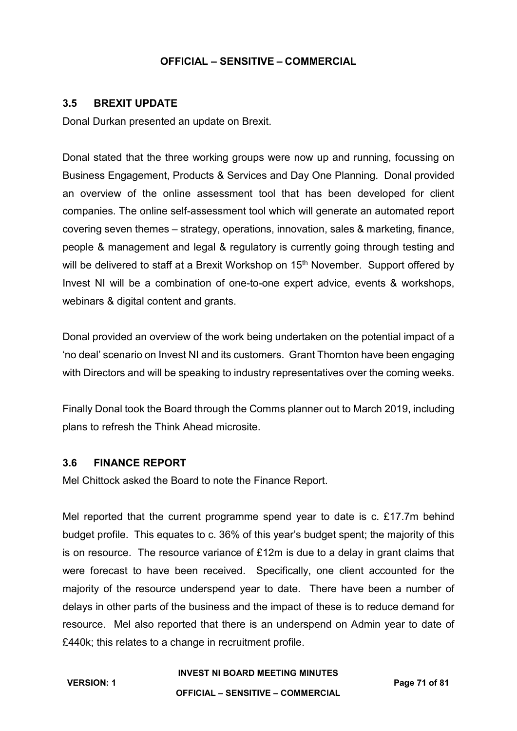### 3.5 BREXIT UPDATE

Donal Durkan presented an update on Brexit.

Donal stated that the three working groups were now up and running, focussing on Business Engagement, Products & Services and Day One Planning. Donal provided an overview of the online assessment tool that has been developed for client companies. The online self-assessment tool which will generate an automated report covering seven themes – strategy, operations, innovation, sales & marketing, finance, people & management and legal & regulatory is currently going through testing and will be delivered to staff at a Brexit Workshop on 15th November. Support offered by Invest NI will be a combination of one-to-one expert advice, events & workshops, webinars & digital content and grants.

Donal provided an overview of the work being undertaken on the potential impact of a 'no deal' scenario on Invest NI and its customers. Grant Thornton have been engaging with Directors and will be speaking to industry representatives over the coming weeks.

Finally Donal took the Board through the Comms planner out to March 2019, including plans to refresh the Think Ahead microsite.

### 3.6 FINANCE REPORT

Mel Chittock asked the Board to note the Finance Report.

Mel reported that the current programme spend year to date is c. £17.7m behind budget profile. This equates to c. 36% of this year's budget spent; the majority of this is on resource. The resource variance of £12m is due to a delay in grant claims that were forecast to have been received. Specifically, one client accounted for the majority of the resource underspend year to date. There have been a number of delays in other parts of the business and the impact of these is to reduce demand for resource. Mel also reported that there is an underspend on Admin year to date of £440k; this relates to a change in recruitment profile.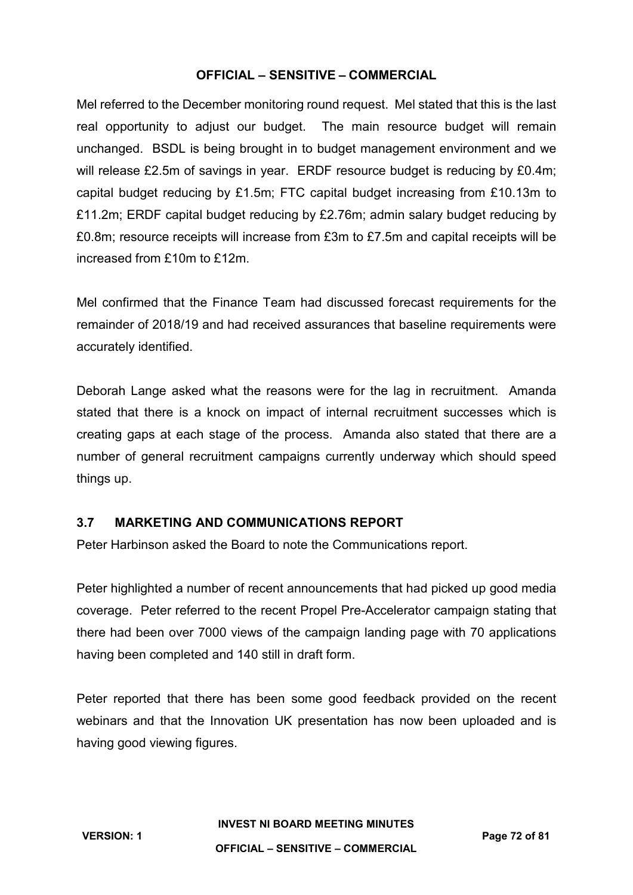Mel referred to the December monitoring round request. Mel stated that this is the last real opportunity to adjust our budget. The main resource budget will remain unchanged. BSDL is being brought in to budget management environment and we will release £2.5m of savings in year. ERDF resource budget is reducing by £0.4m; capital budget reducing by £1.5m; FTC capital budget increasing from £10.13m to £11.2m; ERDF capital budget reducing by £2.76m; admin salary budget reducing by £0.8m; resource receipts will increase from £3m to £7.5m and capital receipts will be increased from £10m to £12m.

Mel confirmed that the Finance Team had discussed forecast requirements for the remainder of 2018/19 and had received assurances that baseline requirements were accurately identified.

Deborah Lange asked what the reasons were for the lag in recruitment. Amanda stated that there is a knock on impact of internal recruitment successes which is creating gaps at each stage of the process. Amanda also stated that there are a number of general recruitment campaigns currently underway which should speed things up.

### 3.7 MARKETING AND COMMUNICATIONS REPORT

Peter Harbinson asked the Board to note the Communications report.

Peter highlighted a number of recent announcements that had picked up good media coverage. Peter referred to the recent Propel Pre-Accelerator campaign stating that there had been over 7000 views of the campaign landing page with 70 applications having been completed and 140 still in draft form.

Peter reported that there has been some good feedback provided on the recent webinars and that the Innovation UK presentation has now been uploaded and is having good viewing figures.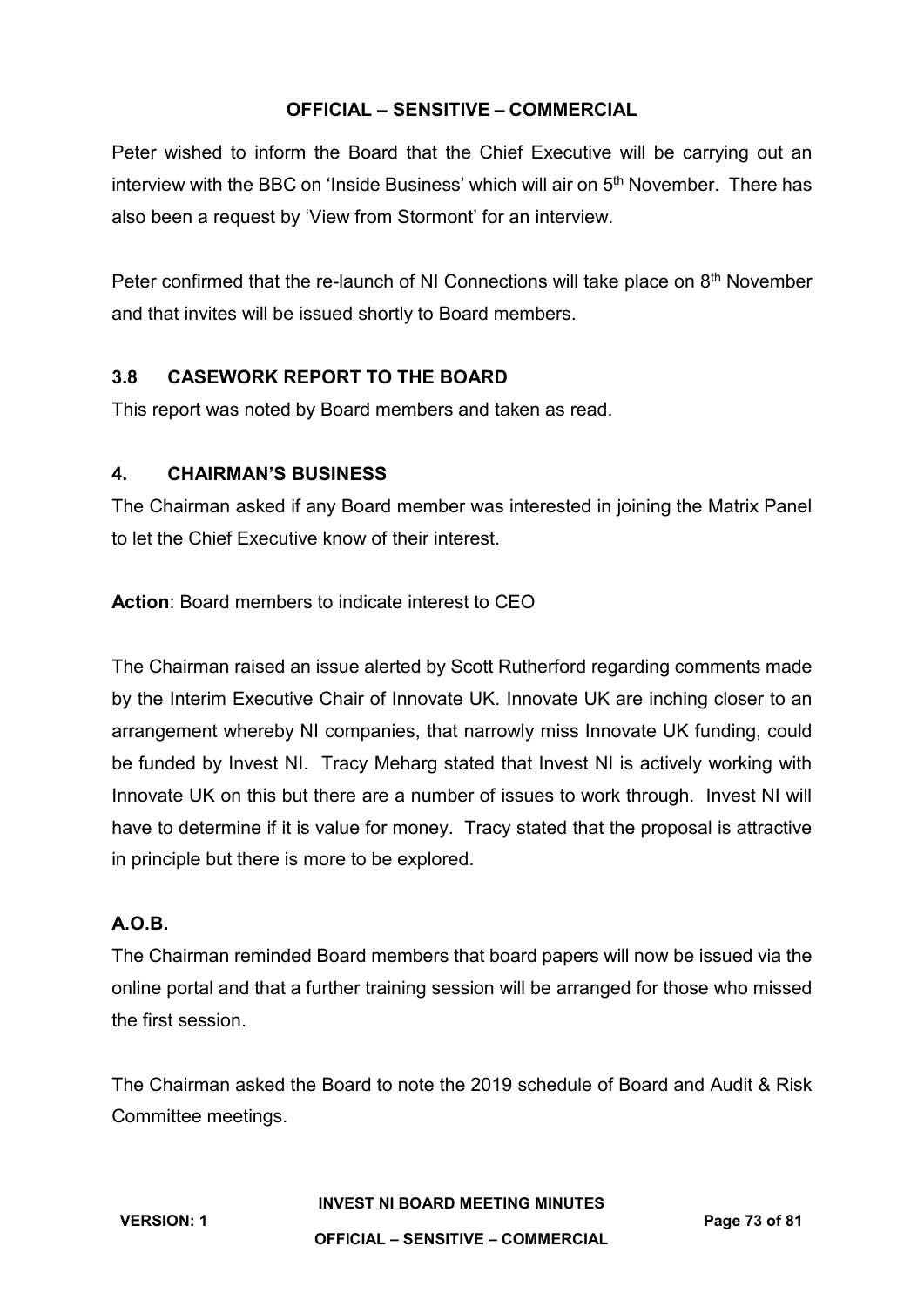Peter wished to inform the Board that the Chief Executive will be carrying out an interview with the BBC on 'Inside Business' which will air on 5th November. There has also been a request by 'View from Stormont' for an interview.

Peter confirmed that the re-launch of NI Connections will take place on 8th November and that invites will be issued shortly to Board members.

## 3.8 CASEWORK REPORT TO THE BOARD

This report was noted by Board members and taken as read.

## 4. CHAIRMAN'S BUSINESS

The Chairman asked if any Board member was interested in joining the Matrix Panel to let the Chief Executive know of their interest.

**Action**: Board members to indicate interest to CEO

The Chairman raised an issue alerted by Scott Rutherford regarding comments made by the Interim Executive Chair of Innovate UK. Innovate UK are inching closer to an arrangement whereby NI companies, that narrowly miss Innovate UK funding, could be funded by Invest NI. Tracy Meharg stated that Invest NI is actively working with Innovate UK on this but there are a number of issues to work through. Invest NI will have to determine if it is value for money. Tracy stated that the proposal is attractive in principle but there is more to be explored.

## A.O.B.

The Chairman reminded Board members that board papers will now be issued via the online portal and that a further training session will be arranged for those who missed the first session.

The Chairman asked the Board to note the 2019 schedule of Board and Audit & Risk Committee meetings.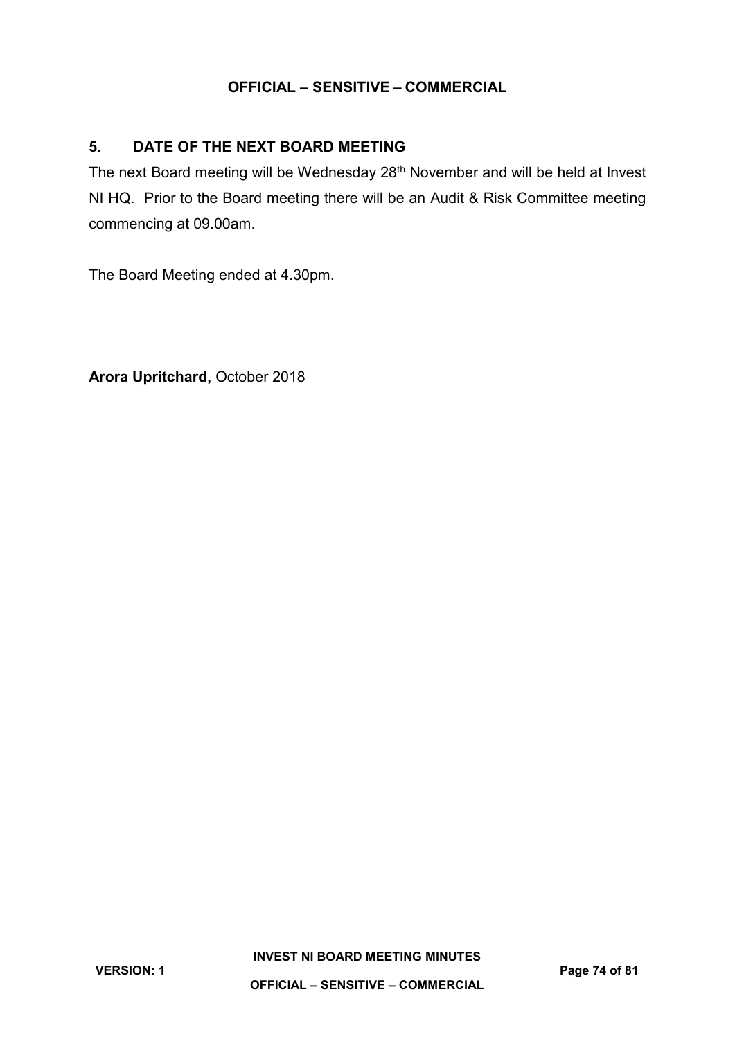OFFICIAL – SENSITIVE – COMMERCIAL

## 5. DATE OF THE NEXT BOARD MEETING

The next Board meeting will be Wednesday 28th November and will be held at Invest NI HQ. Prior to the Board meeting there will be an Audit & Risk Committee meeting commencing at 09.00am.

The Board Meeting ended at 4.30pm.

**Arora Upritchard,** October 2018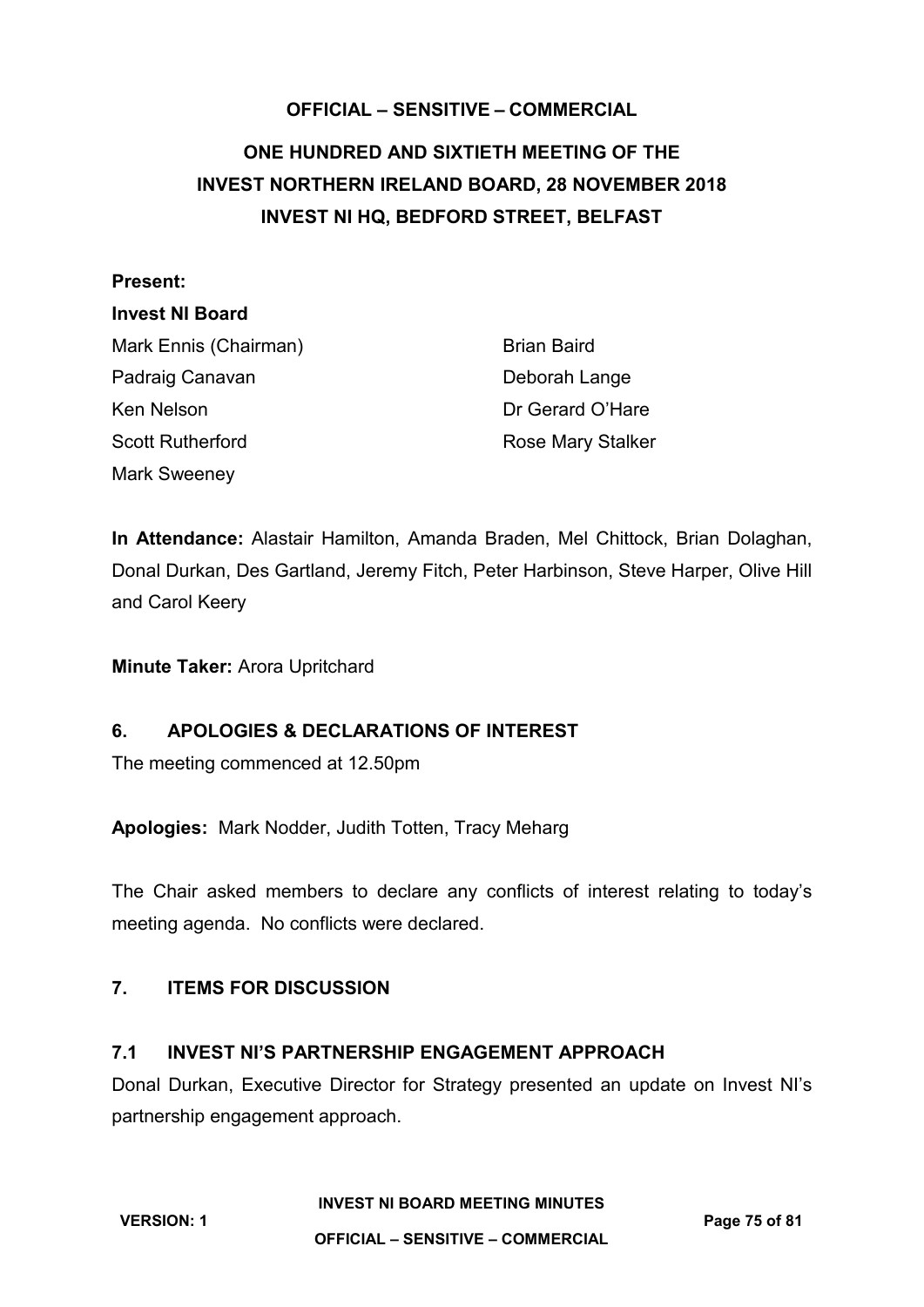**OFFICIAL – SENSITIVE – COMMERCIAL**

# ONE HUNDRED AND SIXTIETH MEETING OF THE INVEST NORTHERN IRELAND BOARD, 28 NOVEMBER 2018 INVEST NI HQ, BEDFORD STREET, BELFAST

**Present:**

**Invest NI Board**

Mark Ennis (Chairman)
Brian Baird
Padraig Canavan
Deborah Lange
Ken Nelson
Dr Gerard O'Hare
Scott Rutherford
Rose Mary Stalker
Mark Sweeney

**In Attendance:** Alastair Hamilton, Amanda Braden, Mel Chittock, Brian Dolaghan, Donal Durkan, Des Gartland, Jeremy Fitch, Peter Harbinson, Steve Harper, Olive Hill and Carol Keery

**Minute Taker:** Arora Upritchard

## 6. APOLOGIES & DECLARATIONS OF INTEREST

The meeting commenced at 12.50pm

**Apologies:** Mark Nodder, Judith Totten, Tracy Meharg

The Chair asked members to declare any conflicts of interest relating to today's meeting agenda. No conflicts were declared.

## 7. ITEMS FOR DISCUSSION

### 7.1 INVEST NI'S PARTNERSHIP ENGAGEMENT APPROACH

Donal Durkan, Executive Director for Strategy presented an update on Invest NI's partnership engagement approach.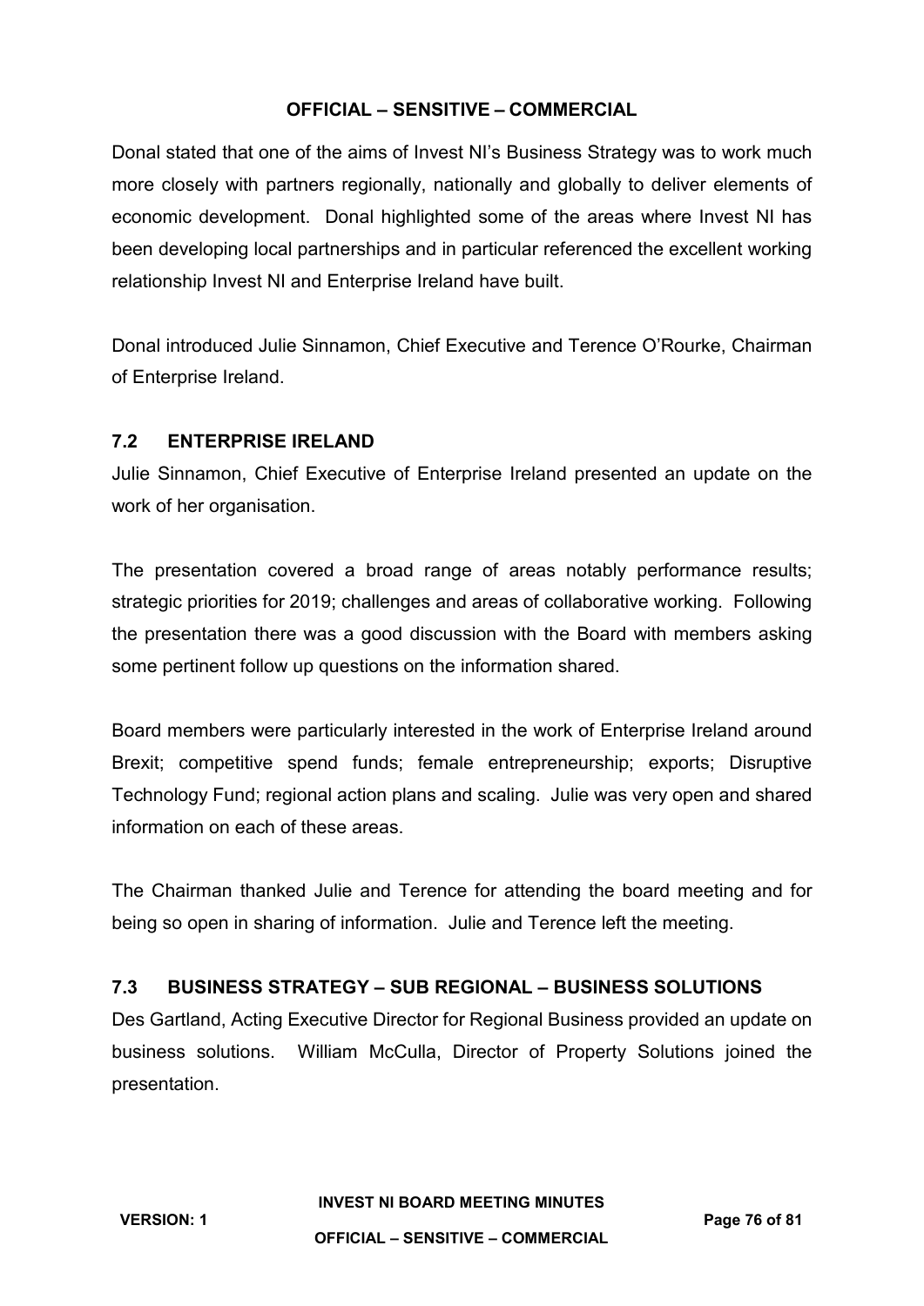Donal stated that one of the aims of Invest NI's Business Strategy was to work much more closely with partners regionally, nationally and globally to deliver elements of economic development. Donal highlighted some of the areas where Invest NI has been developing local partnerships and in particular referenced the excellent working relationship Invest NI and Enterprise Ireland have built.

Donal introduced Julie Sinnamon, Chief Executive and Terence O'Rourke, Chairman of Enterprise Ireland.

## 7.2 ENTERPRISE IRELAND

Julie Sinnamon, Chief Executive of Enterprise Ireland presented an update on the work of her organisation.

The presentation covered a broad range of areas notably performance results; strategic priorities for 2019; challenges and areas of collaborative working. Following the presentation there was a good discussion with the Board with members asking some pertinent follow up questions on the information shared.

Board members were particularly interested in the work of Enterprise Ireland around Brexit; competitive spend funds; female entrepreneurship; exports; Disruptive Technology Fund; regional action plans and scaling. Julie was very open and shared information on each of these areas.

The Chairman thanked Julie and Terence for attending the board meeting and for being so open in sharing of information. Julie and Terence left the meeting.

## 7.3 BUSINESS STRATEGY – SUB REGIONAL – BUSINESS SOLUTIONS

Des Gartland, Acting Executive Director for Regional Business provided an update on business solutions. William McCulla, Director of Property Solutions joined the presentation.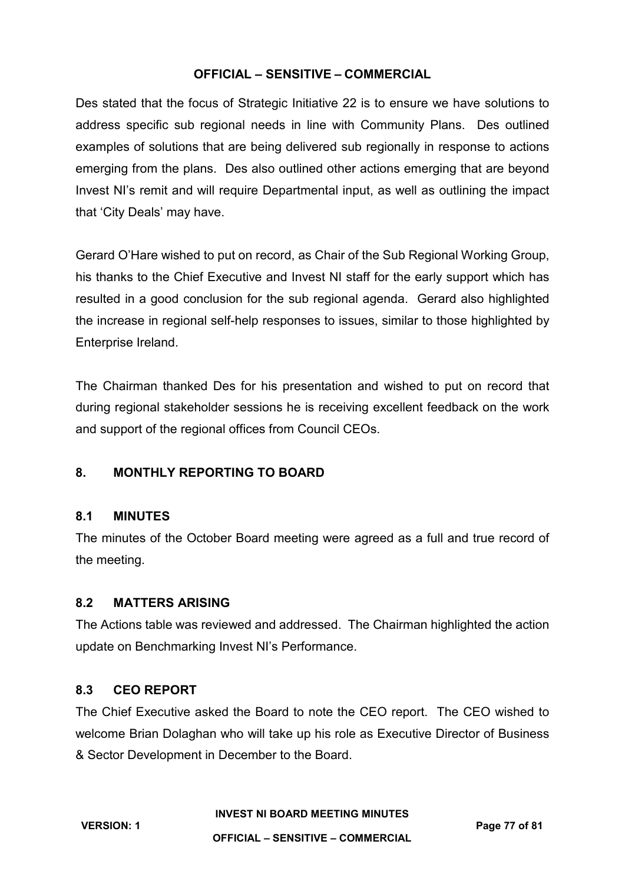Des stated that the focus of Strategic Initiative 22 is to ensure we have solutions to address specific sub regional needs in line with Community Plans. Des outlined examples of solutions that are being delivered sub regionally in response to actions emerging from the plans. Des also outlined other actions emerging that are beyond Invest NI's remit and will require Departmental input, as well as outlining the impact that 'City Deals' may have.

Gerard O'Hare wished to put on record, as Chair of the Sub Regional Working Group, his thanks to the Chief Executive and Invest NI staff for the early support which has resulted in a good conclusion for the sub regional agenda. Gerard also highlighted the increase in regional self-help responses to issues, similar to those highlighted by Enterprise Ireland.

The Chairman thanked Des for his presentation and wished to put on record that during regional stakeholder sessions he is receiving excellent feedback on the work and support of the regional offices from Council CEOs.

## 8. MONTHLY REPORTING TO BOARD

### 8.1 MINUTES

The minutes of the October Board meeting were agreed as a full and true record of the meeting.

### 8.2 MATTERS ARISING

The Actions table was reviewed and addressed. The Chairman highlighted the action update on Benchmarking Invest NI's Performance.

### 8.3 CEO REPORT

The Chief Executive asked the Board to note the CEO report. The CEO wished to welcome Brian Dolaghan who will take up his role as Executive Director of Business & Sector Development in December to the Board.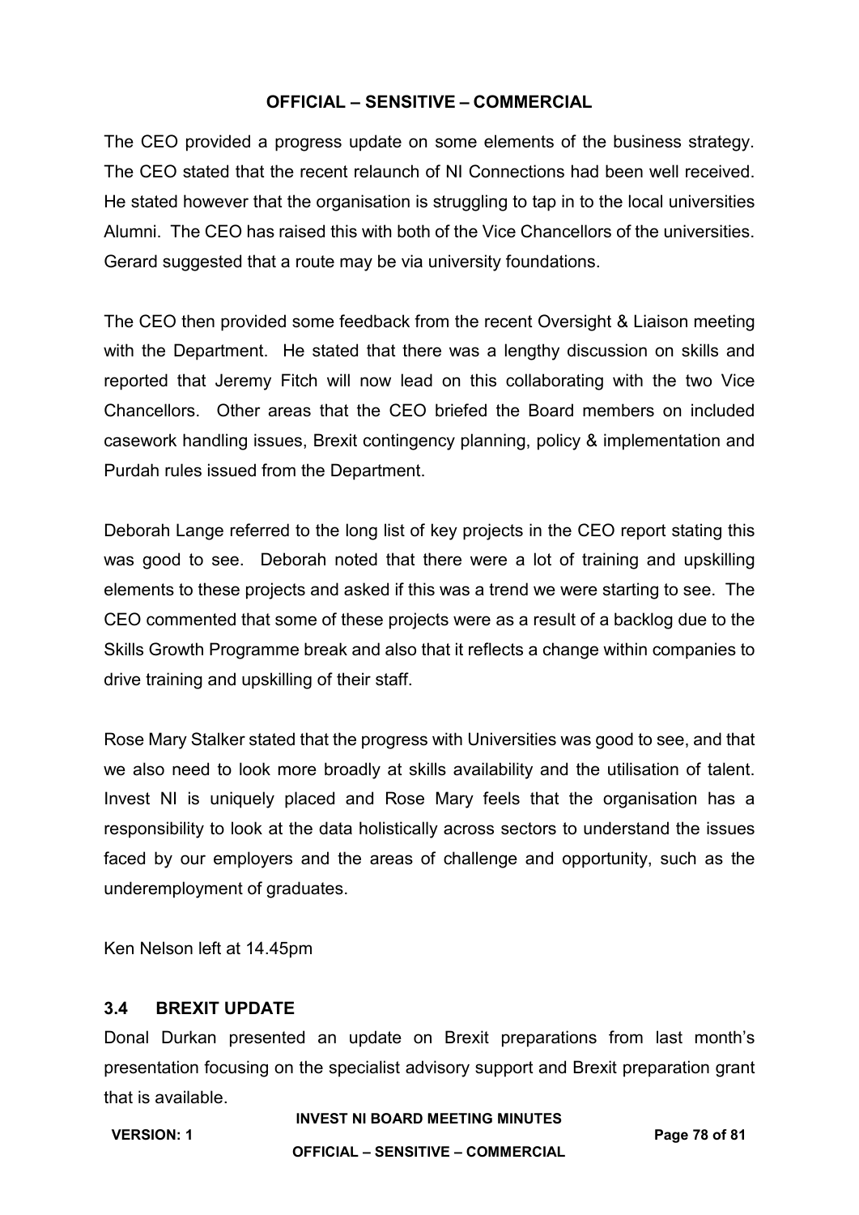The CEO provided a progress update on some elements of the business strategy. The CEO stated that the recent relaunch of NI Connections had been well received. He stated however that the organisation is struggling to tap in to the local universities Alumni. The CEO has raised this with both of the Vice Chancellors of the universities. Gerard suggested that a route may be via university foundations.

The CEO then provided some feedback from the recent Oversight & Liaison meeting with the Department. He stated that there was a lengthy discussion on skills and reported that Jeremy Fitch will now lead on this collaborating with the two Vice Chancellors. Other areas that the CEO briefed the Board members on included casework handling issues, Brexit contingency planning, policy & implementation and Purdah rules issued from the Department.

Deborah Lange referred to the long list of key projects in the CEO report stating this was good to see. Deborah noted that there were a lot of training and upskilling elements to these projects and asked if this was a trend we were starting to see. The CEO commented that some of these projects were as a result of a backlog due to the Skills Growth Programme break and also that it reflects a change within companies to drive training and upskilling of their staff.

Rose Mary Stalker stated that the progress with Universities was good to see, and that we also need to look more broadly at skills availability and the utilisation of talent. Invest NI is uniquely placed and Rose Mary feels that the organisation has a responsibility to look at the data holistically across sectors to understand the issues faced by our employers and the areas of challenge and opportunity, such as the underemployment of graduates.

Ken Nelson left at 14.45pm

### 3.4 BREXIT UPDATE

Donal Durkan presented an update on Brexit preparations from last month's presentation focusing on the specialist advisory support and Brexit preparation grant that is available.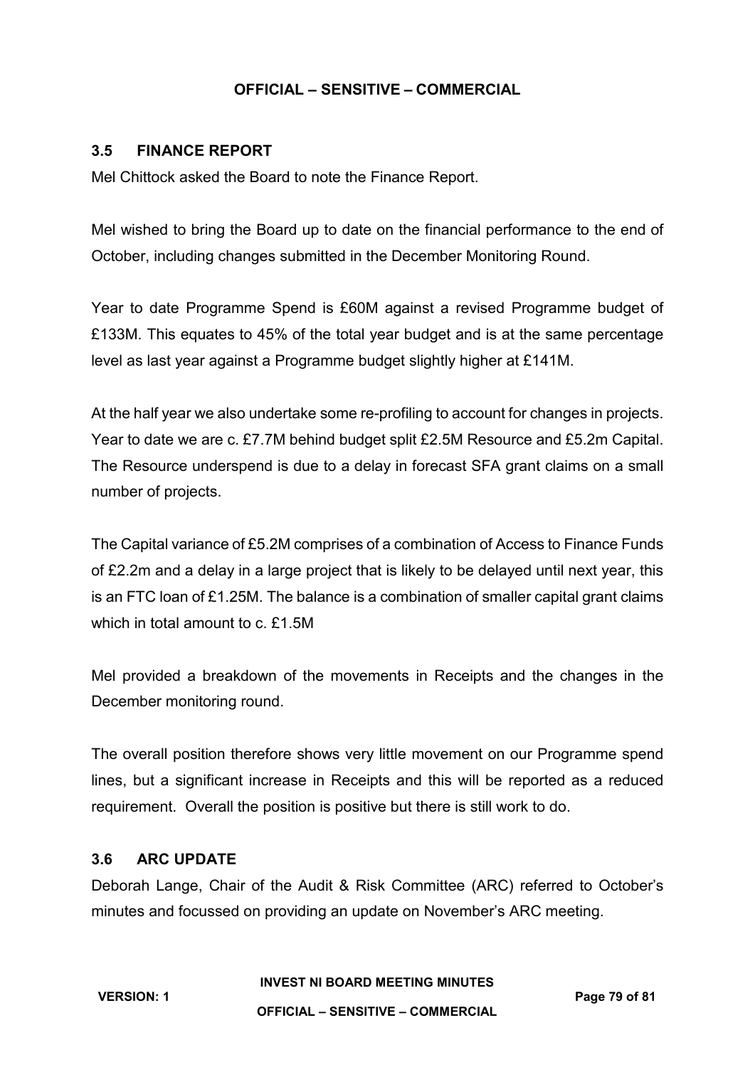### 3.5 FINANCE REPORT

Mel Chittock asked the Board to note the Finance Report.

Mel wished to bring the Board up to date on the financial performance to the end of October, including changes submitted in the December Monitoring Round.

Year to date Programme Spend is £60M against a revised Programme budget of £133M. This equates to 45% of the total year budget and is at the same percentage level as last year against a Programme budget slightly higher at £141M.

At the half year we also undertake some re-profiling to account for changes in projects. Year to date we are c. £7.7M behind budget split £2.5M Resource and £5.2m Capital. The Resource underspend is due to a delay in forecast SFA grant claims on a small number of projects.

The Capital variance of £5.2M comprises of a combination of Access to Finance Funds of £2.2m and a delay in a large project that is likely to be delayed until next year, this is an FTC loan of £1.25M. The balance is a combination of smaller capital grant claims which in total amount to c. £1.5M

Mel provided a breakdown of the movements in Receipts and the changes in the December monitoring round.

The overall position therefore shows very little movement on our Programme spend lines, but a significant increase in Receipts and this will be reported as a reduced requirement. Overall the position is positive but there is still work to do.

### 3.6 ARC UPDATE

Deborah Lange, Chair of the Audit & Risk Committee (ARC) referred to October's minutes and focussed on providing an update on November's ARC meeting.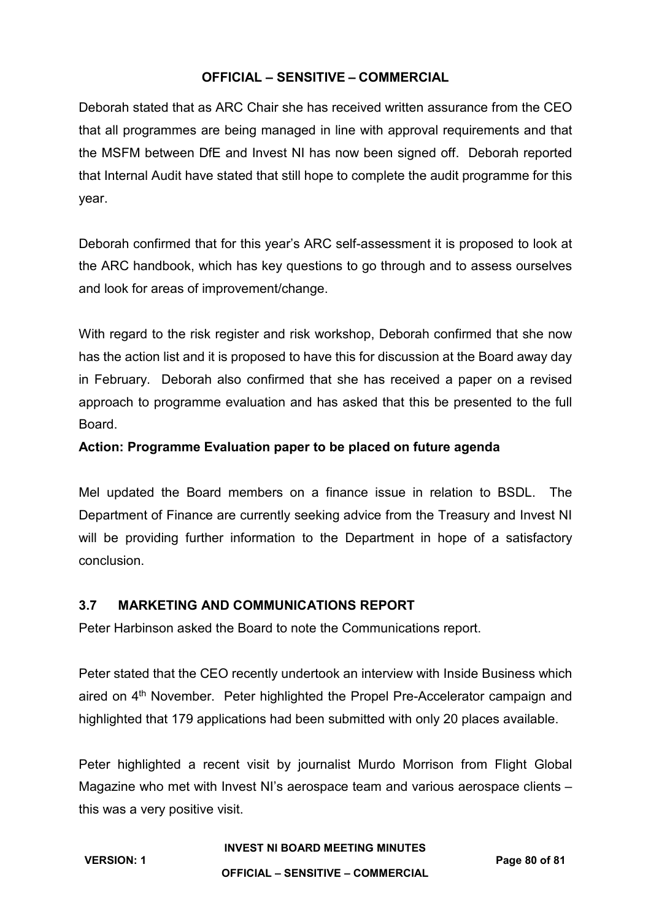Deborah stated that as ARC Chair she has received written assurance from the CEO that all programmes are being managed in line with approval requirements and that the MSFM between DfE and Invest NI has now been signed off. Deborah reported that Internal Audit have stated that still hope to complete the audit programme for this year.

Deborah confirmed that for this year's ARC self-assessment it is proposed to look at the ARC handbook, which has key questions to go through and to assess ourselves and look for areas of improvement/change.

With regard to the risk register and risk workshop, Deborah confirmed that she now has the action list and it is proposed to have this for discussion at the Board away day in February. Deborah also confirmed that she has received a paper on a revised approach to programme evaluation and has asked that this be presented to the full Board.

**Action: Programme Evaluation paper to be placed on future agenda**

Mel updated the Board members on a finance issue in relation to BSDL. The Department of Finance are currently seeking advice from the Treasury and Invest NI will be providing further information to the Department in hope of a satisfactory conclusion.

## 3.7 MARKETING AND COMMUNICATIONS REPORT

Peter Harbinson asked the Board to note the Communications report.

Peter stated that the CEO recently undertook an interview with Inside Business which aired on 4th November. Peter highlighted the Propel Pre-Accelerator campaign and highlighted that 179 applications had been submitted with only 20 places available.

Peter highlighted a recent visit by journalist Murdo Morrison from Flight Global Magazine who met with Invest NI's aerospace team and various aerospace clients – this was a very positive visit.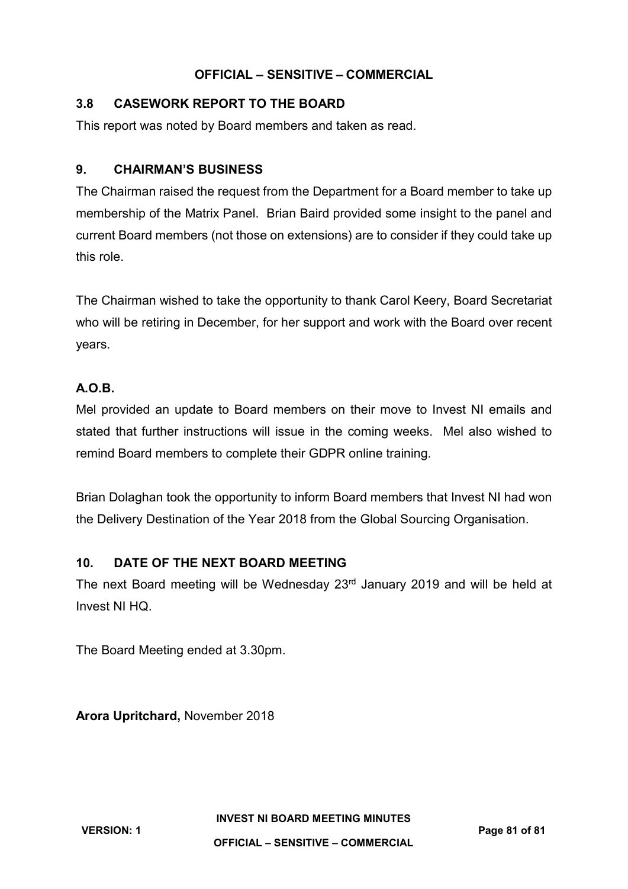## 3.8 CASEWORK REPORT TO THE BOARD

This report was noted by Board members and taken as read.

## 9. CHAIRMAN'S BUSINESS

The Chairman raised the request from the Department for a Board member to take up membership of the Matrix Panel. Brian Baird provided some insight to the panel and current Board members (not those on extensions) are to consider if they could take up this role.

The Chairman wished to take the opportunity to thank Carol Keery, Board Secretariat who will be retiring in December, for her support and work with the Board over recent years.

## A.O.B.

Mel provided an update to Board members on their move to Invest NI emails and stated that further instructions will issue in the coming weeks. Mel also wished to remind Board members to complete their GDPR online training.

Brian Dolaghan took the opportunity to inform Board members that Invest NI had won the Delivery Destination of the Year 2018 from the Global Sourcing Organisation.

## 10. DATE OF THE NEXT BOARD MEETING

The next Board meeting will be Wednesday 23rd January 2019 and will be held at Invest NI HQ.

The Board Meeting ended at 3.30pm.

**Arora Upritchard,** November 2018